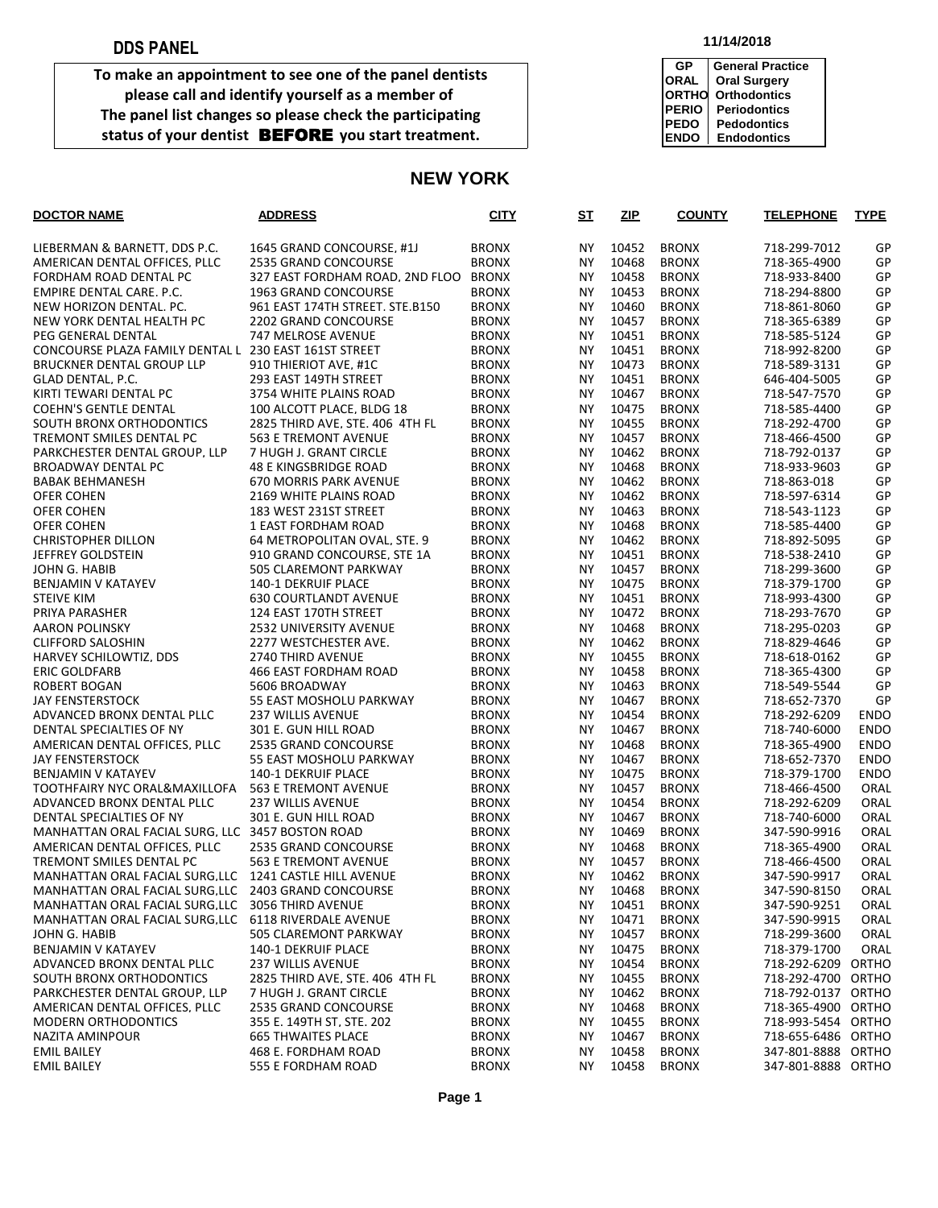# DDS PANEL

11/14/2018

**To make an appointment to see one of the panel dentists please call and identify yourself as a member of**
**The panel list changes so please check the participating status of your dentist BEFORE you start treatment.**

| | |
|---|---|
| GP | General Practice |
| ORAL | Oral Surgery |
| ORTHO | Orthodontics |
| PERIO | Periodontics |
| PEDO | Pedodontics |
| ENDO | Endodontics |

## NEW YORK

| DOCTOR NAME | ADDRESS | CITY | ST | ZIP | COUNTY | TELEPHONE | TYPE |
|---|---|---|---|---|---|---|---|
| LIEBERMAN & BARNETT, DDS P.C. | 1645 GRAND CONCOURSE, #1J | BRONX | NY | 10452 | BRONX | 718-299-7012 | GP |
| AMERICAN DENTAL OFFICES, PLLC | 2535 GRAND CONCOURSE | BRONX | NY | 10468 | BRONX | 718-365-4900 | GP |
| FORDHAM ROAD DENTAL PC | 327 EAST FORDHAM ROAD, 2ND FLOO | BRONX | NY | 10458 | BRONX | 718-933-8400 | GP |
| EMPIRE DENTAL CARE. P.C. | 1963 GRAND CONCOURSE | BRONX | NY | 10453 | BRONX | 718-294-8800 | GP |
| NEW HORIZON DENTAL. PC. | 961 EAST 174TH STREET. STE.B150 | BRONX | NY | 10460 | BRONX | 718-861-8060 | GP |
| NEW YORK DENTAL HEALTH PC | 2202 GRAND CONCOURSE | BRONX | NY | 10457 | BRONX | 718-365-6389 | GP |
| PEG GENERAL DENTAL | 747 MELROSE AVENUE | BRONX | NY | 10451 | BRONX | 718-585-5124 | GP |
| CONCOURSE PLAZA FAMILY DENTAL L | 230 EAST 161ST STREET | BRONX | NY | 10451 | BRONX | 718-992-8200 | GP |
| BRUCKNER DENTAL GROUP LLP | 910 THIERIOT AVE, #1C | BRONX | NY | 10473 | BRONX | 718-589-3131 | GP |
| GLAD DENTAL, P.C. | 293 EAST 149TH STREET | BRONX | NY | 10451 | BRONX | 646-404-5005 | GP |
| KIRTI TEWARI DENTAL PC | 3754 WHITE PLAINS ROAD | BRONX | NY | 10467 | BRONX | 718-547-7570 | GP |
| COEHN'S GENTLE DENTAL | 100 ALCOTT PLACE, BLDG 18 | BRONX | NY | 10475 | BRONX | 718-585-4400 | GP |
| SOUTH BRONX ORTHODONTICS | 2825 THIRD AVE, STE. 406 4TH FL | BRONX | NY | 10455 | BRONX | 718-292-4700 | GP |
| TREMONT SMILES DENTAL PC | 563 E TREMONT AVENUE | BRONX | NY | 10457 | BRONX | 718-466-4500 | GP |
| PARKCHESTER DENTAL GROUP, LLP | 7 HUGH J. GRANT CIRCLE | BRONX | NY | 10462 | BRONX | 718-792-0137 | GP |
| BROADWAY DENTAL PC | 48 E KINGSBRIDGE ROAD | BRONX | NY | 10468 | BRONX | 718-933-9603 | GP |
| BABAK BEHMANESH | 670 MORRIS PARK AVENUE | BRONX | NY | 10462 | BRONX | 718-863-018 | GP |
| OFER COHEN | 2169 WHITE PLAINS ROAD | BRONX | NY | 10462 | BRONX | 718-597-6314 | GP |
| OFER COHEN | 183 WEST 231ST STREET | BRONX | NY | 10463 | BRONX | 718-543-1123 | GP |
| OFER COHEN | 1 EAST FORDHAM ROAD | BRONX | NY | 10468 | BRONX | 718-585-4400 | GP |
| CHRISTOPHER DILLON | 64 METROPOLITAN OVAL, STE. 9 | BRONX | NY | 10462 | BRONX | 718-892-5095 | GP |
| JEFFREY GOLDSTEIN | 910 GRAND CONCOURSE, STE 1A | BRONX | NY | 10451 | BRONX | 718-538-2410 | GP |
| JOHN G. HABIB | 505 CLAREMONT PARKWAY | BRONX | NY | 10457 | BRONX | 718-299-3600 | GP |
| BENJAMIN V KATAYEV | 140-1 DEKRUIF PLACE | BRONX | NY | 10475 | BRONX | 718-379-1700 | GP |
| STEIVE KIM | 630 COURTLANDT AVENUE | BRONX | NY | 10451 | BRONX | 718-993-4300 | GP |
| PRIYA PARASHER | 124 EAST 170TH STREET | BRONX | NY | 10472 | BRONX | 718-293-7670 | GP |
| AARON POLINSKY | 2532 UNIVERSITY AVENUE | BRONX | NY | 10468 | BRONX | 718-295-0203 | GP |
| CLIFFORD SALOSHIN | 2277 WESTCHESTER AVE. | BRONX | NY | 10462 | BRONX | 718-829-4646 | GP |
| HARVEY SCHILOWTIZ, DDS | 2740 THIRD AVENUE | BRONX | NY | 10455 | BRONX | 718-618-0162 | GP |
| ERIC GOLDFARB | 466 EAST FORDHAM ROAD | BRONX | NY | 10458 | BRONX | 718-365-4300 | GP |
| ROBERT BOGAN | 5606 BROADWAY | BRONX | NY | 10463 | BRONX | 718-549-5544 | GP |
| JAY FENSTERSTOCK | 55 EAST MOSHOLU PARKWAY | BRONX | NY | 10467 | BRONX | 718-652-7370 | GP |
| ADVANCED BRONX DENTAL PLLC | 237 WILLIS AVENUE | BRONX | NY | 10454 | BRONX | 718-292-6209 | ENDO |
| DENTAL SPECIALTIES OF NY | 301 E. GUN HILL ROAD | BRONX | NY | 10467 | BRONX | 718-740-6000 | ENDO |
| AMERICAN DENTAL OFFICES, PLLC | 2535 GRAND CONCOURSE | BRONX | NY | 10468 | BRONX | 718-365-4900 | ENDO |
| JAY FENSTERSTOCK | 55 EAST MOSHOLU PARKWAY | BRONX | NY | 10467 | BRONX | 718-652-7370 | ENDO |
| BENJAMIN V KATAYEV | 140-1 DEKRUIF PLACE | BRONX | NY | 10475 | BRONX | 718-379-1700 | ENDO |
| TOOTHFAIRY NYC ORAL&MAXILLOFA | 563 E TREMONT AVENUE | BRONX | NY | 10457 | BRONX | 718-466-4500 | ORAL |
| ADVANCED BRONX DENTAL PLLC | 237 WILLIS AVENUE | BRONX | NY | 10454 | BRONX | 718-292-6209 | ORAL |
| DENTAL SPECIALTIES OF NY | 301 E. GUN HILL ROAD | BRONX | NY | 10467 | BRONX | 718-740-6000 | ORAL |
| MANHATTAN ORAL FACIAL SURG, LLC | 3457 BOSTON ROAD | BRONX | NY | 10469 | BRONX | 347-590-9916 | ORAL |
| AMERICAN DENTAL OFFICES, PLLC | 2535 GRAND CONCOURSE | BRONX | NY | 10468 | BRONX | 718-365-4900 | ORAL |
| TREMONT SMILES DENTAL PC | 563 E TREMONT AVENUE | BRONX | NY | 10457 | BRONX | 718-466-4500 | ORAL |
| MANHATTAN ORAL FACIAL SURG,LLC | 1241 CASTLE HILL AVENUE | BRONX | NY | 10462 | BRONX | 347-590-9917 | ORAL |
| MANHATTAN ORAL FACIAL SURG,LLC | 2403 GRAND CONCOURSE | BRONX | NY | 10468 | BRONX | 347-590-8150 | ORAL |
| MANHATTAN ORAL FACIAL SURG,LLC | 3056 THIRD AVENUE | BRONX | NY | 10451 | BRONX | 347-590-9251 | ORAL |
| MANHATTAN ORAL FACIAL SURG,LLC | 6118 RIVERDALE AVENUE | BRONX | NY | 10471 | BRONX | 347-590-9915 | ORAL |
| JOHN G. HABIB | 505 CLAREMONT PARKWAY | BRONX | NY | 10457 | BRONX | 718-299-3600 | ORAL |
| BENJAMIN V KATAYEV | 140-1 DEKRUIF PLACE | BRONX | NY | 10475 | BRONX | 718-379-1700 | ORAL |
| ADVANCED BRONX DENTAL PLLC | 237 WILLIS AVENUE | BRONX | NY | 10454 | BRONX | 718-292-6209 | ORTHO |
| SOUTH BRONX ORTHODONTICS | 2825 THIRD AVE, STE. 406 4TH FL | BRONX | NY | 10455 | BRONX | 718-292-4700 | ORTHO |
| PARKCHESTER DENTAL GROUP, LLP | 7 HUGH J. GRANT CIRCLE | BRONX | NY | 10462 | BRONX | 718-792-0137 | ORTHO |
| AMERICAN DENTAL OFFICES, PLLC | 2535 GRAND CONCOURSE | BRONX | NY | 10468 | BRONX | 718-365-4900 | ORTHO |
| MODERN ORTHODONTICS | 355 E. 149TH ST, STE. 202 | BRONX | NY | 10455 | BRONX | 718-993-5454 | ORTHO |
| NAZITA AMINPOUR | 665 THWAITES PLACE | BRONX | NY | 10467 | BRONX | 718-655-6486 | ORTHO |
| EMIL BAILEY | 468 E. FORDHAM ROAD | BRONX | NY | 10458 | BRONX | 347-801-8888 | ORTHO |
| EMIL BAILEY | 555 E FORDHAM ROAD | BRONX | NY | 10458 | BRONX | 347-801-8888 | ORTHO |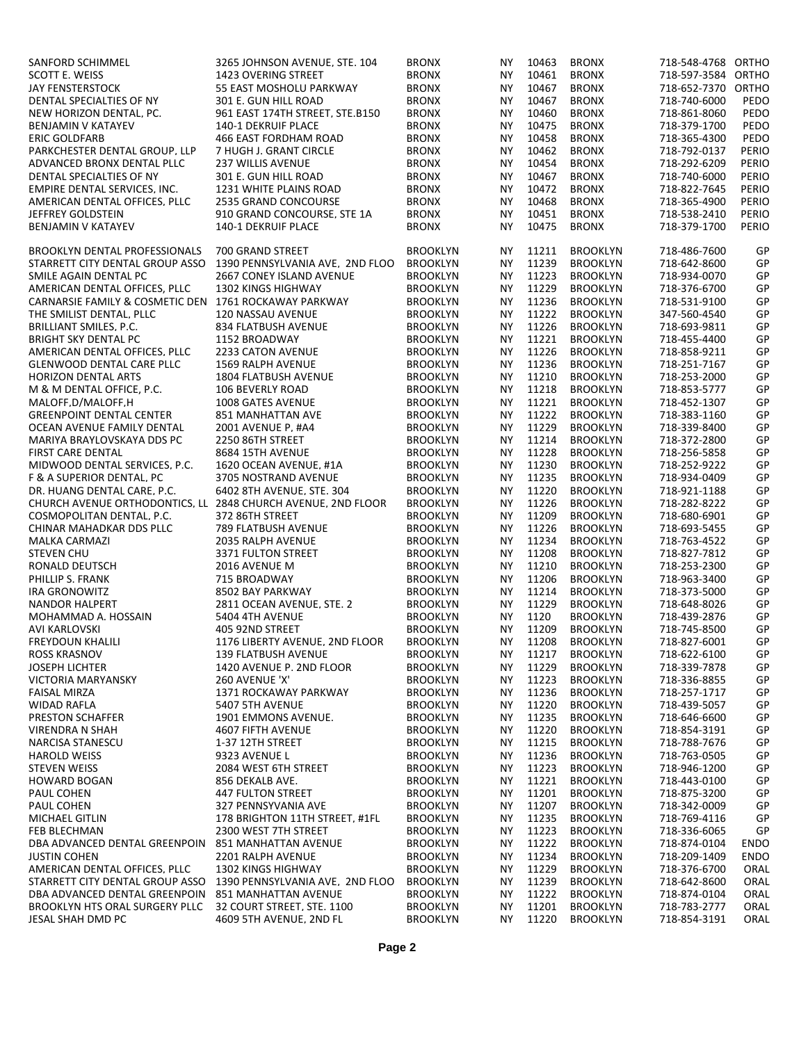| | | | | | | | |
|---|---|---|---|---|---|---|---|
| SANFORD SCHIMMEL | 3265 JOHNSON AVENUE, STE. 104 | BRONX | NY | 10463 | BRONX | 718-548-4768 | ORTHO |
| SCOTT E. WEISS | 1423 OVERING STREET | BRONX | NY | 10461 | BRONX | 718-597-3584 | ORTHO |
| JAY FENSTERSTOCK | 55 EAST MOSHOLU PARKWAY | BRONX | NY | 10467 | BRONX | 718-652-7370 | ORTHO |
| DENTAL SPECIALTIES OF NY | 301 E. GUN HILL ROAD | BRONX | NY | 10467 | BRONX | 718-740-6000 | PEDO |
| NEW HORIZON DENTAL, PC. | 961 EAST 174TH STREET, STE.B150 | BRONX | NY | 10460 | BRONX | 718-861-8060 | PEDO |
| BENJAMIN V KATAYEV | 140-1 DEKRUIF PLACE | BRONX | NY | 10475 | BRONX | 718-379-1700 | PEDO |
| ERIC GOLDFARB | 466 EAST FORDHAM ROAD | BRONX | NY | 10458 | BRONX | 718-365-4300 | PEDO |
| PARKCHESTER DENTAL GROUP, LLP | 7 HUGH J. GRANT CIRCLE | BRONX | NY | 10462 | BRONX | 718-792-0137 | PERIO |
| ADVANCED BRONX DENTAL PLLC | 237 WILLIS AVENUE | BRONX | NY | 10454 | BRONX | 718-292-6209 | PERIO |
| DENTAL SPECIALTIES OF NY | 301 E. GUN HILL ROAD | BRONX | NY | 10467 | BRONX | 718-740-6000 | PERIO |
| EMPIRE DENTAL SERVICES, INC. | 1231 WHITE PLAINS ROAD | BRONX | NY | 10472 | BRONX | 718-822-7645 | PERIO |
| AMERICAN DENTAL OFFICES, PLLC | 2535 GRAND CONCOURSE | BRONX | NY | 10468 | BRONX | 718-365-4900 | PERIO |
| JEFFREY GOLDSTEIN | 910 GRAND CONCOURSE, STE 1A | BRONX | NY | 10451 | BRONX | 718-538-2410 | PERIO |
| BENJAMIN V KATAYEV | 140-1 DEKRUIF PLACE | BRONX | NY | 10475 | BRONX | 718-379-1700 | PERIO |
| BROOKLYN DENTAL PROFESSIONALS | 700 GRAND STREET | BROOKLYN | NY | 11211 | BROOKLYN | 718-486-7600 | GP |
| STARRETT CITY DENTAL GROUP ASSO | 1390 PENNSYLVANIA AVE, 2ND FLOO | BROOKLYN | NY | 11239 | BROOKLYN | 718-642-8600 | GP |
| SMILE AGAIN DENTAL PC | 2667 CONEY ISLAND AVENUE | BROOKLYN | NY | 11223 | BROOKLYN | 718-934-0070 | GP |
| AMERICAN DENTAL OFFICES, PLLC | 1302 KINGS HIGHWAY | BROOKLYN | NY | 11229 | BROOKLYN | 718-376-6700 | GP |
| CARNARSIE FAMILY & COSMETIC DEN | 1761 ROCKAWAY PARKWAY | BROOKLYN | NY | 11236 | BROOKLYN | 718-531-9100 | GP |
| THE SMILIST DENTAL, PLLC | 120 NASSAU AVENUE | BROOKLYN | NY | 11222 | BROOKLYN | 347-560-4540 | GP |
| BRILLIANT SMILES, P.C. | 834 FLATBUSH AVENUE | BROOKLYN | NY | 11226 | BROOKLYN | 718-693-9811 | GP |
| BRIGHT SKY DENTAL PC | 1152 BROADWAY | BROOKLYN | NY | 11221 | BROOKLYN | 718-455-4400 | GP |
| AMERICAN DENTAL OFFICES, PLLC | 2233 CATON AVENUE | BROOKLYN | NY | 11226 | BROOKLYN | 718-858-9211 | GP |
| GLENWOOD DENTAL CARE PLLC | 1569 RALPH AVENUE | BROOKLYN | NY | 11236 | BROOKLYN | 718-251-7167 | GP |
| HORIZON DENTAL ARTS | 1804 FLATBUSH AVENUE | BROOKLYN | NY | 11210 | BROOKLYN | 718-253-2000 | GP |
| M & M DENTAL OFFICE, P.C. | 106 BEVERLY ROAD | BROOKLYN | NY | 11218 | BROOKLYN | 718-853-5777 | GP |
| MALOFF,D/MALOFF,H | 1008 GATES AVENUE | BROOKLYN | NY | 11221 | BROOKLYN | 718-452-1307 | GP |
| GREENPOINT DENTAL CENTER | 851 MANHATTAN AVE | BROOKLYN | NY | 11222 | BROOKLYN | 718-383-1160 | GP |
| OCEAN AVENUE FAMILY DENTAL | 2001 AVENUE P, #A4 | BROOKLYN | NY | 11229 | BROOKLYN | 718-339-8400 | GP |
| MARIYA BRAYLOVSKAYA DDS PC | 2250 86TH STREET | BROOKLYN | NY | 11214 | BROOKLYN | 718-372-2800 | GP |
| FIRST CARE DENTAL | 8684 15TH AVENUE | BROOKLYN | NY | 11228 | BROOKLYN | 718-256-5858 | GP |
| MIDWOOD DENTAL SERVICES, P.C. | 1620 OCEAN AVENUE, #1A | BROOKLYN | NY | 11230 | BROOKLYN | 718-252-9222 | GP |
| F & A SUPERIOR DENTAL, PC | 3705 NOSTRAND AVENUE | BROOKLYN | NY | 11235 | BROOKLYN | 718-934-0409 | GP |
| DR. HUANG DENTAL CARE, P.C. | 6402 8TH AVENUE, STE. 304 | BROOKLYN | NY | 11220 | BROOKLYN | 718-921-1188 | GP |
| CHURCH AVENUE ORTHODONTICS, LL | 2848 CHURCH AVENUE, 2ND FLOOR | BROOKLYN | NY | 11226 | BROOKLYN | 718-282-8222 | GP |
| COSMOPOLITAN DENTAL, P.C. | 372 86TH STREET | BROOKLYN | NY | 11209 | BROOKLYN | 718-680-6901 | GP |
| CHINAR MAHADKAR DDS PLLC | 789 FLATBUSH AVENUE | BROOKLYN | NY | 11226 | BROOKLYN | 718-693-5455 | GP |
| MALKA CARMAZI | 2035 RALPH AVENUE | BROOKLYN | NY | 11234 | BROOKLYN | 718-763-4522 | GP |
| STEVEN CHU | 3371 FULTON STREET | BROOKLYN | NY | 11208 | BROOKLYN | 718-827-7812 | GP |
| RONALD DEUTSCH | 2016 AVENUE M | BROOKLYN | NY | 11210 | BROOKLYN | 718-253-2300 | GP |
| PHILLIP S. FRANK | 715 BROADWAY | BROOKLYN | NY | 11206 | BROOKLYN | 718-963-3400 | GP |
| IRA GRONOWITZ | 8502 BAY PARKWAY | BROOKLYN | NY | 11214 | BROOKLYN | 718-373-5000 | GP |
| NANDOR HALPERT | 2811 OCEAN AVENUE, STE. 2 | BROOKLYN | NY | 11229 | BROOKLYN | 718-648-8026 | GP |
| MOHAMMAD A. HOSSAIN | 5404 4TH AVENUE | BROOKLYN | NY | 1120 | BROOKLYN | 718-439-2876 | GP |
| AVI KARLOVSKI | 405 92ND STREET | BROOKLYN | NY | 11209 | BROOKLYN | 718-745-8500 | GP |
| FREYDOUN KHALILI | 1176 LIBERTY AVENUE, 2ND FLOOR | BROOKLYN | NY | 11208 | BROOKLYN | 718-827-6001 | GP |
| ROSS KRASNOV | 139 FLATBUSH AVENUE | BROOKLYN | NY | 11217 | BROOKLYN | 718-622-6100 | GP |
| JOSEPH LICHTER | 1420 AVENUE P. 2ND FLOOR | BROOKLYN | NY | 11229 | BROOKLYN | 718-339-7878 | GP |
| VICTORIA MARYANSKY | 260 AVENUE 'X' | BROOKLYN | NY | 11223 | BROOKLYN | 718-336-8855 | GP |
| FAISAL MIRZA | 1371 ROCKAWAY PARKWAY | BROOKLYN | NY | 11236 | BROOKLYN | 718-257-1717 | GP |
| WIDAD RAFLA | 5407 5TH AVENUE | BROOKLYN | NY | 11220 | BROOKLYN | 718-439-5057 | GP |
| PRESTON SCHAFFER | 1901 EMMONS AVENUE. | BROOKLYN | NY | 11235 | BROOKLYN | 718-646-6600 | GP |
| VIRENDRA N SHAH | 4607 FIFTH AVENUE | BROOKLYN | NY | 11220 | BROOKLYN | 718-854-3191 | GP |
| NARCISA STANESCU | 1-37 12TH STREET | BROOKLYN | NY | 11215 | BROOKLYN | 718-788-7676 | GP |
| HAROLD WEISS | 9323 AVENUE L | BROOKLYN | NY | 11236 | BROOKLYN | 718-763-0505 | GP |
| STEVEN WEISS | 2084 WEST 6TH STREET | BROOKLYN | NY | 11223 | BROOKLYN | 718-946-1200 | GP |
| HOWARD BOGAN | 856 DEKALB AVE. | BROOKLYN | NY | 11221 | BROOKLYN | 718-443-0100 | GP |
| PAUL COHEN | 447 FULTON STREET | BROOKLYN | NY | 11201 | BROOKLYN | 718-875-3200 | GP |
| PAUL COHEN | 327 PENNSYVANIA AVE | BROOKLYN | NY | 11207 | BROOKLYN | 718-342-0009 | GP |
| MICHAEL GITLIN | 178 BRIGHTON 11TH STREET, #1FL | BROOKLYN | NY | 11235 | BROOKLYN | 718-769-4116 | GP |
| FEB BLECHMAN | 2300 WEST 7TH STREET | BROOKLYN | NY | 11223 | BROOKLYN | 718-336-6065 | GP |
| DBA ADVANCED DENTAL GREENPOIN | 851 MANHATTAN AVENUE | BROOKLYN | NY | 11222 | BROOKLYN | 718-874-0104 | ENDO |
| JUSTIN COHEN | 2201 RALPH AVENUE | BROOKLYN | NY | 11234 | BROOKLYN | 718-209-1409 | ENDO |
| AMERICAN DENTAL OFFICES, PLLC | 1302 KINGS HIGHWAY | BROOKLYN | NY | 11229 | BROOKLYN | 718-376-6700 | ORAL |
| STARRETT CITY DENTAL GROUP ASSO | 1390 PENNSYLVANIA AVE, 2ND FLOO | BROOKLYN | NY | 11239 | BROOKLYN | 718-642-8600 | ORAL |
| DBA ADVANCED DENTAL GREENPOIN | 851 MANHATTAN AVENUE | BROOKLYN | NY | 11222 | BROOKLYN | 718-874-0104 | ORAL |
| BROOKLYN HTS ORAL SURGERY PLLC | 32 COURT STREET, STE. 1100 | BROOKLYN | NY | 11201 | BROOKLYN | 718-783-2777 | ORAL |
| JESAL SHAH DMD PC | 4609 5TH AVENUE, 2ND FL | BROOKLYN | NY | 11220 | BROOKLYN | 718-854-3191 | ORAL |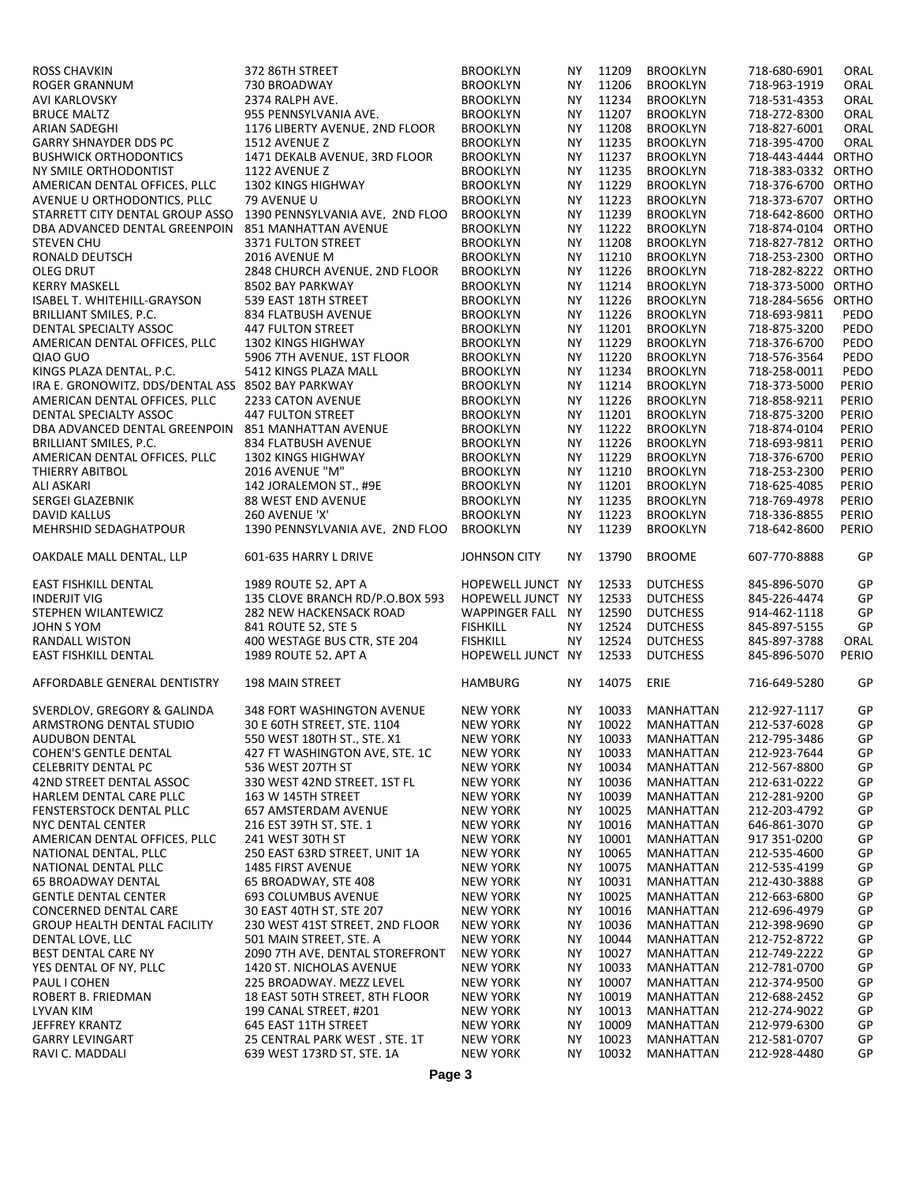| | | | | | | | |
|---|---|---|---|---|---|---|---|
| ROSS CHAVKIN | 372 86TH STREET | BROOKLYN | NY | 11209 | BROOKLYN | 718-680-6901 | ORAL |
| ROGER GRANNUM | 730 BROADWAY | BROOKLYN | NY | 11206 | BROOKLYN | 718-963-1919 | ORAL |
| AVI KARLOVSKY | 2374 RALPH AVE. | BROOKLYN | NY | 11234 | BROOKLYN | 718-531-4353 | ORAL |
| BRUCE MALTZ | 955 PENNSYLVANIA AVE. | BROOKLYN | NY | 11207 | BROOKLYN | 718-272-8300 | ORAL |
| ARIAN SADEGHI | 1176 LIBERTY AVENUE, 2ND FLOOR | BROOKLYN | NY | 11208 | BROOKLYN | 718-827-6001 | ORAL |
| GARRY SHNAYDER DDS PC | 1512 AVENUE Z | BROOKLYN | NY | 11235 | BROOKLYN | 718-395-4700 | ORAL |
| BUSHWICK ORTHODONTICS | 1471 DEKALB AVENUE, 3RD FLOOR | BROOKLYN | NY | 11237 | BROOKLYN | 718-443-4444 | ORTHO |
| NY SMILE ORTHODONTIST | 1122 AVENUE Z | BROOKLYN | NY | 11235 | BROOKLYN | 718-383-0332 | ORTHO |
| AMERICAN DENTAL OFFICES, PLLC | 1302 KINGS HIGHWAY | BROOKLYN | NY | 11229 | BROOKLYN | 718-376-6700 | ORTHO |
| AVENUE U ORTHODONTICS, PLLC | 79 AVENUE U | BROOKLYN | NY | 11223 | BROOKLYN | 718-373-6707 | ORTHO |
| STARRETT CITY DENTAL GROUP ASSO | 1390 PENNSYLVANIA AVE, 2ND FLOO | BROOKLYN | NY | 11239 | BROOKLYN | 718-642-8600 | ORTHO |
| DBA ADVANCED DENTAL GREENPOIN | 851 MANHATTAN AVENUE | BROOKLYN | NY | 11222 | BROOKLYN | 718-874-0104 | ORTHO |
| STEVEN CHU | 3371 FULTON STREET | BROOKLYN | NY | 11208 | BROOKLYN | 718-827-7812 | ORTHO |
| RONALD DEUTSCH | 2016 AVENUE M | BROOKLYN | NY | 11210 | BROOKLYN | 718-253-2300 | ORTHO |
| OLEG DRUT | 2848 CHURCH AVENUE, 2ND FLOOR | BROOKLYN | NY | 11226 | BROOKLYN | 718-282-8222 | ORTHO |
| KERRY MASKELL | 8502 BAY PARKWAY | BROOKLYN | NY | 11214 | BROOKLYN | 718-373-5000 | ORTHO |
| ISABEL T. WHITEHILL-GRAYSON | 539 EAST 18TH STREET | BROOKLYN | NY | 11226 | BROOKLYN | 718-284-5656 | ORTHO |
| BRILLIANT SMILES, P.C. | 834 FLATBUSH AVENUE | BROOKLYN | NY | 11226 | BROOKLYN | 718-693-9811 | PEDO |
| DENTAL SPECIALTY ASSOC | 447 FULTON STREET | BROOKLYN | NY | 11201 | BROOKLYN | 718-875-3200 | PEDO |
| AMERICAN DENTAL OFFICES, PLLC | 1302 KINGS HIGHWAY | BROOKLYN | NY | 11229 | BROOKLYN | 718-376-6700 | PEDO |
| QIAO GUO | 5906 7TH AVENUE, 1ST FLOOR | BROOKLYN | NY | 11220 | BROOKLYN | 718-576-3564 | PEDO |
| KINGS PLAZA DENTAL, P.C. | 5412 KINGS PLAZA MALL | BROOKLYN | NY | 11234 | BROOKLYN | 718-258-0011 | PEDO |
| IRA E. GRONOWITZ, DDS/DENTAL ASS | 8502 BAY PARKWAY | BROOKLYN | NY | 11214 | BROOKLYN | 718-373-5000 | PERIO |
| AMERICAN DENTAL OFFICES, PLLC | 2233 CATON AVENUE | BROOKLYN | NY | 11226 | BROOKLYN | 718-858-9211 | PERIO |
| DENTAL SPECIALTY ASSOC | 447 FULTON STREET | BROOKLYN | NY | 11201 | BROOKLYN | 718-875-3200 | PERIO |
| DBA ADVANCED DENTAL GREENPOIN | 851 MANHATTAN AVENUE | BROOKLYN | NY | 11222 | BROOKLYN | 718-874-0104 | PERIO |
| BRILLIANT SMILES, P.C. | 834 FLATBUSH AVENUE | BROOKLYN | NY | 11226 | BROOKLYN | 718-693-9811 | PERIO |
| AMERICAN DENTAL OFFICES, PLLC | 1302 KINGS HIGHWAY | BROOKLYN | NY | 11229 | BROOKLYN | 718-376-6700 | PERIO |
| THIERRY ABITBOL | 2016 AVENUE "M" | BROOKLYN | NY | 11210 | BROOKLYN | 718-253-2300 | PERIO |
| ALI ASKARI | 142 JORALEMON ST., #9E | BROOKLYN | NY | 11201 | BROOKLYN | 718-625-4085 | PERIO |
| SERGEI GLAZEBNIK | 88 WEST END AVENUE | BROOKLYN | NY | 11235 | BROOKLYN | 718-769-4978 | PERIO |
| DAVID KALLUS | 260 AVENUE 'X' | BROOKLYN | NY | 11223 | BROOKLYN | 718-336-8855 | PERIO |
| MEHRSHID SEDAGHATPOUR | 1390 PENNSYLVANIA AVE, 2ND FLOO | BROOKLYN | NY | 11239 | BROOKLYN | 718-642-8600 | PERIO |
| OAKDALE MALL DENTAL, LLP | 601-635 HARRY L DRIVE | JOHNSON CITY | NY | 13790 | BROOME | 607-770-8888 | GP |
| EAST FISHKILL DENTAL | 1989 ROUTE 52, APT A | HOPEWELL JUNCT | NY | 12533 | DUTCHESS | 845-896-5070 | GP |
| INDERJIT VIG | 135 CLOVE BRANCH RD/P.O.BOX 593 | HOPEWELL JUNCT | NY | 12533 | DUTCHESS | 845-226-4474 | GP |
| STEPHEN WILANTEWICZ | 282 NEW HACKENSACK ROAD | WAPPINGER FALL | NY | 12590 | DUTCHESS | 914-462-1118 | GP |
| JOHN S YOM | 841 ROUTE 52, STE 5 | FISHKILL | NY | 12524 | DUTCHESS | 845-897-5155 | GP |
| RANDALL WISTON | 400 WESTAGE BUS CTR, STE 204 | FISHKILL | NY | 12524 | DUTCHESS | 845-897-3788 | ORAL |
| EAST FISHKILL DENTAL | 1989 ROUTE 52, APT A | HOPEWELL JUNCT | NY | 12533 | DUTCHESS | 845-896-5070 | PERIO |
| AFFORDABLE GENERAL DENTISTRY | 198 MAIN STREET | HAMBURG | NY | 14075 | ERIE | 716-649-5280 | GP |
| SVERDLOV, GREGORY & GALINDA | 348 FORT WASHINGTON AVENUE | NEW YORK | NY | 10033 | MANHATTAN | 212-927-1117 | GP |
| ARMSTRONG DENTAL STUDIO | 30 E 60TH STREET, STE. 1104 | NEW YORK | NY | 10022 | MANHATTAN | 212-537-6028 | GP |
| AUDUBON DENTAL | 550 WEST 180TH ST., STE. X1 | NEW YORK | NY | 10033 | MANHATTAN | 212-795-3486 | GP |
| COHEN'S GENTLE DENTAL | 427 FT WASHINGTON AVE, STE. 1C | NEW YORK | NY | 10033 | MANHATTAN | 212-923-7644 | GP |
| CELEBRITY DENTAL PC | 536 WEST 207TH ST | NEW YORK | NY | 10034 | MANHATTAN | 212-567-8800 | GP |
| 42ND STREET DENTAL ASSOC | 330 WEST 42ND STREET, 1ST FL | NEW YORK | NY | 10036 | MANHATTAN | 212-631-0222 | GP |
| HARLEM DENTAL CARE PLLC | 163 W 145TH STREET | NEW YORK | NY | 10039 | MANHATTAN | 212-281-9200 | GP |
| FENSTERSTOCK DENTAL PLLC | 657 AMSTERDAM AVENUE | NEW YORK | NY | 10025 | MANHATTAN | 212-203-4792 | GP |
| NYC DENTAL CENTER | 216 EST 39TH ST, STE. 1 | NEW YORK | NY | 10016 | MANHATTAN | 646-861-3070 | GP |
| AMERICAN DENTAL OFFICES, PLLC | 241 WEST 30TH ST | NEW YORK | NY | 10001 | MANHATTAN | 917 351-0200 | GP |
| NATIONAL DENTAL, PLLC | 250 EAST 63RD STREET, UNIT 1A | NEW YORK | NY | 10065 | MANHATTAN | 212-535-4600 | GP |
| NATIONAL DENTAL PLLC | 1485 FIRST AVENUE | NEW YORK | NY | 10075 | MANHATTAN | 212-535-4199 | GP |
| 65 BROADWAY DENTAL | 65 BROADWAY, STE 408 | NEW YORK | NY | 10031 | MANHATTAN | 212-430-3888 | GP |
| GENTLE DENTAL CENTER | 693 COLUMBUS AVENUE | NEW YORK | NY | 10025 | MANHATTAN | 212-663-6800 | GP |
| CONCERNED DENTAL CARE | 30 EAST 40TH ST, STE 207 | NEW YORK | NY | 10016 | MANHATTAN | 212-696-4979 | GP |
| GROUP HEALTH DENTAL FACILITY | 230 WEST 41ST STREET, 2ND FLOOR | NEW YORK | NY | 10036 | MANHATTAN | 212-398-9690 | GP |
| DENTAL LOVE, LLC | 501 MAIN STREET, STE. A | NEW YORK | NY | 10044 | MANHATTAN | 212-752-8722 | GP |
| BEST DENTAL CARE NY | 2090 7TH AVE, DENTAL STOREFRONT | NEW YORK | NY | 10027 | MANHATTAN | 212-749-2222 | GP |
| YES DENTAL OF NY, PLLC | 1420 ST. NICHOLAS AVENUE | NEW YORK | NY | 10033 | MANHATTAN | 212-781-0700 | GP |
| PAUL I COHEN | 225 BROADWAY. MEZZ LEVEL | NEW YORK | NY | 10007 | MANHATTAN | 212-374-9500 | GP |
| ROBERT B. FRIEDMAN | 18 EAST 50TH STREET, 8TH FLOOR | NEW YORK | NY | 10019 | MANHATTAN | 212-688-2452 | GP |
| LYVAN KIM | 199 CANAL STREET, #201 | NEW YORK | NY | 10013 | MANHATTAN | 212-274-9022 | GP |
| JEFFREY KRANTZ | 645 EAST 11TH STREET | NEW YORK | NY | 10009 | MANHATTAN | 212-979-6300 | GP |
| GARRY LEVINGART | 25 CENTRAL PARK WEST , STE. 1T | NEW YORK | NY | 10023 | MANHATTAN | 212-581-0707 | GP |
| RAVI C. MADDALI | 639 WEST 173RD ST, STE. 1A | NEW YORK | NY | 10032 | MANHATTAN | 212-928-4480 | GP |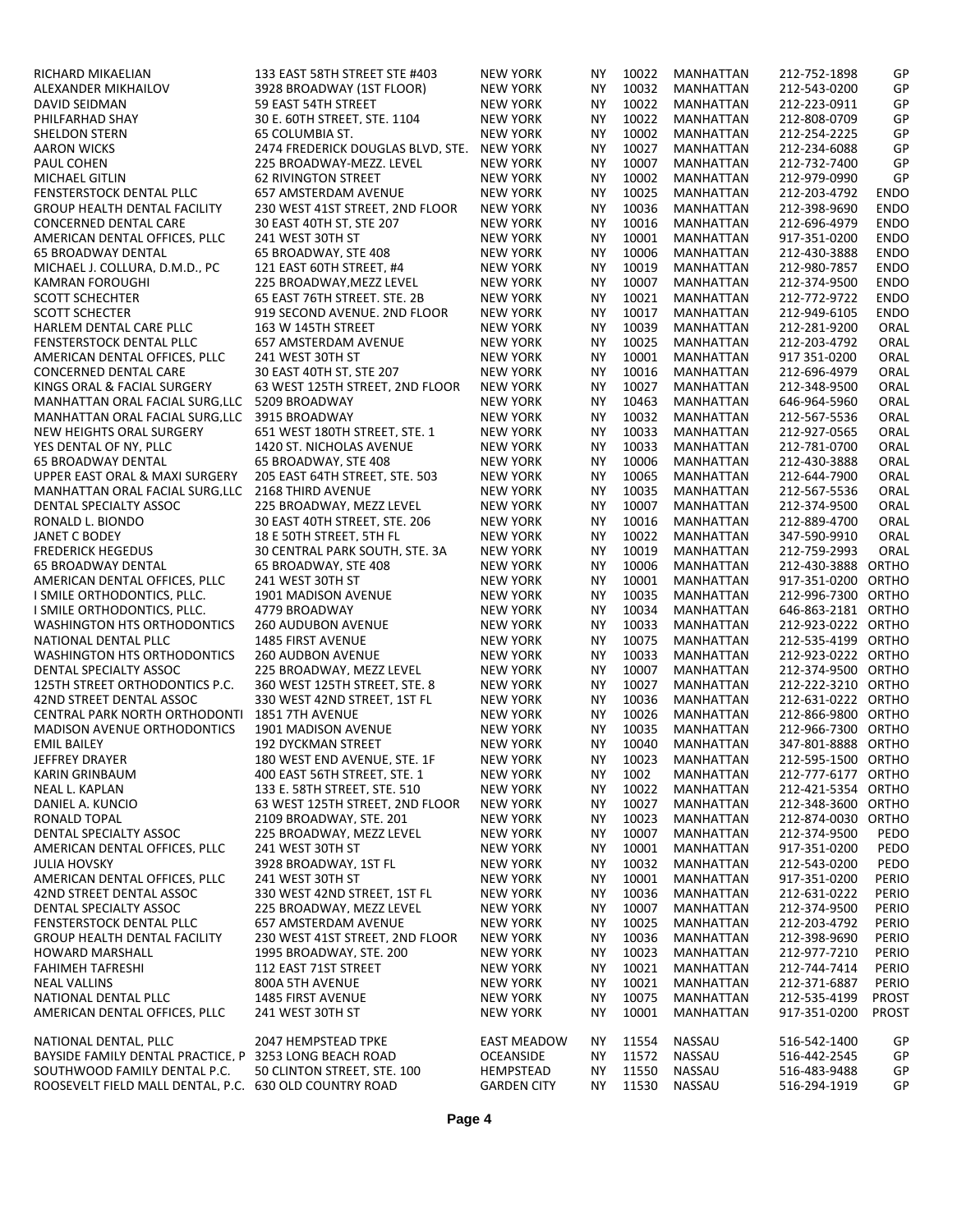| | | | | | | | |
|---|---|---|---|---|---|---|---|
| RICHARD MIKAELIAN | 133 EAST 58TH STREET STE #403 | NEW YORK | NY | 10022 | MANHATTAN | 212-752-1898 | GP |
| ALEXANDER MIKHAILOV | 3928 BROADWAY (1ST FLOOR) | NEW YORK | NY | 10032 | MANHATTAN | 212-543-0200 | GP |
| DAVID SEIDMAN | 59 EAST 54TH STREET | NEW YORK | NY | 10022 | MANHATTAN | 212-223-0911 | GP |
| PHILFARHAD SHAY | 30 E. 60TH STREET, STE. 1104 | NEW YORK | NY | 10022 | MANHATTAN | 212-808-0709 | GP |
| SHELDON STERN | 65 COLUMBIA ST. | NEW YORK | NY | 10002 | MANHATTAN | 212-254-2225 | GP |
| AARON WICKS | 2474 FREDERICK DOUGLAS BLVD, STE. | NEW YORK | NY | 10027 | MANHATTAN | 212-234-6088 | GP |
| PAUL COHEN | 225 BROADWAY-MEZZ. LEVEL | NEW YORK | NY | 10007 | MANHATTAN | 212-732-7400 | GP |
| MICHAEL GITLIN | 62 RIVINGTON STREET | NEW YORK | NY | 10002 | MANHATTAN | 212-979-0990 | GP |
| FENSTERSTOCK DENTAL PLLC | 657 AMSTERDAM AVENUE | NEW YORK | NY | 10025 | MANHATTAN | 212-203-4792 | ENDO |
| GROUP HEALTH DENTAL FACILITY | 230 WEST 41ST STREET, 2ND FLOOR | NEW YORK | NY | 10036 | MANHATTAN | 212-398-9690 | ENDO |
| CONCERNED DENTAL CARE | 30 EAST 40TH ST, STE 207 | NEW YORK | NY | 10016 | MANHATTAN | 212-696-4979 | ENDO |
| AMERICAN DENTAL OFFICES, PLLC | 241 WEST 30TH ST | NEW YORK | NY | 10001 | MANHATTAN | 917-351-0200 | ENDO |
| 65 BROADWAY DENTAL | 65 BROADWAY, STE 408 | NEW YORK | NY | 10006 | MANHATTAN | 212-430-3888 | ENDO |
| MICHAEL J. COLLURA, D.M.D., PC | 121 EAST 60TH STREET, #4 | NEW YORK | NY | 10019 | MANHATTAN | 212-980-7857 | ENDO |
| KAMRAN FOROUGHI | 225 BROADWAY,MEZZ LEVEL | NEW YORK | NY | 10007 | MANHATTAN | 212-374-9500 | ENDO |
| SCOTT SCHECHTER | 65 EAST 76TH STREET. STE. 2B | NEW YORK | NY | 10021 | MANHATTAN | 212-772-9722 | ENDO |
| SCOTT SCHECTER | 919 SECOND AVENUE. 2ND FLOOR | NEW YORK | NY | 10017 | MANHATTAN | 212-949-6105 | ENDO |
| HARLEM DENTAL CARE PLLC | 163 W 145TH STREET | NEW YORK | NY | 10039 | MANHATTAN | 212-281-9200 | ORAL |
| FENSTERSTOCK DENTAL PLLC | 657 AMSTERDAM AVENUE | NEW YORK | NY | 10025 | MANHATTAN | 212-203-4792 | ORAL |
| AMERICAN DENTAL OFFICES, PLLC | 241 WEST 30TH ST | NEW YORK | NY | 10001 | MANHATTAN | 917 351-0200 | ORAL |
| CONCERNED DENTAL CARE | 30 EAST 40TH ST, STE 207 | NEW YORK | NY | 10016 | MANHATTAN | 212-696-4979 | ORAL |
| KINGS ORAL & FACIAL SURGERY | 63 WEST 125TH STREET, 2ND FLOOR | NEW YORK | NY | 10027 | MANHATTAN | 212-348-9500 | ORAL |
| MANHATTAN ORAL FACIAL SURG,LLC | 5209 BROADWAY | NEW YORK | NY | 10463 | MANHATTAN | 646-964-5960 | ORAL |
| MANHATTAN ORAL FACIAL SURG,LLC | 3915 BROADWAY | NEW YORK | NY | 10032 | MANHATTAN | 212-567-5536 | ORAL |
| NEW HEIGHTS ORAL SURGERY | 651 WEST 180TH STREET, STE. 1 | NEW YORK | NY | 10033 | MANHATTAN | 212-927-0565 | ORAL |
| YES DENTAL OF NY, PLLC | 1420 ST. NICHOLAS AVENUE | NEW YORK | NY | 10033 | MANHATTAN | 212-781-0700 | ORAL |
| 65 BROADWAY DENTAL | 65 BROADWAY, STE 408 | NEW YORK | NY | 10006 | MANHATTAN | 212-430-3888 | ORAL |
| UPPER EAST ORAL & MAXI SURGERY | 205 EAST 64TH STREET, STE. 503 | NEW YORK | NY | 10065 | MANHATTAN | 212-644-7900 | ORAL |
| MANHATTAN ORAL FACIAL SURG,LLC | 2168 THIRD AVENUE | NEW YORK | NY | 10035 | MANHATTAN | 212-567-5536 | ORAL |
| DENTAL SPECIALTY ASSOC | 225 BROADWAY, MEZZ LEVEL | NEW YORK | NY | 10007 | MANHATTAN | 212-374-9500 | ORAL |
| RONALD L. BIONDO | 30 EAST 40TH STREET, STE. 206 | NEW YORK | NY | 10016 | MANHATTAN | 212-889-4700 | ORAL |
| JANET C BODEY | 18 E 50TH STREET, 5TH FL | NEW YORK | NY | 10022 | MANHATTAN | 347-590-9910 | ORAL |
| FREDERICK HEGEDUS | 30 CENTRAL PARK SOUTH, STE. 3A | NEW YORK | NY | 10019 | MANHATTAN | 212-759-2993 | ORAL |
| 65 BROADWAY DENTAL | 65 BROADWAY, STE 408 | NEW YORK | NY | 10006 | MANHATTAN | 212-430-3888 | ORTHO |
| AMERICAN DENTAL OFFICES, PLLC | 241 WEST 30TH ST | NEW YORK | NY | 10001 | MANHATTAN | 917-351-0200 | ORTHO |
| I SMILE ORTHODONTICS, PLLC. | 1901 MADISON AVENUE | NEW YORK | NY | 10035 | MANHATTAN | 212-996-7300 | ORTHO |
| I SMILE ORTHODONTICS, PLLC. | 4779 BROADWAY | NEW YORK | NY | 10034 | MANHATTAN | 646-863-2181 | ORTHO |
| WASHINGTON HTS ORTHODONTICS | 260 AUDUBON AVENUE | NEW YORK | NY | 10033 | MANHATTAN | 212-923-0222 | ORTHO |
| NATIONAL DENTAL PLLC | 1485 FIRST AVENUE | NEW YORK | NY | 10075 | MANHATTAN | 212-535-4199 | ORTHO |
| WASHINGTON HTS ORTHODONTICS | 260 AUDBON AVENUE | NEW YORK | NY | 10033 | MANHATTAN | 212-923-0222 | ORTHO |
| DENTAL SPECIALTY ASSOC | 225 BROADWAY, MEZZ LEVEL | NEW YORK | NY | 10007 | MANHATTAN | 212-374-9500 | ORTHO |
| 125TH STREET ORTHODONTICS P.C. | 360 WEST 125TH STREET, STE. 8 | NEW YORK | NY | 10027 | MANHATTAN | 212-222-3210 | ORTHO |
| 42ND STREET DENTAL ASSOC | 330 WEST 42ND STREET, 1ST FL | NEW YORK | NY | 10036 | MANHATTAN | 212-631-0222 | ORTHO |
| CENTRAL PARK NORTH ORTHODONTI | 1851 7TH AVENUE | NEW YORK | NY | 10026 | MANHATTAN | 212-866-9800 | ORTHO |
| MADISON AVENUE ORTHODONTICS | 1901 MADISON AVENUE | NEW YORK | NY | 10035 | MANHATTAN | 212-966-7300 | ORTHO |
| EMIL BAILEY | 192 DYCKMAN STREET | NEW YORK | NY | 10040 | MANHATTAN | 347-801-8888 | ORTHO |
| JEFFREY DRAYER | 180 WEST END AVENUE, STE. 1F | NEW YORK | NY | 10023 | MANHATTAN | 212-595-1500 | ORTHO |
| KARIN GRINBAUM | 400 EAST 56TH STREET, STE. 1 | NEW YORK | NY | 1002 | MANHATTAN | 212-777-6177 | ORTHO |
| NEAL L. KAPLAN | 133 E. 58TH STREET, STE. 510 | NEW YORK | NY | 10022 | MANHATTAN | 212-421-5354 | ORTHO |
| DANIEL A. KUNCIO | 63 WEST 125TH STREET, 2ND FLOOR | NEW YORK | NY | 10027 | MANHATTAN | 212-348-3600 | ORTHO |
| RONALD TOPAL | 2109 BROADWAY, STE. 201 | NEW YORK | NY | 10023 | MANHATTAN | 212-874-0030 | ORTHO |
| DENTAL SPECIALTY ASSOC | 225 BROADWAY, MEZZ LEVEL | NEW YORK | NY | 10007 | MANHATTAN | 212-374-9500 | PEDO |
| AMERICAN DENTAL OFFICES, PLLC | 241 WEST 30TH ST | NEW YORK | NY | 10001 | MANHATTAN | 917-351-0200 | PEDO |
| JULIA HOVSKY | 3928 BROADWAY, 1ST FL | NEW YORK | NY | 10032 | MANHATTAN | 212-543-0200 | PEDO |
| AMERICAN DENTAL OFFICES, PLLC | 241 WEST 30TH ST | NEW YORK | NY | 10001 | MANHATTAN | 917-351-0200 | PERIO |
| 42ND STREET DENTAL ASSOC | 330 WEST 42ND STREET, 1ST FL | NEW YORK | NY | 10036 | MANHATTAN | 212-631-0222 | PERIO |
| DENTAL SPECIALTY ASSOC | 225 BROADWAY, MEZZ LEVEL | NEW YORK | NY | 10007 | MANHATTAN | 212-374-9500 | PERIO |
| FENSTERSTOCK DENTAL PLLC | 657 AMSTERDAM AVENUE | NEW YORK | NY | 10025 | MANHATTAN | 212-203-4792 | PERIO |
| GROUP HEALTH DENTAL FACILITY | 230 WEST 41ST STREET, 2ND FLOOR | NEW YORK | NY | 10036 | MANHATTAN | 212-398-9690 | PERIO |
| HOWARD MARSHALL | 1995 BROADWAY, STE. 200 | NEW YORK | NY | 10023 | MANHATTAN | 212-977-7210 | PERIO |
| FAHIMEH TAFRESHI | 112 EAST 71ST STREET | NEW YORK | NY | 10021 | MANHATTAN | 212-744-7414 | PERIO |
| NEAL VALLINS | 800A 5TH AVENUE | NEW YORK | NY | 10021 | MANHATTAN | 212-371-6887 | PERIO |
| NATIONAL DENTAL PLLC | 1485 FIRST AVENUE | NEW YORK | NY | 10075 | MANHATTAN | 212-535-4199 | PROST |
| AMERICAN DENTAL OFFICES, PLLC | 241 WEST 30TH ST | NEW YORK | NY | 10001 | MANHATTAN | 917-351-0200 | PROST |
| NATIONAL DENTAL, PLLC | 2047 HEMPSTEAD TPKE | EAST MEADOW | NY | 11554 | NASSAU | 516-542-1400 | GP |
| BAYSIDE FAMILY DENTAL PRACTICE, P | 3253 LONG BEACH ROAD | OCEANSIDE | NY | 11572 | NASSAU | 516-442-2545 | GP |
| SOUTHWOOD FAMILY DENTAL P.C. | 50 CLINTON STREET, STE. 100 | HEMPSTEAD | NY | 11550 | NASSAU | 516-483-9488 | GP |
| ROOSEVELT FIELD MALL DENTAL, P.C. | 630 OLD COUNTRY ROAD | GARDEN CITY | NY | 11530 | NASSAU | 516-294-1919 | GP |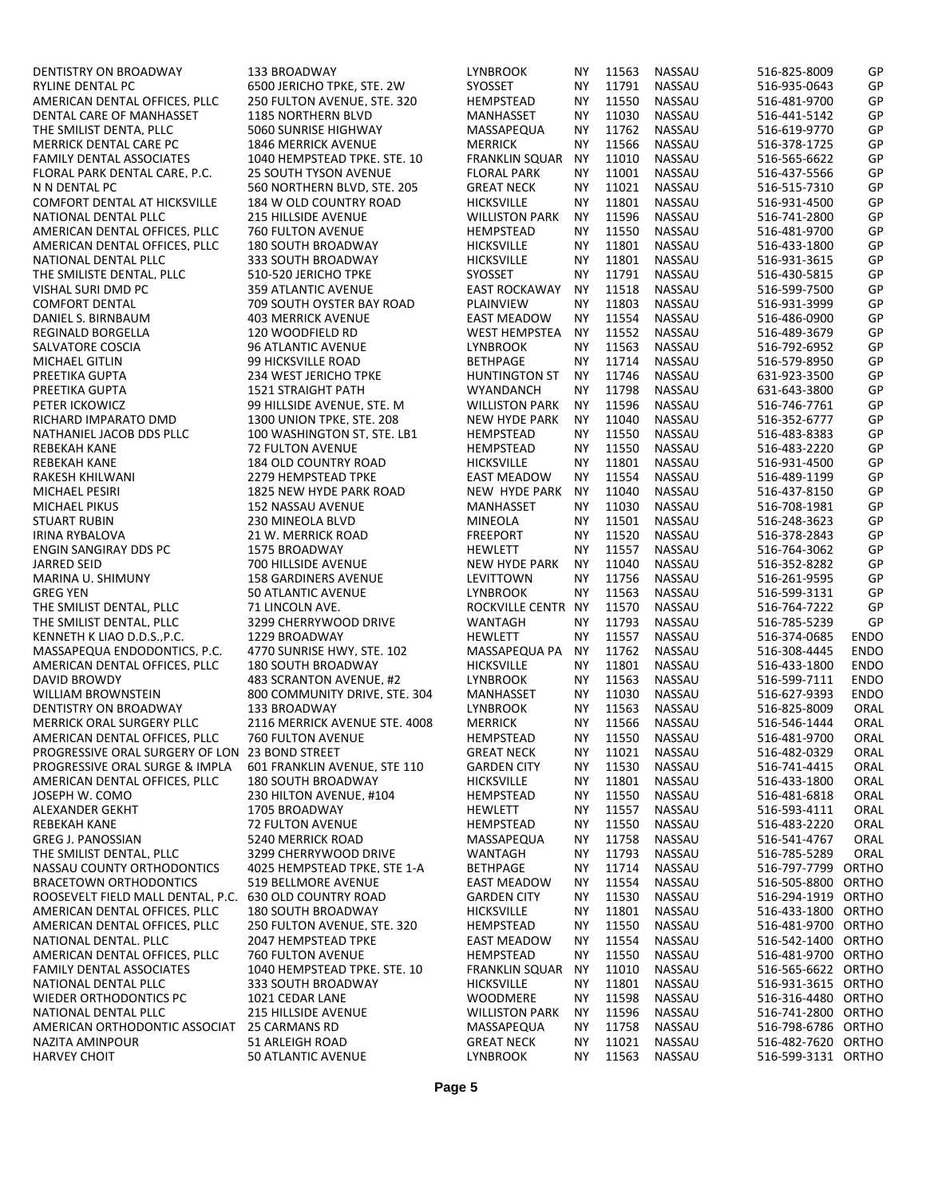| | | | | | | | |
|---|---|---|---|---|---|---|---|
| DENTISTRY ON BROADWAY | 133 BROADWAY | LYNBROOK | NY | 11563 | NASSAU | 516-825-8009 | GP |
| RYLINE DENTAL PC | 6500 JERICHO TPKE, STE. 2W | SYOSSET | NY | 11791 | NASSAU | 516-935-0643 | GP |
| AMERICAN DENTAL OFFICES, PLLC | 250 FULTON AVENUE, STE. 320 | HEMPSTEAD | NY | 11550 | NASSAU | 516-481-9700 | GP |
| DENTAL CARE OF MANHASSET | 1185 NORTHERN BLVD | MANHASSET | NY | 11030 | NASSAU | 516-441-5142 | GP |
| THE SMILIST DENTA, PLLC | 5060 SUNRISE HIGHWAY | MASSAPEQUA | NY | 11762 | NASSAU | 516-619-9770 | GP |
| MERRICK DENTAL CARE PC | 1846 MERRICK AVENUE | MERRICK | NY | 11566 | NASSAU | 516-378-1725 | GP |
| FAMILY DENTAL ASSOCIATES | 1040 HEMPSTEAD TPKE. STE. 10 | FRANKLIN SQUAR | NY | 11010 | NASSAU | 516-565-6622 | GP |
| FLORAL PARK DENTAL CARE, P.C. | 25 SOUTH TYSON AVENUE | FLORAL PARK | NY | 11001 | NASSAU | 516-437-5566 | GP |
| N N DENTAL PC | 560 NORTHERN BLVD, STE. 205 | GREAT NECK | NY | 11021 | NASSAU | 516-515-7310 | GP |
| COMFORT DENTAL AT HICKSVILLE | 184 W OLD COUNTRY ROAD | HICKSVILLE | NY | 11801 | NASSAU | 516-931-4500 | GP |
| NATIONAL DENTAL PLLC | 215 HILLSIDE AVENUE | WILLISTON PARK | NY | 11596 | NASSAU | 516-741-2800 | GP |
| AMERICAN DENTAL OFFICES, PLLC | 760 FULTON AVENUE | HEMPSTEAD | NY | 11550 | NASSAU | 516-481-9700 | GP |
| AMERICAN DENTAL OFFICES, PLLC | 180 SOUTH BROADWAY | HICKSVILLE | NY | 11801 | NASSAU | 516-433-1800 | GP |
| NATIONAL DENTAL PLLC | 333 SOUTH BROADWAY | HICKSVILLE | NY | 11801 | NASSAU | 516-931-3615 | GP |
| THE SMILISTE DENTAL, PLLC | 510-520 JERICHO TPKE | SYOSSET | NY | 11791 | NASSAU | 516-430-5815 | GP |
| VISHAL SURI DMD PC | 359 ATLANTIC AVENUE | EAST ROCKAWAY | NY | 11518 | NASSAU | 516-599-7500 | GP |
| COMFORT DENTAL | 709 SOUTH OYSTER BAY ROAD | PLAINVIEW | NY | 11803 | NASSAU | 516-931-3999 | GP |
| DANIEL S. BIRNBAUM | 403 MERRICK AVENUE | EAST MEADOW | NY | 11554 | NASSAU | 516-486-0900 | GP |
| REGINALD BORGELLA | 120 WOODFIELD RD | WEST HEMPSTEA | NY | 11552 | NASSAU | 516-489-3679 | GP |
| SALVATORE COSCIA | 96 ATLANTIC AVENUE | LYNBROOK | NY | 11563 | NASSAU | 516-792-6952 | GP |
| MICHAEL GITLIN | 99 HICKSVILLE ROAD | BETHPAGE | NY | 11714 | NASSAU | 516-579-8950 | GP |
| PREETIKA GUPTA | 234 WEST JERICHO TPKE | HUNTINGTON ST | NY | 11746 | NASSAU | 631-923-3500 | GP |
| PREETIKA GUPTA | 1521 STRAIGHT PATH | WYANDANCH | NY | 11798 | NASSAU | 631-643-3800 | GP |
| PETER ICKOWICZ | 99 HILLSIDE AVENUE, STE. M | WILLISTON PARK | NY | 11596 | NASSAU | 516-746-7761 | GP |
| RICHARD IMPARATO DMD | 1300 UNION TPKE, STE. 208 | NEW HYDE PARK | NY | 11040 | NASSAU | 516-352-6777 | GP |
| NATHANIEL JACOB DDS PLLC | 100 WASHINGTON ST, STE. LB1 | HEMPSTEAD | NY | 11550 | NASSAU | 516-483-8383 | GP |
| REBEKAH KANE | 72 FULTON AVENUE | HEMPSTEAD | NY | 11550 | NASSAU | 516-483-2220 | GP |
| REBEKAH KANE | 184 OLD COUNTRY ROAD | HICKSVILLE | NY | 11801 | NASSAU | 516-931-4500 | GP |
| RAKESH KHILWANI | 2279 HEMPSTEAD TPKE | EAST MEADOW | NY | 11554 | NASSAU | 516-489-1199 | GP |
| MICHAEL PESIRI | 1825 NEW HYDE PARK ROAD | NEW HYDE PARK | NY | 11040 | NASSAU | 516-437-8150 | GP |
| MICHAEL PIKUS | 152 NASSAU AVENUE | MANHASSET | NY | 11030 | NASSAU | 516-708-1981 | GP |
| STUART RUBIN | 230 MINEOLA BLVD | MINEOLA | NY | 11501 | NASSAU | 516-248-3623 | GP |
| IRINA RYBALOVA | 21 W. MERRICK ROAD | FREEPORT | NY | 11520 | NASSAU | 516-378-2843 | GP |
| ENGIN SANGIRAY DDS PC | 1575 BROADWAY | HEWLETT | NY | 11557 | NASSAU | 516-764-3062 | GP |
| JARRED SEID | 700 HILLSIDE AVENUE | NEW HYDE PARK | NY | 11040 | NASSAU | 516-352-8282 | GP |
| MARINA U. SHIMUNY | 158 GARDINERS AVENUE | LEVITTOWN | NY | 11756 | NASSAU | 516-261-9595 | GP |
| GREG YEN | 50 ATLANTIC AVENUE | LYNBROOK | NY | 11563 | NASSAU | 516-599-3131 | GP |
| THE SMILIST DENTAL, PLLC | 71 LINCOLN AVE. | ROCKVILLE CENTR | NY | 11570 | NASSAU | 516-764-7222 | GP |
| THE SMILIST DENTAL, PLLC | 3299 CHERRYWOOD DRIVE | WANTAGH | NY | 11793 | NASSAU | 516-785-5239 | GP |
| KENNETH K LIAO D.D.S.,P.C. | 1229 BROADWAY | HEWLETT | NY | 11557 | NASSAU | 516-374-0685 | ENDO |
| MASSAPEQUA ENDODONTICS, P.C. | 4770 SUNRISE HWY, STE. 102 | MASSAPEQUA PA | NY | 11762 | NASSAU | 516-308-4445 | ENDO |
| AMERICAN DENTAL OFFICES, PLLC | 180 SOUTH BROADWAY | HICKSVILLE | NY | 11801 | NASSAU | 516-433-1800 | ENDO |
| DAVID BROWDY | 483 SCRANTON AVENUE, #2 | LYNBROOK | NY | 11563 | NASSAU | 516-599-7111 | ENDO |
| WILLIAM BROWNSTEIN | 800 COMMUNITY DRIVE, STE. 304 | MANHASSET | NY | 11030 | NASSAU | 516-627-9393 | ENDO |
| DENTISTRY ON BROADWAY | 133 BROADWAY | LYNBROOK | NY | 11563 | NASSAU | 516-825-8009 | ORAL |
| MERRICK ORAL SURGERY PLLC | 2116 MERRICK AVENUE STE. 4008 | MERRICK | NY | 11566 | NASSAU | 516-546-1444 | ORAL |
| AMERICAN DENTAL OFFICES, PLLC | 760 FULTON AVENUE | HEMPSTEAD | NY | 11550 | NASSAU | 516-481-9700 | ORAL |
| PROGRESSIVE ORAL SURGERY OF LON | 23 BOND STREET | GREAT NECK | NY | 11021 | NASSAU | 516-482-0329 | ORAL |
| PROGRESSIVE ORAL SURGE & IMPLA | 601 FRANKLIN AVENUE, STE 110 | GARDEN CITY | NY | 11530 | NASSAU | 516-741-4415 | ORAL |
| AMERICAN DENTAL OFFICES, PLLC | 180 SOUTH BROADWAY | HICKSVILLE | NY | 11801 | NASSAU | 516-433-1800 | ORAL |
| JOSEPH W. COMO | 230 HILTON AVENUE, #104 | HEMPSTEAD | NY | 11550 | NASSAU | 516-481-6818 | ORAL |
| ALEXANDER GEKHT | 1705 BROADWAY | HEWLETT | NY | 11557 | NASSAU | 516-593-4111 | ORAL |
| REBEKAH KANE | 72 FULTON AVENUE | HEMPSTEAD | NY | 11550 | NASSAU | 516-483-2220 | ORAL |
| GREG J. PANOSSIAN | 5240 MERRICK ROAD | MASSAPEQUA | NY | 11758 | NASSAU | 516-541-4767 | ORAL |
| THE SMILIST DENTAL, PLLC | 3299 CHERRYWOOD DRIVE | WANTAGH | NY | 11793 | NASSAU | 516-785-5289 | ORAL |
| NASSAU COUNTY ORTHODONTICS | 4025 HEMPSTEAD TPKE, STE 1-A | BETHPAGE | NY | 11714 | NASSAU | 516-797-7799 | ORTHO |
| BRACETOWN ORTHODONTICS | 519 BELLMORE AVENUE | EAST MEADOW | NY | 11554 | NASSAU | 516-505-8800 | ORTHO |
| ROOSEVELT FIELD MALL DENTAL, P.C. | 630 OLD COUNTRY ROAD | GARDEN CITY | NY | 11530 | NASSAU | 516-294-1919 | ORTHO |
| AMERICAN DENTAL OFFICES, PLLC | 180 SOUTH BROADWAY | HICKSVILLE | NY | 11801 | NASSAU | 516-433-1800 | ORTHO |
| AMERICAN DENTAL OFFICES, PLLC | 250 FULTON AVENUE, STE. 320 | HEMPSTEAD | NY | 11550 | NASSAU | 516-481-9700 | ORTHO |
| NATIONAL DENTAL. PLLC | 2047 HEMPSTEAD TPKE | EAST MEADOW | NY | 11554 | NASSAU | 516-542-1400 | ORTHO |
| AMERICAN DENTAL OFFICES, PLLC | 760 FULTON AVENUE | HEMPSTEAD | NY | 11550 | NASSAU | 516-481-9700 | ORTHO |
| FAMILY DENTAL ASSOCIATES | 1040 HEMPSTEAD TPKE. STE. 10 | FRANKLIN SQUAR | NY | 11010 | NASSAU | 516-565-6622 | ORTHO |
| NATIONAL DENTAL PLLC | 333 SOUTH BROADWAY | HICKSVILLE | NY | 11801 | NASSAU | 516-931-3615 | ORTHO |
| WIEDER ORTHODONTICS PC | 1021 CEDAR LANE | WOODMERE | NY | 11598 | NASSAU | 516-316-4480 | ORTHO |
| NATIONAL DENTAL PLLC | 215 HILLSIDE AVENUE | WILLISTON PARK | NY | 11596 | NASSAU | 516-741-2800 | ORTHO |
| AMERICAN ORTHODONTIC ASSOCIAT | 25 CARMANS RD | MASSAPEQUA | NY | 11758 | NASSAU | 516-798-6786 | ORTHO |
| NAZITA AMINPOUR | 51 ARLEIGH ROAD | GREAT NECK | NY | 11021 | NASSAU | 516-482-7620 | ORTHO |
| HARVEY CHOIT | 50 ATLANTIC AVENUE | LYNBROOK | NY | 11563 | NASSAU | 516-599-3131 | ORTHO |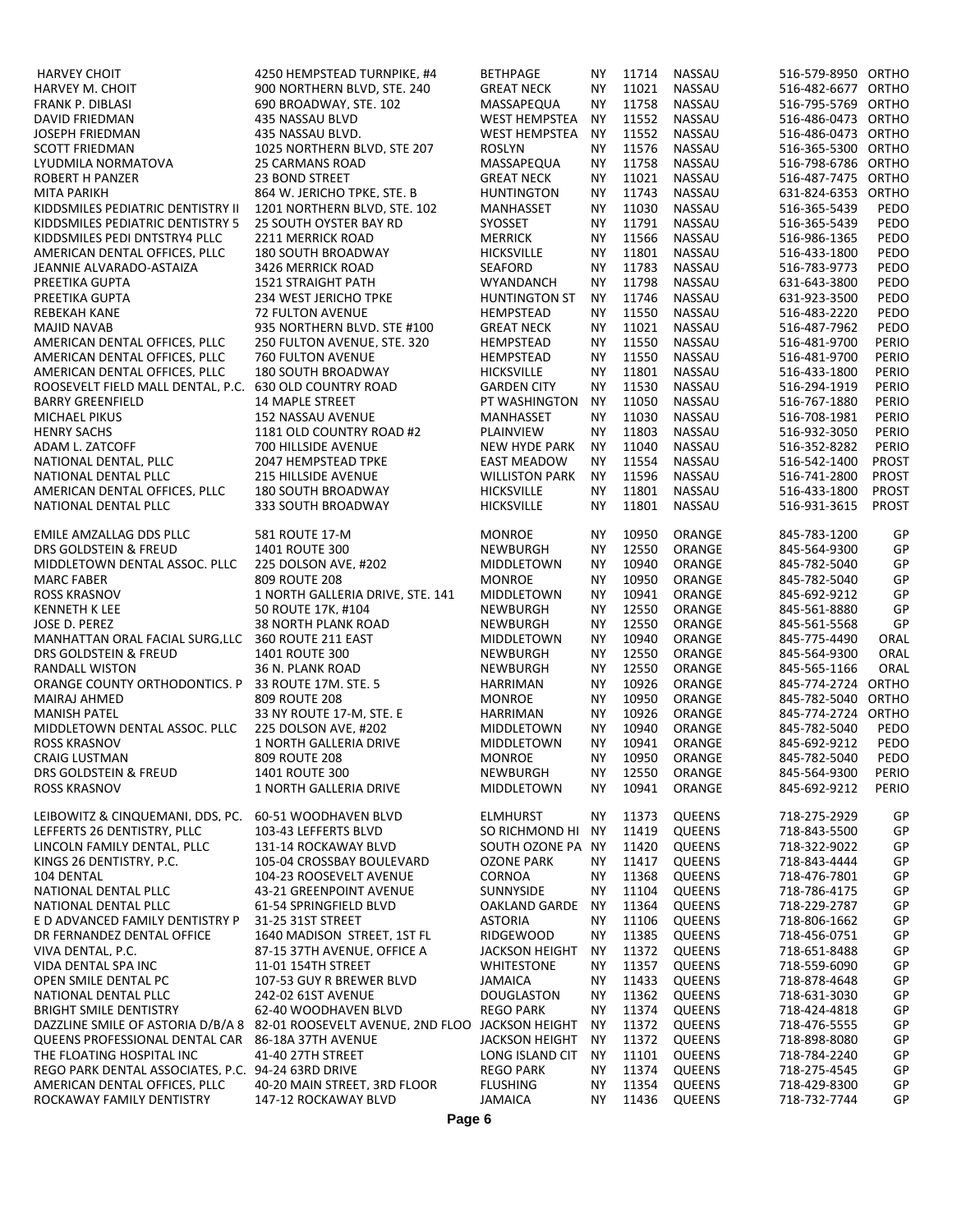| | | | | | | | |
|---|---|---|---|---|---|---|---|
| HARVEY CHOIT | 4250 HEMPSTEAD TURNPIKE, #4 | BETHPAGE | NY | 11714 | NASSAU | 516-579-8950 | ORTHO |
| HARVEY M. CHOIT | 900 NORTHERN BLVD, STE. 240 | GREAT NECK | NY | 11021 | NASSAU | 516-482-6677 | ORTHO |
| FRANK P. DIBLASI | 690 BROADWAY, STE. 102 | MASSAPEQUA | NY | 11758 | NASSAU | 516-795-5769 | ORTHO |
| DAVID FRIEDMAN | 435 NASSAU BLVD | WEST HEMPSTEA | NY | 11552 | NASSAU | 516-486-0473 | ORTHO |
| JOSEPH FRIEDMAN | 435 NASSAU BLVD. | WEST HEMPSTEA | NY | 11552 | NASSAU | 516-486-0473 | ORTHO |
| SCOTT FRIEDMAN | 1025 NORTHERN BLVD, STE 207 | ROSLYN | NY | 11576 | NASSAU | 516-365-5300 | ORTHO |
| LYUDMILA NORMATOVA | 25 CARMANS ROAD | MASSAPEQUA | NY | 11758 | NASSAU | 516-798-6786 | ORTHO |
| ROBERT H PANZER | 23 BOND STREET | GREAT NECK | NY | 11021 | NASSAU | 516-487-7475 | ORTHO |
| MITA PARIKH | 864 W. JERICHO TPKE, STE. B | HUNTINGTON | NY | 11743 | NASSAU | 631-824-6353 | ORTHO |
| KIDDSMILES PEDIATRIC DENTISTRY II | 1201 NORTHERN BLVD, STE. 102 | MANHASSET | NY | 11030 | NASSAU | 516-365-5439 | PEDO |
| KIDDSMILES PEDIATRIC DENTISTRY 5 | 25 SOUTH OYSTER BAY RD | SYOSSET | NY | 11791 | NASSAU | 516-365-5439 | PEDO |
| KIDDSMILES PEDI DNTSTRY4 PLLC | 2211 MERRICK ROAD | MERRICK | NY | 11566 | NASSAU | 516-986-1365 | PEDO |
| AMERICAN DENTAL OFFICES, PLLC | 180 SOUTH BROADWAY | HICKSVILLE | NY | 11801 | NASSAU | 516-433-1800 | PEDO |
| JEANNIE ALVARADO-ASTAIZA | 3426 MERRICK ROAD | SEAFORD | NY | 11783 | NASSAU | 516-783-9773 | PEDO |
| PREETIKA GUPTA | 1521 STRAIGHT PATH | WYANDANCH | NY | 11798 | NASSAU | 631-643-3800 | PEDO |
| PREETIKA GUPTA | 234 WEST JERICHO TPKE | HUNTINGTON ST | NY | 11746 | NASSAU | 631-923-3500 | PEDO |
| REBEKAH KANE | 72 FULTON AVENUE | HEMPSTEAD | NY | 11550 | NASSAU | 516-483-2220 | PEDO |
| MAJID NAVAB | 935 NORTHERN BLVD. STE #100 | GREAT NECK | NY | 11021 | NASSAU | 516-487-7962 | PEDO |
| AMERICAN DENTAL OFFICES, PLLC | 250 FULTON AVENUE, STE. 320 | HEMPSTEAD | NY | 11550 | NASSAU | 516-481-9700 | PERIO |
| AMERICAN DENTAL OFFICES, PLLC | 760 FULTON AVENUE | HEMPSTEAD | NY | 11550 | NASSAU | 516-481-9700 | PERIO |
| AMERICAN DENTAL OFFICES, PLLC | 180 SOUTH BROADWAY | HICKSVILLE | NY | 11801 | NASSAU | 516-433-1800 | PERIO |
| ROOSEVELT FIELD MALL DENTAL, P.C. | 630 OLD COUNTRY ROAD | GARDEN CITY | NY | 11530 | NASSAU | 516-294-1919 | PERIO |
| BARRY GREENFIELD | 14 MAPLE STREET | PT WASHINGTON | NY | 11050 | NASSAU | 516-767-1880 | PERIO |
| MICHAEL PIKUS | 152 NASSAU AVENUE | MANHASSET | NY | 11030 | NASSAU | 516-708-1981 | PERIO |
| HENRY SACHS | 1181 OLD COUNTRY ROAD #2 | PLAINVIEW | NY | 11803 | NASSAU | 516-932-3050 | PERIO |
| ADAM L. ZATCOFF | 700 HILLSIDE AVENUE | NEW HYDE PARK | NY | 11040 | NASSAU | 516-352-8282 | PERIO |
| NATIONAL DENTAL, PLLC | 2047 HEMPSTEAD TPKE | EAST MEADOW | NY | 11554 | NASSAU | 516-542-1400 | PROST |
| NATIONAL DENTAL PLLC | 215 HILLSIDE AVENUE | WILLISTON PARK | NY | 11596 | NASSAU | 516-741-2800 | PROST |
| AMERICAN DENTAL OFFICES, PLLC | 180 SOUTH BROADWAY | HICKSVILLE | NY | 11801 | NASSAU | 516-433-1800 | PROST |
| NATIONAL DENTAL PLLC | 333 SOUTH BROADWAY | HICKSVILLE | NY | 11801 | NASSAU | 516-931-3615 | PROST |
| EMILE AMZALLAG DDS PLLC | 581 ROUTE 17-M | MONROE | NY | 10950 | ORANGE | 845-783-1200 | GP |
| DRS GOLDSTEIN & FREUD | 1401 ROUTE 300 | NEWBURGH | NY | 12550 | ORANGE | 845-564-9300 | GP |
| MIDDLETOWN DENTAL ASSOC. PLLC | 225 DOLSON AVE, #202 | MIDDLETOWN | NY | 10940 | ORANGE | 845-782-5040 | GP |
| MARC FABER | 809 ROUTE 208 | MONROE | NY | 10950 | ORANGE | 845-782-5040 | GP |
| ROSS KRASNOV | 1 NORTH GALLERIA DRIVE, STE. 141 | MIDDLETOWN | NY | 10941 | ORANGE | 845-692-9212 | GP |
| KENNETH K LEE | 50 ROUTE 17K, #104 | NEWBURGH | NY | 12550 | ORANGE | 845-561-8880 | GP |
| JOSE D. PEREZ | 38 NORTH PLANK ROAD | NEWBURGH | NY | 12550 | ORANGE | 845-561-5568 | GP |
| MANHATTAN ORAL FACIAL SURG,LLC | 360 ROUTE 211 EAST | MIDDLETOWN | NY | 10940 | ORANGE | 845-775-4490 | ORAL |
| DRS GOLDSTEIN & FREUD | 1401 ROUTE 300 | NEWBURGH | NY | 12550 | ORANGE | 845-564-9300 | ORAL |
| RANDALL WISTON | 36 N. PLANK ROAD | NEWBURGH | NY | 12550 | ORANGE | 845-565-1166 | ORAL |
| ORANGE COUNTY ORTHODONTICS. P | 33 ROUTE 17M. STE. 5 | HARRIMAN | NY | 10926 | ORANGE | 845-774-2724 | ORTHO |
| MAIRAJ AHMED | 809 ROUTE 208 | MONROE | NY | 10950 | ORANGE | 845-782-5040 | ORTHO |
| MANISH PATEL | 33 NY ROUTE 17-M, STE. E | HARRIMAN | NY | 10926 | ORANGE | 845-774-2724 | ORTHO |
| MIDDLETOWN DENTAL ASSOC. PLLC | 225 DOLSON AVE, #202 | MIDDLETOWN | NY | 10940 | ORANGE | 845-782-5040 | PEDO |
| ROSS KRASNOV | 1 NORTH GALLERIA DRIVE | MIDDLETOWN | NY | 10941 | ORANGE | 845-692-9212 | PEDO |
| CRAIG LUSTMAN | 809 ROUTE 208 | MONROE | NY | 10950 | ORANGE | 845-782-5040 | PEDO |
| DRS GOLDSTEIN & FREUD | 1401 ROUTE 300 | NEWBURGH | NY | 12550 | ORANGE | 845-564-9300 | PERIO |
| ROSS KRASNOV | 1 NORTH GALLERIA DRIVE | MIDDLETOWN | NY | 10941 | ORANGE | 845-692-9212 | PERIO |
| LEIBOWITZ & CINQUEMANI, DDS, PC. | 60-51 WOODHAVEN BLVD | ELMHURST | NY | 11373 | QUEENS | 718-275-2929 | GP |
| LEFFERTS 26 DENTISTRY, PLLC | 103-43 LEFFERTS BLVD | SO RICHMOND HI | NY | 11419 | QUEENS | 718-843-5500 | GP |
| LINCOLN FAMILY DENTAL, PLLC | 131-14 ROCKAWAY BLVD | SOUTH OZONE PA | NY | 11420 | QUEENS | 718-322-9022 | GP |
| KINGS 26 DENTISTRY, P.C. | 105-04 CROSSBAY BOULEVARD | OZONE PARK | NY | 11417 | QUEENS | 718-843-4444 | GP |
| 104 DENTAL | 104-23 ROOSEVELT AVENUE | CORNOA | NY | 11368 | QUEENS | 718-476-7801 | GP |
| NATIONAL DENTAL PLLC | 43-21 GREENPOINT AVENUE | SUNNYSIDE | NY | 11104 | QUEENS | 718-786-4175 | GP |
| NATIONAL DENTAL PLLC | 61-54 SPRINGFIELD BLVD | OAKLAND GARDE | NY | 11364 | QUEENS | 718-229-2787 | GP |
| E D ADVANCED FAMILY DENTISTRY P | 31-25 31ST STREET | ASTORIA | NY | 11106 | QUEENS | 718-806-1662 | GP |
| DR FERNANDEZ DENTAL OFFICE | 1640 MADISON STREET, 1ST FL | RIDGEWOOD | NY | 11385 | QUEENS | 718-456-0751 | GP |
| VIVA DENTAL, P.C. | 87-15 37TH AVENUE, OFFICE A | JACKSON HEIGHT | NY | 11372 | QUEENS | 718-651-8488 | GP |
| VIDA DENTAL SPA INC | 11-01 154TH STREET | WHITESTONE | NY | 11357 | QUEENS | 718-559-6090 | GP |
| OPEN SMILE DENTAL PC | 107-53 GUY R BREWER BLVD | JAMAICA | NY | 11433 | QUEENS | 718-878-4648 | GP |
| NATIONAL DENTAL PLLC | 242-02 61ST AVENUE | DOUGLASTON | NY | 11362 | QUEENS | 718-631-3030 | GP |
| BRIGHT SMILE DENTISTRY | 62-40 WOODHAVEN BLVD | REGO PARK | NY | 11374 | QUEENS | 718-424-4818 | GP |
| DAZZLINE SMILE OF ASTORIA D/B/A 8 | 82-01 ROOSEVELT AVENUE, 2ND FLOO | JACKSON HEIGHT | NY | 11372 | QUEENS | 718-476-5555 | GP |
| QUEENS PROFESSIONAL DENTAL CAR | 86-18A 37TH AVENUE | JACKSON HEIGHT | NY | 11372 | QUEENS | 718-898-8080 | GP |
| THE FLOATING HOSPITAL INC | 41-40 27TH STREET | LONG ISLAND CIT | NY | 11101 | QUEENS | 718-784-2240 | GP |
| REGO PARK DENTAL ASSOCIATES, P.C. | 94-24 63RD DRIVE | REGO PARK | NY | 11374 | QUEENS | 718-275-4545 | GP |
| AMERICAN DENTAL OFFICES, PLLC | 40-20 MAIN STREET, 3RD FLOOR | FLUSHING | NY | 11354 | QUEENS | 718-429-8300 | GP |
| ROCKAWAY FAMILY DENTISTRY | 147-12 ROCKAWAY BLVD | JAMAICA | NY | 11436 | QUEENS | 718-732-7744 | GP |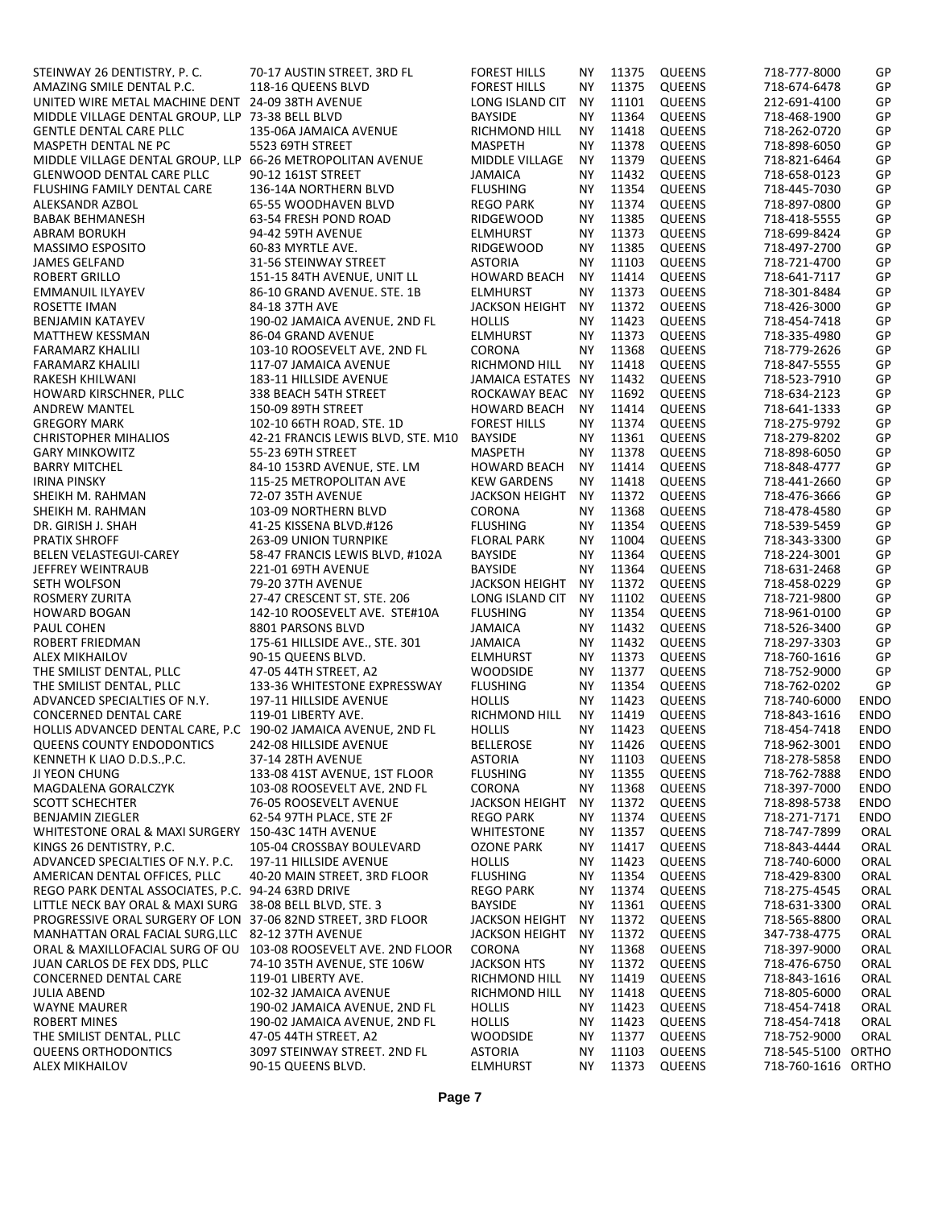| | | | | | | | |
|---|---|---|---|---|---|---|---|
| STEINWAY 26 DENTISTRY, P. C. | 70-17 AUSTIN STREET, 3RD FL | FOREST HILLS | NY | 11375 | QUEENS | 718-777-8000 | GP |
| AMAZING SMILE DENTAL P.C. | 118-16 QUEENS BLVD | FOREST HILLS | NY | 11375 | QUEENS | 718-674-6478 | GP |
| UNITED WIRE METAL MACHINE DENT | 24-09 38TH AVENUE | LONG ISLAND CIT | NY | 11101 | QUEENS | 212-691-4100 | GP |
| MIDDLE VILLAGE DENTAL GROUP, LLP | 73-38 BELL BLVD | BAYSIDE | NY | 11364 | QUEENS | 718-468-1900 | GP |
| GENTLE DENTAL CARE PLLC | 135-06A JAMAICA AVENUE | RICHMOND HILL | NY | 11418 | QUEENS | 718-262-0720 | GP |
| MASPETH DENTAL NE PC | 5523 69TH STREET | MASPETH | NY | 11378 | QUEENS | 718-898-6050 | GP |
| MIDDLE VILLAGE DENTAL GROUP, LLP | 66-26 METROPOLITAN AVENUE | MIDDLE VILLAGE | NY | 11379 | QUEENS | 718-821-6464 | GP |
| GLENWOOD DENTAL CARE PLLC | 90-12 161ST STREET | JAMAICA | NY | 11432 | QUEENS | 718-658-0123 | GP |
| FLUSHING FAMILY DENTAL CARE | 136-14A NORTHERN BLVD | FLUSHING | NY | 11354 | QUEENS | 718-445-7030 | GP |
| ALEKSANDR AZBOL | 65-55 WOODHAVEN BLVD | REGO PARK | NY | 11374 | QUEENS | 718-897-0800 | GP |
| BABAK BEHMANESH | 63-54 FRESH POND ROAD | RIDGEWOOD | NY | 11385 | QUEENS | 718-418-5555 | GP |
| ABRAM BORUKH | 94-42 59TH AVENUE | ELMHURST | NY | 11373 | QUEENS | 718-699-8424 | GP |
| MASSIMO ESPOSITO | 60-83 MYRTLE AVE. | RIDGEWOOD | NY | 11385 | QUEENS | 718-497-2700 | GP |
| JAMES GELFAND | 31-56 STEINWAY STREET | ASTORIA | NY | 11103 | QUEENS | 718-721-4700 | GP |
| ROBERT GRILLO | 151-15 84TH AVENUE, UNIT LL | HOWARD BEACH | NY | 11414 | QUEENS | 718-641-7117 | GP |
| EMMANUIL ILYAYEV | 86-10 GRAND AVENUE. STE. 1B | ELMHURST | NY | 11373 | QUEENS | 718-301-8484 | GP |
| ROSETTE IMAN | 84-18 37TH AVE | JACKSON HEIGHT | NY | 11372 | QUEENS | 718-426-3000 | GP |
| BENJAMIN KATAYEV | 190-02 JAMAICA AVENUE, 2ND FL | HOLLIS | NY | 11423 | QUEENS | 718-454-7418 | GP |
| MATTHEW KESSMAN | 86-04 GRAND AVENUE | ELMHURST | NY | 11373 | QUEENS | 718-335-4980 | GP |
| FARAMARZ KHALILI | 103-10 ROOSEVELT AVE, 2ND FL | CORONA | NY | 11368 | QUEENS | 718-779-2626 | GP |
| FARAMARZ KHALILI | 117-07 JAMAICA AVENUE | RICHMOND HILL | NY | 11418 | QUEENS | 718-847-5555 | GP |
| RAKESH KHILWANI | 183-11 HILLSIDE AVENUE | JAMAICA ESTATES | NY | 11432 | QUEENS | 718-523-7910 | GP |
| HOWARD KIRSCHNER, PLLC | 338 BEACH 54TH STREET | ROCKAWAY BEAC | NY | 11692 | QUEENS | 718-634-2123 | GP |
| ANDREW MANTEL | 150-09 89TH STREET | HOWARD BEACH | NY | 11414 | QUEENS | 718-641-1333 | GP |
| GREGORY MARK | 102-10 66TH ROAD, STE. 1D | FOREST HILLS | NY | 11374 | QUEENS | 718-275-9792 | GP |
| CHRISTOPHER MIHALIOS | 42-21 FRANCIS LEWIS BLVD, STE. M10 | BAYSIDE | NY | 11361 | QUEENS | 718-279-8202 | GP |
| GARY MINKOWITZ | 55-23 69TH STREET | MASPETH | NY | 11378 | QUEENS | 718-898-6050 | GP |
| BARRY MITCHEL | 84-10 153RD AVENUE, STE. LM | HOWARD BEACH | NY | 11414 | QUEENS | 718-848-4777 | GP |
| IRINA PINSKY | 115-25 METROPOLITAN AVE | KEW GARDENS | NY | 11418 | QUEENS | 718-441-2660 | GP |
| SHEIKH M. RAHMAN | 72-07 35TH AVENUE | JACKSON HEIGHT | NY | 11372 | QUEENS | 718-476-3666 | GP |
| SHEIKH M. RAHMAN | 103-09 NORTHERN BLVD | CORONA | NY | 11368 | QUEENS | 718-478-4580 | GP |
| DR. GIRISH J. SHAH | 41-25 KISSENA BLVD.#126 | FLUSHING | NY | 11354 | QUEENS | 718-539-5459 | GP |
| PRATIX SHROFF | 263-09 UNION TURNPIKE | FLORAL PARK | NY | 11004 | QUEENS | 718-343-3300 | GP |
| BELEN VELASTEGUI-CAREY | 58-47 FRANCIS LEWIS BLVD, #102A | BAYSIDE | NY | 11364 | QUEENS | 718-224-3001 | GP |
| JEFFREY WEINTRAUB | 221-01 69TH AVENUE | BAYSIDE | NY | 11364 | QUEENS | 718-631-2468 | GP |
| SETH WOLFSON | 79-20 37TH AVENUE | JACKSON HEIGHT | NY | 11372 | QUEENS | 718-458-0229 | GP |
| ROSMERY ZURITA | 27-47 CRESCENT ST, STE. 206 | LONG ISLAND CIT | NY | 11102 | QUEENS | 718-721-9800 | GP |
| HOWARD BOGAN | 142-10 ROOSEVELT AVE. STE#10A | FLUSHING | NY | 11354 | QUEENS | 718-961-0100 | GP |
| PAUL COHEN | 8801 PARSONS BLVD | JAMAICA | NY | 11432 | QUEENS | 718-526-3400 | GP |
| ROBERT FRIEDMAN | 175-61 HILLSIDE AVE., STE. 301 | JAMAICA | NY | 11432 | QUEENS | 718-297-3303 | GP |
| ALEX MIKHAILOV | 90-15 QUEENS BLVD. | ELMHURST | NY | 11373 | QUEENS | 718-760-1616 | GP |
| THE SMILIST DENTAL, PLLC | 47-05 44TH STREET, A2 | WOODSIDE | NY | 11377 | QUEENS | 718-752-9000 | GP |
| THE SMILIST DENTAL, PLLC | 133-36 WHITESTONE EXPRESSWAY | FLUSHING | NY | 11354 | QUEENS | 718-762-0202 | GP |
| ADVANCED SPECIALTIES OF N.Y. | 197-11 HILLSIDE AVENUE | HOLLIS | NY | 11423 | QUEENS | 718-740-6000 | ENDO |
| CONCERNED DENTAL CARE | 119-01 LIBERTY AVE. | RICHMOND HILL | NY | 11419 | QUEENS | 718-843-1616 | ENDO |
| HOLLIS ADVANCED DENTAL CARE, P.C | 190-02 JAMAICA AVENUE, 2ND FL | HOLLIS | NY | 11423 | QUEENS | 718-454-7418 | ENDO |
| QUEENS COUNTY ENDODONTICS | 242-08 HILLSIDE AVENUE | BELLEROSE | NY | 11426 | QUEENS | 718-962-3001 | ENDO |
| KENNETH K LIAO D.D.S.,P.C. | 37-14 28TH AVENUE | ASTORIA | NY | 11103 | QUEENS | 718-278-5858 | ENDO |
| JI YEON CHUNG | 133-08 41ST AVENUE, 1ST FLOOR | FLUSHING | NY | 11355 | QUEENS | 718-762-7888 | ENDO |
| MAGDALENA GORALCZYK | 103-08 ROOSEVELT AVE, 2ND FL | CORONA | NY | 11368 | QUEENS | 718-397-7000 | ENDO |
| SCOTT SCHECHTER | 76-05 ROOSEVELT AVENUE | JACKSON HEIGHT | NY | 11372 | QUEENS | 718-898-5738 | ENDO |
| BENJAMIN ZIEGLER | 62-54 97TH PLACE, STE 2F | REGO PARK | NY | 11374 | QUEENS | 718-271-7171 | ENDO |
| WHITESTONE ORAL & MAXI SURGERY | 150-43C 14TH AVENUE | WHITESTONE | NY | 11357 | QUEENS | 718-747-7899 | ORAL |
| KINGS 26 DENTISTRY, P.C. | 105-04 CROSSBAY BOULEVARD | OZONE PARK | NY | 11417 | QUEENS | 718-843-4444 | ORAL |
| ADVANCED SPECIALTIES OF N.Y. P.C. | 197-11 HILLSIDE AVENUE | HOLLIS | NY | 11423 | QUEENS | 718-740-6000 | ORAL |
| AMERICAN DENTAL OFFICES, PLLC | 40-20 MAIN STREET, 3RD FLOOR | FLUSHING | NY | 11354 | QUEENS | 718-429-8300 | ORAL |
| REGO PARK DENTAL ASSOCIATES, P.C. | 94-24 63RD DRIVE | REGO PARK | NY | 11374 | QUEENS | 718-275-4545 | ORAL |
| LITTLE NECK BAY ORAL & MAXI SURG | 38-08 BELL BLVD, STE. 3 | BAYSIDE | NY | 11361 | QUEENS | 718-631-3300 | ORAL |
| PROGRESSIVE ORAL SURGERY OF LON | 37-06 82ND STREET, 3RD FLOOR | JACKSON HEIGHT | NY | 11372 | QUEENS | 718-565-8800 | ORAL |
| MANHATTAN ORAL FACIAL SURG,LLC | 82-12 37TH AVENUE | JACKSON HEIGHT | NY | 11372 | QUEENS | 347-738-4775 | ORAL |
| ORAL & MAXILLOFACIAL SURG OF QU | 103-08 ROOSEVELT AVE. 2ND FLOOR | CORONA | NY | 11368 | QUEENS | 718-397-9000 | ORAL |
| JUAN CARLOS DE FEX DDS, PLLC | 74-10 35TH AVENUE, STE 106W | JACKSON HTS | NY | 11372 | QUEENS | 718-476-6750 | ORAL |
| CONCERNED DENTAL CARE | 119-01 LIBERTY AVE. | RICHMOND HILL | NY | 11419 | QUEENS | 718-843-1616 | ORAL |
| JULIA ABEND | 102-32 JAMAICA AVENUE | RICHMOND HILL | NY | 11418 | QUEENS | 718-805-6000 | ORAL |
| WAYNE MAURER | 190-02 JAMAICA AVENUE, 2ND FL | HOLLIS | NY | 11423 | QUEENS | 718-454-7418 | ORAL |
| ROBERT MINES | 190-02 JAMAICA AVENUE, 2ND FL | HOLLIS | NY | 11423 | QUEENS | 718-454-7418 | ORAL |
| THE SMILIST DENTAL, PLLC | 47-05 44TH STREET, A2 | WOODSIDE | NY | 11377 | QUEENS | 718-752-9000 | ORAL |
| QUEENS ORTHODONTICS | 3097 STEINWAY STREET. 2ND FL | ASTORIA | NY | 11103 | QUEENS | 718-545-5100 | ORTHO |
| ALEX MIKHAILOV | 90-15 QUEENS BLVD. | ELMHURST | NY | 11373 | QUEENS | 718-760-1616 | ORTHO |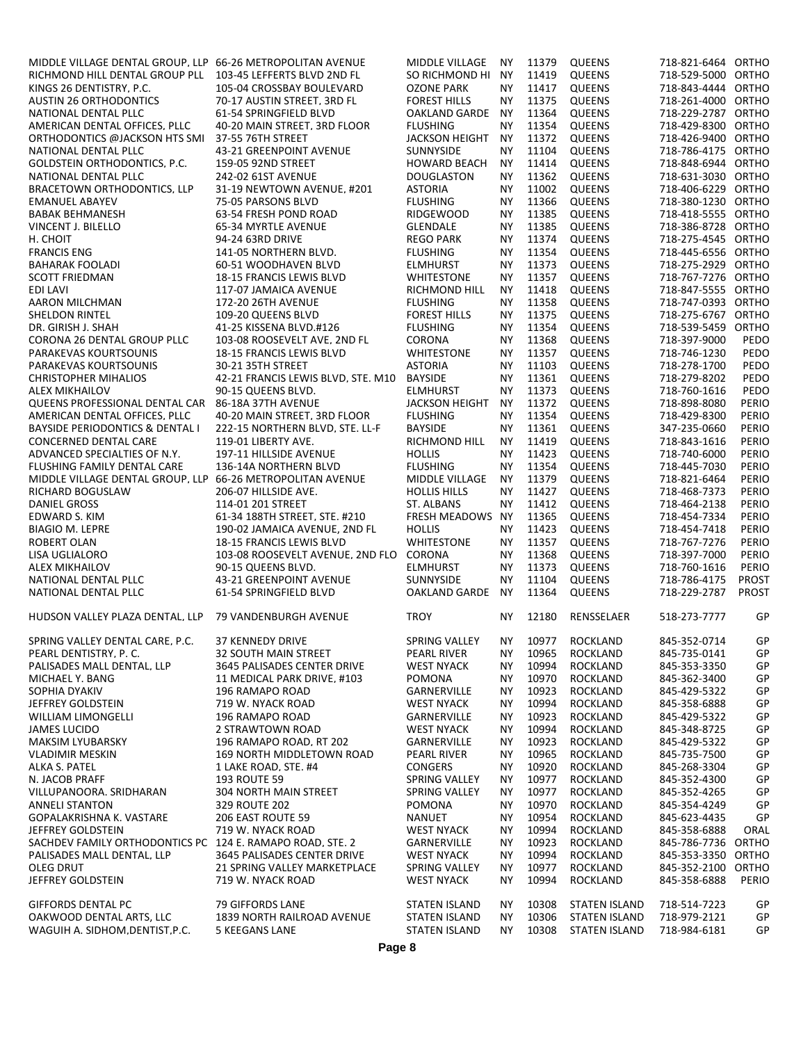| | | | | | | | |
|---|---|---|---|---|---|---|---|
| MIDDLE VILLAGE DENTAL GROUP, LLP | 66-26 METROPOLITAN AVENUE | MIDDLE VILLAGE | NY | 11379 | QUEENS | 718-821-6464 | ORTHO |
| RICHMOND HILL DENTAL GROUP PLL | 103-45 LEFFERTS BLVD 2ND FL | SO RICHMOND HI | NY | 11419 | QUEENS | 718-529-5000 | ORTHO |
| KINGS 26 DENTISTRY, P.C. | 105-04 CROSSBAY BOULEVARD | OZONE PARK | NY | 11417 | QUEENS | 718-843-4444 | ORTHO |
| AUSTIN 26 ORTHODONTICS | 70-17 AUSTIN STREET, 3RD FL | FOREST HILLS | NY | 11375 | QUEENS | 718-261-4000 | ORTHO |
| NATIONAL DENTAL PLLC | 61-54 SPRINGFIELD BLVD | OAKLAND GARDE | NY | 11364 | QUEENS | 718-229-2787 | ORTHO |
| AMERICAN DENTAL OFFICES, PLLC | 40-20 MAIN STREET, 3RD FLOOR | FLUSHING | NY | 11354 | QUEENS | 718-429-8300 | ORTHO |
| ORTHODONTICS @JACKSON HTS SMI | 37-55 76TH STREET | JACKSON HEIGHT | NY | 11372 | QUEENS | 718-426-9400 | ORTHO |
| NATIONAL DENTAL PLLC | 43-21 GREENPOINT AVENUE | SUNNYSIDE | NY | 11104 | QUEENS | 718-786-4175 | ORTHO |
| GOLDSTEIN ORTHODONTICS, P.C. | 159-05 92ND STREET | HOWARD BEACH | NY | 11414 | QUEENS | 718-848-6944 | ORTHO |
| NATIONAL DENTAL PLLC | 242-02 61ST AVENUE | DOUGLASTON | NY | 11362 | QUEENS | 718-631-3030 | ORTHO |
| BRACETOWN ORTHODONTICS, LLP | 31-19 NEWTOWN AVENUE, #201 | ASTORIA | NY | 11002 | QUEENS | 718-406-6229 | ORTHO |
| EMANUEL ABAYEV | 75-05 PARSONS BLVD | FLUSHING | NY | 11366 | QUEENS | 718-380-1230 | ORTHO |
| BABAK BEHMANESH | 63-54 FRESH POND ROAD | RIDGEWOOD | NY | 11385 | QUEENS | 718-418-5555 | ORTHO |
| VINCENT J. BILELLO | 65-34 MYRTLE AVENUE | GLENDALE | NY | 11385 | QUEENS | 718-386-8728 | ORTHO |
| H. CHOIT | 94-24 63RD DRIVE | REGO PARK | NY | 11374 | QUEENS | 718-275-4545 | ORTHO |
| FRANCIS ENG | 141-05 NORTHERN BLVD. | FLUSHING | NY | 11354 | QUEENS | 718-445-6556 | ORTHO |
| BAHARAK FOOLADI | 60-51 WOODHAVEN BLVD | ELMHURST | NY | 11373 | QUEENS | 718-275-2929 | ORTHO |
| SCOTT FRIEDMAN | 18-15 FRANCIS LEWIS BLVD | WHITESTONE | NY | 11357 | QUEENS | 718-767-7276 | ORTHO |
| EDI LAVI | 117-07 JAMAICA AVENUE | RICHMOND HILL | NY | 11418 | QUEENS | 718-847-5555 | ORTHO |
| AARON MILCHMAN | 172-20 26TH AVENUE | FLUSHING | NY | 11358 | QUEENS | 718-747-0393 | ORTHO |
| SHELDON RINTEL | 109-20 QUEENS BLVD | FOREST HILLS | NY | 11375 | QUEENS | 718-275-6767 | ORTHO |
| DR. GIRISH J. SHAH | 41-25 KISSENA BLVD.#126 | FLUSHING | NY | 11354 | QUEENS | 718-539-5459 | ORTHO |
| CORONA 26 DENTAL GROUP PLLC | 103-08 ROOSEVELT AVE, 2ND FL | CORONA | NY | 11368 | QUEENS | 718-397-9000 | PEDO |
| PARAKEVAS KOURTSOUNIS | 18-15 FRANCIS LEWIS BLVD | WHITESTONE | NY | 11357 | QUEENS | 718-746-1230 | PEDO |
| PARAKEVAS KOURTSOUNIS | 30-21 35TH STREET | ASTORIA | NY | 11103 | QUEENS | 718-278-1700 | PEDO |
| CHRISTOPHER MIHALIOS | 42-21 FRANCIS LEWIS BLVD, STE. M10 | BAYSIDE | NY | 11361 | QUEENS | 718-279-8202 | PEDO |
| ALEX MIKHAILOV | 90-15 QUEENS BLVD. | ELMHURST | NY | 11373 | QUEENS | 718-760-1616 | PEDO |
| QUEENS PROFESSIONAL DENTAL CAR | 86-18A 37TH AVENUE | JACKSON HEIGHT | NY | 11372 | QUEENS | 718-898-8080 | PERIO |
| AMERICAN DENTAL OFFICES, PLLC | 40-20 MAIN STREET, 3RD FLOOR | FLUSHING | NY | 11354 | QUEENS | 718-429-8300 | PERIO |
| BAYSIDE PERIODONTICS & DENTAL I | 222-15 NORTHERN BLVD, STE. LL-F | BAYSIDE | NY | 11361 | QUEENS | 347-235-0660 | PERIO |
| CONCERNED DENTAL CARE | 119-01 LIBERTY AVE. | RICHMOND HILL | NY | 11419 | QUEENS | 718-843-1616 | PERIO |
| ADVANCED SPECIALTIES OF N.Y. | 197-11 HILLSIDE AVENUE | HOLLIS | NY | 11423 | QUEENS | 718-740-6000 | PERIO |
| FLUSHING FAMILY DENTAL CARE | 136-14A NORTHERN BLVD | FLUSHING | NY | 11354 | QUEENS | 718-445-7030 | PERIO |
| MIDDLE VILLAGE DENTAL GROUP, LLP | 66-26 METROPOLITAN AVENUE | MIDDLE VILLAGE | NY | 11379 | QUEENS | 718-821-6464 | PERIO |
| RICHARD BOGUSLAW | 206-07 HILLSIDE AVE. | HOLLIS HILLS | NY | 11427 | QUEENS | 718-468-7373 | PERIO |
| DANIEL GROSS | 114-01 201 STREET | ST. ALBANS | NY | 11412 | QUEENS | 718-464-2138 | PERIO |
| EDWARD S. KIM | 61-34 188TH STREET, STE. #210 | FRESH MEADOWS | NY | 11365 | QUEENS | 718-454-7334 | PERIO |
| BIAGIO M. LEPRE | 190-02 JAMAICA AVENUE, 2ND FL | HOLLIS | NY | 11423 | QUEENS | 718-454-7418 | PERIO |
| ROBERT OLAN | 18-15 FRANCIS LEWIS BLVD | WHITESTONE | NY | 11357 | QUEENS | 718-767-7276 | PERIO |
| LISA UGLIALORO | 103-08 ROOSEVELT AVENUE, 2ND FLO | CORONA | NY | 11368 | QUEENS | 718-397-7000 | PERIO |
| ALEX MIKHAILOV | 90-15 QUEENS BLVD. | ELMHURST | NY | 11373 | QUEENS | 718-760-1616 | PERIO |
| NATIONAL DENTAL PLLC | 43-21 GREENPOINT AVENUE | SUNNYSIDE | NY | 11104 | QUEENS | 718-786-4175 | PROST |
| NATIONAL DENTAL PLLC | 61-54 SPRINGFIELD BLVD | OAKLAND GARDE | NY | 11364 | QUEENS | 718-229-2787 | PROST |
| HUDSON VALLEY PLAZA DENTAL, LLP | 79 VANDENBURGH AVENUE | TROY | NY | 12180 | RENSSELAER | 518-273-7777 | GP |
| SPRING VALLEY DENTAL CARE, P.C. | 37 KENNEDY DRIVE | SPRING VALLEY | NY | 10977 | ROCKLAND | 845-352-0714 | GP |
| PEARL DENTISTRY, P. C. | 32 SOUTH MAIN STREET | PEARL RIVER | NY | 10965 | ROCKLAND | 845-735-0141 | GP |
| PALISADES MALL DENTAL, LLP | 3645 PALISADES CENTER DRIVE | WEST NYACK | NY | 10994 | ROCKLAND | 845-353-3350 | GP |
| MICHAEL Y. BANG | 11 MEDICAL PARK DRIVE, #103 | POMONA | NY | 10970 | ROCKLAND | 845-362-3400 | GP |
| SOPHIA DYAKIV | 196 RAMAPO ROAD | GARNERVILLE | NY | 10923 | ROCKLAND | 845-429-5322 | GP |
| JEFFREY GOLDSTEIN | 719 W. NYACK ROAD | WEST NYACK | NY | 10994 | ROCKLAND | 845-358-6888 | GP |
| WILLIAM LIMONGELLI | 196 RAMAPO ROAD | GARNERVILLE | NY | 10923 | ROCKLAND | 845-429-5322 | GP |
| JAMES LUCIDO | 2 STRAWTOWN ROAD | WEST NYACK | NY | 10994 | ROCKLAND | 845-348-8725 | GP |
| MAKSIM LYUBARSKY | 196 RAMAPO ROAD, RT 202 | GARNERVILLE | NY | 10923 | ROCKLAND | 845-429-5322 | GP |
| VLADIMIR MESKIN | 169 NORTH MIDDLETOWN ROAD | PEARL RIVER | NY | 10965 | ROCKLAND | 845-735-7500 | GP |
| ALKA S. PATEL | 1 LAKE ROAD, STE. #4 | CONGERS | NY | 10920 | ROCKLAND | 845-268-3304 | GP |
| N. JACOB PRAFF | 193 ROUTE 59 | SPRING VALLEY | NY | 10977 | ROCKLAND | 845-352-4300 | GP |
| VILLUPANOORA. SRIDHARAN | 304 NORTH MAIN STREET | SPRING VALLEY | NY | 10977 | ROCKLAND | 845-352-4265 | GP |
| ANNELI STANTON | 329 ROUTE 202 | POMONA | NY | 10970 | ROCKLAND | 845-354-4249 | GP |
| GOPALAKRISHNA K. VASTARE | 206 EAST ROUTE 59 | NANUET | NY | 10954 | ROCKLAND | 845-623-4435 | GP |
| JEFFREY GOLDSTEIN | 719 W. NYACK ROAD | WEST NYACK | NY | 10994 | ROCKLAND | 845-358-6888 | ORAL |
| SACHDEV FAMILY ORTHODONTICS PC | 124 E. RAMAPO ROAD, STE. 2 | GARNERVILLE | NY | 10923 | ROCKLAND | 845-786-7736 | ORTHO |
| PALISADES MALL DENTAL, LLP | 3645 PALISADES CENTER DRIVE | WEST NYACK | NY | 10994 | ROCKLAND | 845-353-3350 | ORTHO |
| OLEG DRUT | 21 SPRING VALLEY MARKETPLACE | SPRING VALLEY | NY | 10977 | ROCKLAND | 845-352-2100 | ORTHO |
| JEFFREY GOLDSTEIN | 719 W. NYACK ROAD | WEST NYACK | NY | 10994 | ROCKLAND | 845-358-6888 | PERIO |
| GIFFORDS DENTAL PC | 79 GIFFORDS LANE | STATEN ISLAND | NY | 10308 | STATEN ISLAND | 718-514-7223 | GP |
| OAKWOOD DENTAL ARTS, LLC | 1839 NORTH RAILROAD AVENUE | STATEN ISLAND | NY | 10306 | STATEN ISLAND | 718-979-2121 | GP |
| WAGUIH A. SIDHOM,DENTIST,P.C. | 5 KEEGANS LANE | STATEN ISLAND | NY | 10308 | STATEN ISLAND | 718-984-6181 | GP |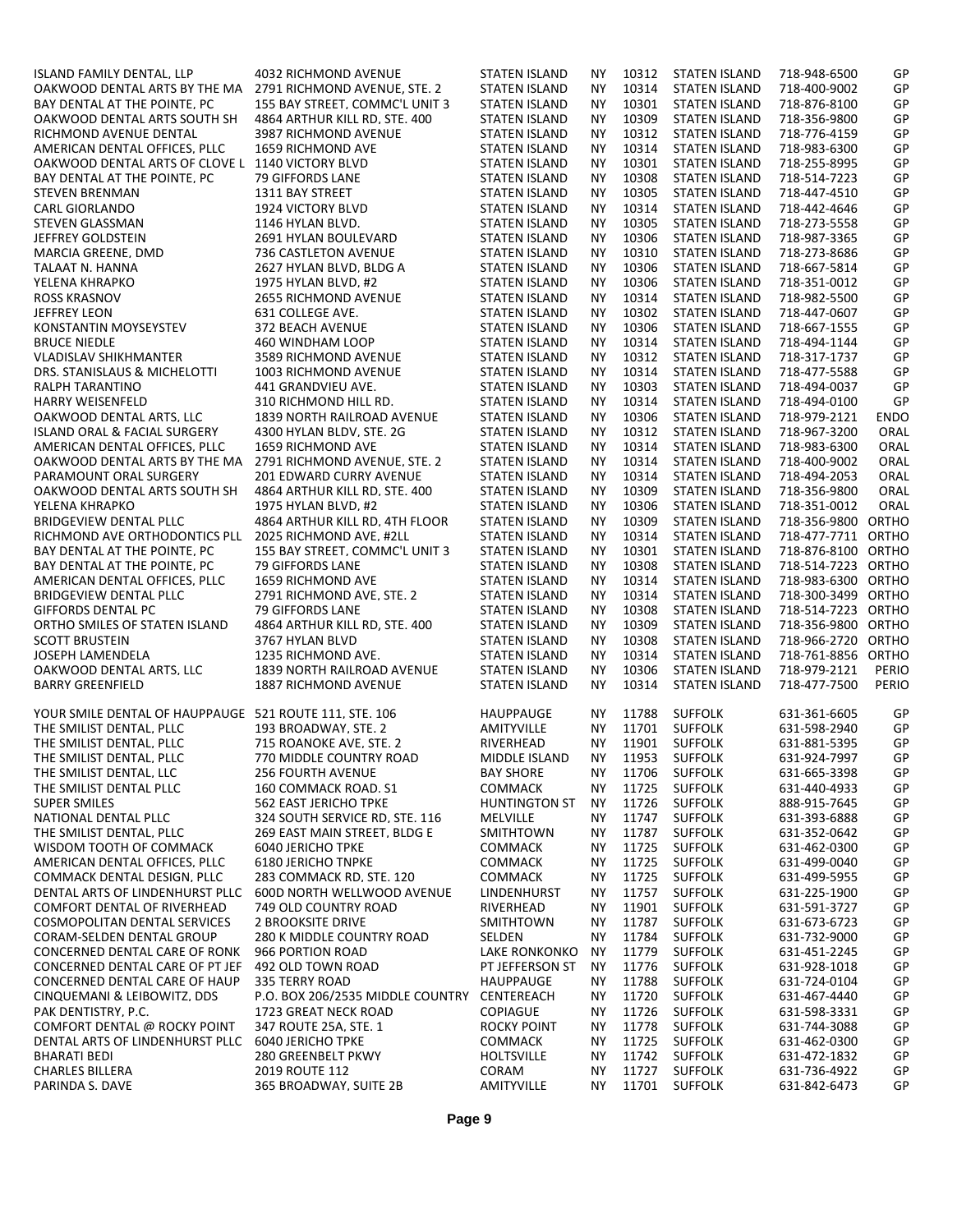| | | | | | | | |
|---|---|---|---|---|---|---|---|
| ISLAND FAMILY DENTAL, LLP | 4032 RICHMOND AVENUE | STATEN ISLAND | NY | 10312 | STATEN ISLAND | 718-948-6500 | GP |
| OAKWOOD DENTAL ARTS BY THE MA | 2791 RICHMOND AVENUE, STE. 2 | STATEN ISLAND | NY | 10314 | STATEN ISLAND | 718-400-9002 | GP |
| BAY DENTAL AT THE POINTE, PC | 155 BAY STREET, COMMC'L UNIT 3 | STATEN ISLAND | NY | 10301 | STATEN ISLAND | 718-876-8100 | GP |
| OAKWOOD DENTAL ARTS SOUTH SH | 4864 ARTHUR KILL RD, STE. 400 | STATEN ISLAND | NY | 10309 | STATEN ISLAND | 718-356-9800 | GP |
| RICHMOND AVENUE DENTAL | 3987 RICHMOND AVENUE | STATEN ISLAND | NY | 10312 | STATEN ISLAND | 718-776-4159 | GP |
| AMERICAN DENTAL OFFICES, PLLC | 1659 RICHMOND AVE | STATEN ISLAND | NY | 10314 | STATEN ISLAND | 718-983-6300 | GP |
| OAKWOOD DENTAL ARTS OF CLOVE L | 1140 VICTORY BLVD | STATEN ISLAND | NY | 10301 | STATEN ISLAND | 718-255-8995 | GP |
| BAY DENTAL AT THE POINTE, PC | 79 GIFFORDS LANE | STATEN ISLAND | NY | 10308 | STATEN ISLAND | 718-514-7223 | GP |
| STEVEN BRENMAN | 1311 BAY STREET | STATEN ISLAND | NY | 10305 | STATEN ISLAND | 718-447-4510 | GP |
| CARL GIORLANDO | 1924 VICTORY BLVD | STATEN ISLAND | NY | 10314 | STATEN ISLAND | 718-442-4646 | GP |
| STEVEN GLASSMAN | 1146 HYLAN BLVD. | STATEN ISLAND | NY | 10305 | STATEN ISLAND | 718-273-5558 | GP |
| JEFFREY GOLDSTEIN | 2691 HYLAN BOULEVARD | STATEN ISLAND | NY | 10306 | STATEN ISLAND | 718-987-3365 | GP |
| MARCIA GREENE, DMD | 736 CASTLETON AVENUE | STATEN ISLAND | NY | 10310 | STATEN ISLAND | 718-273-8686 | GP |
| TALAAT N. HANNA | 2627 HYLAN BLVD, BLDG A | STATEN ISLAND | NY | 10306 | STATEN ISLAND | 718-667-5814 | GP |
| YELENA KHRAPKO | 1975 HYLAN BLVD, #2 | STATEN ISLAND | NY | 10306 | STATEN ISLAND | 718-351-0012 | GP |
| ROSS KRASNOV | 2655 RICHMOND AVENUE | STATEN ISLAND | NY | 10314 | STATEN ISLAND | 718-982-5500 | GP |
| JEFFREY LEON | 631 COLLEGE AVE. | STATEN ISLAND | NY | 10302 | STATEN ISLAND | 718-447-0607 | GP |
| KONSTANTIN MOYSEYSTEV | 372 BEACH AVENUE | STATEN ISLAND | NY | 10306 | STATEN ISLAND | 718-667-1555 | GP |
| BRUCE NIEDLE | 460 WINDHAM LOOP | STATEN ISLAND | NY | 10314 | STATEN ISLAND | 718-494-1144 | GP |
| VLADISLAV SHIKHMANTER | 3589 RICHMOND AVENUE | STATEN ISLAND | NY | 10312 | STATEN ISLAND | 718-317-1737 | GP |
| DRS. STANISLAUS & MICHELOTTI | 1003 RICHMOND AVENUE | STATEN ISLAND | NY | 10314 | STATEN ISLAND | 718-477-5588 | GP |
| RALPH TARANTINO | 441 GRANDVIEU AVE. | STATEN ISLAND | NY | 10303 | STATEN ISLAND | 718-494-0037 | GP |
| HARRY WEISENFELD | 310 RICHMOND HILL RD. | STATEN ISLAND | NY | 10314 | STATEN ISLAND | 718-494-0100 | GP |
| OAKWOOD DENTAL ARTS, LLC | 1839 NORTH RAILROAD AVENUE | STATEN ISLAND | NY | 10306 | STATEN ISLAND | 718-979-2121 | ENDO |
| ISLAND ORAL & FACIAL SURGERY | 4300 HYLAN BLDV, STE. 2G | STATEN ISLAND | NY | 10312 | STATEN ISLAND | 718-967-3200 | ORAL |
| AMERICAN DENTAL OFFICES, PLLC | 1659 RICHMOND AVE | STATEN ISLAND | NY | 10314 | STATEN ISLAND | 718-983-6300 | ORAL |
| OAKWOOD DENTAL ARTS BY THE MA | 2791 RICHMOND AVENUE, STE. 2 | STATEN ISLAND | NY | 10314 | STATEN ISLAND | 718-400-9002 | ORAL |
| PARAMOUNT ORAL SURGERY | 201 EDWARD CURRY AVENUE | STATEN ISLAND | NY | 10314 | STATEN ISLAND | 718-494-2053 | ORAL |
| OAKWOOD DENTAL ARTS SOUTH SH | 4864 ARTHUR KILL RD, STE. 400 | STATEN ISLAND | NY | 10309 | STATEN ISLAND | 718-356-9800 | ORAL |
| YELENA KHRAPKO | 1975 HYLAN BLVD, #2 | STATEN ISLAND | NY | 10306 | STATEN ISLAND | 718-351-0012 | ORAL |
| BRIDGEVIEW DENTAL PLLC | 4864 ARTHUR KILL RD, 4TH FLOOR | STATEN ISLAND | NY | 10309 | STATEN ISLAND | 718-356-9800 | ORTHO |
| RICHMOND AVE ORTHODONTICS PLL | 2025 RICHMOND AVE, #2LL | STATEN ISLAND | NY | 10314 | STATEN ISLAND | 718-477-7711 | ORTHO |
| BAY DENTAL AT THE POINTE, PC | 155 BAY STREET, COMMC'L UNIT 3 | STATEN ISLAND | NY | 10301 | STATEN ISLAND | 718-876-8100 | ORTHO |
| BAY DENTAL AT THE POINTE, PC | 79 GIFFORDS LANE | STATEN ISLAND | NY | 10308 | STATEN ISLAND | 718-514-7223 | ORTHO |
| AMERICAN DENTAL OFFICES, PLLC | 1659 RICHMOND AVE | STATEN ISLAND | NY | 10314 | STATEN ISLAND | 718-983-6300 | ORTHO |
| BRIDGEVIEW DENTAL PLLC | 2791 RICHMOND AVE, STE. 2 | STATEN ISLAND | NY | 10314 | STATEN ISLAND | 718-300-3499 | ORTHO |
| GIFFORDS DENTAL PC | 79 GIFFORDS LANE | STATEN ISLAND | NY | 10308 | STATEN ISLAND | 718-514-7223 | ORTHO |
| ORTHO SMILES OF STATEN ISLAND | 4864 ARTHUR KILL RD, STE. 400 | STATEN ISLAND | NY | 10309 | STATEN ISLAND | 718-356-9800 | ORTHO |
| SCOTT BRUSTEIN | 3767 HYLAN BLVD | STATEN ISLAND | NY | 10308 | STATEN ISLAND | 718-966-2720 | ORTHO |
| JOSEPH LAMENDELA | 1235 RICHMOND AVE. | STATEN ISLAND | NY | 10314 | STATEN ISLAND | 718-761-8856 | ORTHO |
| OAKWOOD DENTAL ARTS, LLC | 1839 NORTH RAILROAD AVENUE | STATEN ISLAND | NY | 10306 | STATEN ISLAND | 718-979-2121 | PERIO |
| BARRY GREENFIELD | 1887 RICHMOND AVENUE | STATEN ISLAND | NY | 10314 | STATEN ISLAND | 718-477-7500 | PERIO |
| YOUR SMILE DENTAL OF HAUPPAUGE | 521 ROUTE 111, STE. 106 | HAUPPAUGE | NY | 11788 | SUFFOLK | 631-361-6605 | GP |
| THE SMILIST DENTAL, PLLC | 193 BROADWAY, STE. 2 | AMITYVILLE | NY | 11701 | SUFFOLK | 631-598-2940 | GP |
| THE SMILIST DENTAL, PLLC | 715 ROANOKE AVE, STE. 2 | RIVERHEAD | NY | 11901 | SUFFOLK | 631-881-5395 | GP |
| THE SMILIST DENTAL, PLLC | 770 MIDDLE COUNTRY ROAD | MIDDLE ISLAND | NY | 11953 | SUFFOLK | 631-924-7997 | GP |
| THE SMILIST DENTAL, LLC | 256 FOURTH AVENUE | BAY SHORE | NY | 11706 | SUFFOLK | 631-665-3398 | GP |
| THE SMILIST DENTAL PLLC | 160 COMMACK ROAD. S1 | COMMACK | NY | 11725 | SUFFOLK | 631-440-4933 | GP |
| SUPER SMILES | 562 EAST JERICHO TPKE | HUNTINGTON ST | NY | 11726 | SUFFOLK | 888-915-7645 | GP |
| NATIONAL DENTAL PLLC | 324 SOUTH SERVICE RD, STE. 116 | MELVILLE | NY | 11747 | SUFFOLK | 631-393-6888 | GP |
| THE SMILIST DENTAL, PLLC | 269 EAST MAIN STREET, BLDG E | SMITHTOWN | NY | 11787 | SUFFOLK | 631-352-0642 | GP |
| WISDOM TOOTH OF COMMACK | 6040 JERICHO TPKE | COMMACK | NY | 11725 | SUFFOLK | 631-462-0300 | GP |
| AMERICAN DENTAL OFFICES, PLLC | 6180 JERICHO TNPKE | COMMACK | NY | 11725 | SUFFOLK | 631-499-0040 | GP |
| COMMACK DENTAL DESIGN, PLLC | 283 COMMACK RD, STE. 120 | COMMACK | NY | 11725 | SUFFOLK | 631-499-5955 | GP |
| DENTAL ARTS OF LINDENHURST PLLC | 600D NORTH WELLWOOD AVENUE | LINDENHURST | NY | 11757 | SUFFOLK | 631-225-1900 | GP |
| COMFORT DENTAL OF RIVERHEAD | 749 OLD COUNTRY ROAD | RIVERHEAD | NY | 11901 | SUFFOLK | 631-591-3727 | GP |
| COSMOPOLITAN DENTAL SERVICES | 2 BROOKSITE DRIVE | SMITHTOWN | NY | 11787 | SUFFOLK | 631-673-6723 | GP |
| CORAM-SELDEN DENTAL GROUP | 280 K MIDDLE COUNTRY ROAD | SELDEN | NY | 11784 | SUFFOLK | 631-732-9000 | GP |
| CONCERNED DENTAL CARE OF RONK | 966 PORTION ROAD | LAKE RONKONKO | NY | 11779 | SUFFOLK | 631-451-2245 | GP |
| CONCERNED DENTAL CARE OF PT JEF | 492 OLD TOWN ROAD | PT JEFFERSON ST | NY | 11776 | SUFFOLK | 631-928-1018 | GP |
| CONCERNED DENTAL CARE OF HAUP | 335 TERRY ROAD | HAUPPAUGE | NY | 11788 | SUFFOLK | 631-724-0104 | GP |
| CINQUEMANI & LEIBOWITZ, DDS | P.O. BOX 206/2535 MIDDLE COUNTRY | CENTEREACH | NY | 11720 | SUFFOLK | 631-467-4440 | GP |
| PAK DENTISTRY, P.C. | 1723 GREAT NECK ROAD | COPIAGUE | NY | 11726 | SUFFOLK | 631-598-3331 | GP |
| COMFORT DENTAL @ ROCKY POINT | 347 ROUTE 25A, STE. 1 | ROCKY POINT | NY | 11778 | SUFFOLK | 631-744-3088 | GP |
| DENTAL ARTS OF LINDENHURST PLLC | 6040 JERICHO TPKE | COMMACK | NY | 11725 | SUFFOLK | 631-462-0300 | GP |
| BHARATI BEDI | 280 GREENBELT PKWY | HOLTSVILLE | NY | 11742 | SUFFOLK | 631-472-1832 | GP |
| CHARLES BILLERA | 2019 ROUTE 112 | CORAM | NY | 11727 | SUFFOLK | 631-736-4922 | GP |
| PARINDA S. DAVE | 365 BROADWAY, SUITE 2B | AMITYVILLE | NY | 11701 | SUFFOLK | 631-842-6473 | GP |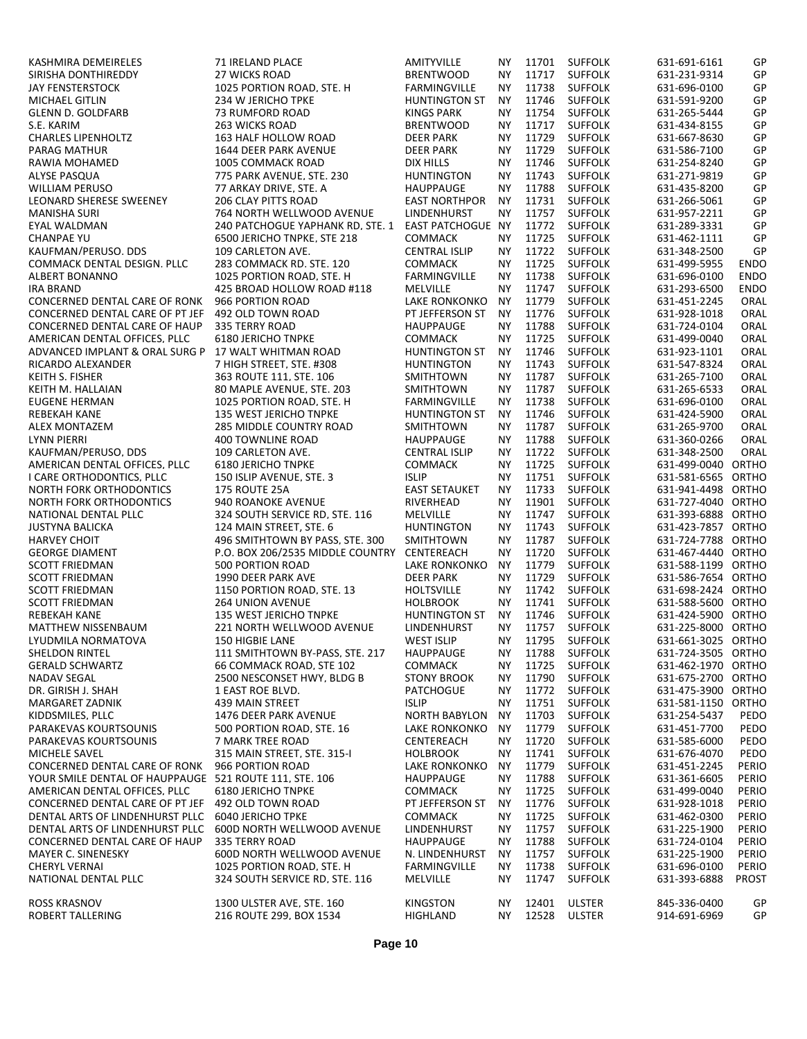| | | | | | | | |
|---|---|---|---|---|---|---|---|
| KASHMIRA DEMEIRELES | 71 IRELAND PLACE | AMITYVILLE | NY | 11701 | SUFFOLK | 631-691-6161 | GP |
| SIRISHA DONTHIREDDY | 27 WICKS ROAD | BRENTWOOD | NY | 11717 | SUFFOLK | 631-231-9314 | GP |
| JAY FENSTERSTOCK | 1025 PORTION ROAD, STE. H | FARMINGVILLE | NY | 11738 | SUFFOLK | 631-696-0100 | GP |
| MICHAEL GITLIN | 234 W JERICHO TPKE | HUNTINGTON ST | NY | 11746 | SUFFOLK | 631-591-9200 | GP |
| GLENN D. GOLDFARB | 73 RUMFORD ROAD | KINGS PARK | NY | 11754 | SUFFOLK | 631-265-5444 | GP |
| S.E. KARIM | 263 WICKS ROAD | BRENTWOOD | NY | 11717 | SUFFOLK | 631-434-8155 | GP |
| CHARLES LIPENHOLTZ | 163 HALF HOLLOW ROAD | DEER PARK | NY | 11729 | SUFFOLK | 631-667-8630 | GP |
| PARAG MATHUR | 1644 DEER PARK AVENUE | DEER PARK | NY | 11729 | SUFFOLK | 631-586-7100 | GP |
| RAWIA MOHAMED | 1005 COMMACK ROAD | DIX HILLS | NY | 11746 | SUFFOLK | 631-254-8240 | GP |
| ALYSE PASQUA | 775 PARK AVENUE, STE. 230 | HUNTINGTON | NY | 11743 | SUFFOLK | 631-271-9819 | GP |
| WILLIAM PERUSO | 77 ARKAY DRIVE, STE. A | HAUPPAUGE | NY | 11788 | SUFFOLK | 631-435-8200 | GP |
| LEONARD SHERESE SWEENEY | 206 CLAY PITTS ROAD | EAST NORTHPOR | NY | 11731 | SUFFOLK | 631-266-5061 | GP |
| MANISHA SURI | 764 NORTH WELLWOOD AVENUE | LINDENHURST | NY | 11757 | SUFFOLK | 631-957-2211 | GP |
| EYAL WALDMAN | 240 PATCHOGUE YAPHANK RD, STE. 1 | EAST PATCHOGUE | NY | 11772 | SUFFOLK | 631-289-3331 | GP |
| CHANPAE YU | 6500 JERICHO TPNKE, STE 218 | COMMACK | NY | 11725 | SUFFOLK | 631-462-1111 | GP |
| KAUFMAN/PERUSO. DDS | 109 CARLETON AVE. | CENTRAL ISLIP | NY | 11722 | SUFFOLK | 631-348-2500 | GP |
| COMMACK DENTAL DESIGN. PLLC | 283 COMMACK RD. STE. 120 | COMMACK | NY | 11725 | SUFFOLK | 631-499-5955 | ENDO |
| ALBERT BONANNO | 1025 PORTION ROAD, STE. H | FARMINGVILLE | NY | 11738 | SUFFOLK | 631-696-0100 | ENDO |
| IRA BRAND | 425 BROAD HOLLOW ROAD #118 | MELVILLE | NY | 11747 | SUFFOLK | 631-293-6500 | ENDO |
| CONCERNED DENTAL CARE OF RONK | 966 PORTION ROAD | LAKE RONKONKO | NY | 11779 | SUFFOLK | 631-451-2245 | ORAL |
| CONCERNED DENTAL CARE OF PT JEF | 492 OLD TOWN ROAD | PT JEFFERSON ST | NY | 11776 | SUFFOLK | 631-928-1018 | ORAL |
| CONCERNED DENTAL CARE OF HAUP | 335 TERRY ROAD | HAUPPAUGE | NY | 11788 | SUFFOLK | 631-724-0104 | ORAL |
| AMERICAN DENTAL OFFICES, PLLC | 6180 JERICHO TNPKE | COMMACK | NY | 11725 | SUFFOLK | 631-499-0040 | ORAL |
| ADVANCED IMPLANT & ORAL SURG P | 17 WALT WHITMAN ROAD | HUNTINGTON ST | NY | 11746 | SUFFOLK | 631-923-1101 | ORAL |
| RICARDO ALEXANDER | 7 HIGH STREET, STE. #308 | HUNTINGTON | NY | 11743 | SUFFOLK | 631-547-8324 | ORAL |
| KEITH S. FISHER | 363 ROUTE 111, STE. 106 | SMITHTOWN | NY | 11787 | SUFFOLK | 631-265-7100 | ORAL |
| KEITH M. HALLAIAN | 80 MAPLE AVENUE, STE. 203 | SMITHTOWN | NY | 11787 | SUFFOLK | 631-265-6533 | ORAL |
| EUGENE HERMAN | 1025 PORTION ROAD, STE. H | FARMINGVILLE | NY | 11738 | SUFFOLK | 631-696-0100 | ORAL |
| REBEKAH KANE | 135 WEST JERICHO TNPKE | HUNTINGTON ST | NY | 11746 | SUFFOLK | 631-424-5900 | ORAL |
| ALEX MONTAZEM | 285 MIDDLE COUNTRY ROAD | SMITHTOWN | NY | 11787 | SUFFOLK | 631-265-9700 | ORAL |
| LYNN PIERRI | 400 TOWNLINE ROAD | HAUPPAUGE | NY | 11788 | SUFFOLK | 631-360-0266 | ORAL |
| KAUFMAN/PERUSO, DDS | 109 CARLETON AVE. | CENTRAL ISLIP | NY | 11722 | SUFFOLK | 631-348-2500 | ORAL |
| AMERICAN DENTAL OFFICES, PLLC | 6180 JERICHO TNPKE | COMMACK | NY | 11725 | SUFFOLK | 631-499-0040 | ORTHO |
| I CARE ORTHODONTICS, PLLC | 150 ISLIP AVENUE, STE. 3 | ISLIP | NY | 11751 | SUFFOLK | 631-581-6565 | ORTHO |
| NORTH FORK ORTHODONTICS | 175 ROUTE 25A | EAST SETAUKET | NY | 11733 | SUFFOLK | 631-941-4498 | ORTHO |
| NORTH FORK ORTHODONTICS | 940 ROANOKE AVENUE | RIVERHEAD | NY | 11901 | SUFFOLK | 631-727-4040 | ORTHO |
| NATIONAL DENTAL PLLC | 324 SOUTH SERVICE RD, STE. 116 | MELVILLE | NY | 11747 | SUFFOLK | 631-393-6888 | ORTHO |
| JUSTYNA BALICKA | 124 MAIN STREET, STE. 6 | HUNTINGTON | NY | 11743 | SUFFOLK | 631-423-7857 | ORTHO |
| HARVEY CHOIT | 496 SMITHTOWN BY PASS, STE. 300 | SMITHTOWN | NY | 11787 | SUFFOLK | 631-724-7788 | ORTHO |
| GEORGE DIAMENT | P.O. BOX 206/2535 MIDDLE COUNTRY | CENTEREACH | NY | 11720 | SUFFOLK | 631-467-4440 | ORTHO |
| SCOTT FRIEDMAN | 500 PORTION ROAD | LAKE RONKONKO | NY | 11779 | SUFFOLK | 631-588-1199 | ORTHO |
| SCOTT FRIEDMAN | 1990 DEER PARK AVE | DEER PARK | NY | 11729 | SUFFOLK | 631-586-7654 | ORTHO |
| SCOTT FRIEDMAN | 1150 PORTION ROAD, STE. 13 | HOLTSVILLE | NY | 11742 | SUFFOLK | 631-698-2424 | ORTHO |
| SCOTT FRIEDMAN | 264 UNION AVENUE | HOLBROOK | NY | 11741 | SUFFOLK | 631-588-5600 | ORTHO |
| REBEKAH KANE | 135 WEST JERICHO TNPKE | HUNTINGTON ST | NY | 11746 | SUFFOLK | 631-424-5900 | ORTHO |
| MATTHEW NISSENBAUM | 221 NORTH WELLWOOD AVENUE | LINDENHURST | NY | 11757 | SUFFOLK | 631-225-8000 | ORTHO |
| LYUDMILA NORMATOVA | 150 HIGBIE LANE | WEST ISLIP | NY | 11795 | SUFFOLK | 631-661-3025 | ORTHO |
| SHELDON RINTEL | 111 SMITHTOWN BY-PASS, STE. 217 | HAUPPAUGE | NY | 11788 | SUFFOLK | 631-724-3505 | ORTHO |
| GERALD SCHWARTZ | 66 COMMACK ROAD, STE 102 | COMMACK | NY | 11725 | SUFFOLK | 631-462-1970 | ORTHO |
| NADAV SEGAL | 2500 NESCONSET HWY, BLDG B | STONY BROOK | NY | 11790 | SUFFOLK | 631-675-2700 | ORTHO |
| DR. GIRISH J. SHAH | 1 EAST ROE BLVD. | PATCHOGUE | NY | 11772 | SUFFOLK | 631-475-3900 | ORTHO |
| MARGARET ZADNIK | 439 MAIN STREET | ISLIP | NY | 11751 | SUFFOLK | 631-581-1150 | ORTHO |
| KIDDSMILES, PLLC | 1476 DEER PARK AVENUE | NORTH BABYLON | NY | 11703 | SUFFOLK | 631-254-5437 | PEDO |
| PARAKEVAS KOURTSOUNIS | 500 PORTION ROAD, STE. 16 | LAKE RONKONKO | NY | 11779 | SUFFOLK | 631-451-7700 | PEDO |
| PARAKEVAS KOURTSOUNIS | 7 MARK TREE ROAD | CENTEREACH | NY | 11720 | SUFFOLK | 631-585-6000 | PEDO |
| MICHELE SAVEL | 315 MAIN STREET, STE. 315-I | HOLBROOK | NY | 11741 | SUFFOLK | 631-676-4070 | PEDO |
| CONCERNED DENTAL CARE OF RONK | 966 PORTION ROAD | LAKE RONKONKO | NY | 11779 | SUFFOLK | 631-451-2245 | PERIO |
| YOUR SMILE DENTAL OF HAUPPAUGE | 521 ROUTE 111, STE. 106 | HAUPPAUGE | NY | 11788 | SUFFOLK | 631-361-6605 | PERIO |
| AMERICAN DENTAL OFFICES, PLLC | 6180 JERICHO TNPKE | COMMACK | NY | 11725 | SUFFOLK | 631-499-0040 | PERIO |
| CONCERNED DENTAL CARE OF PT JEF | 492 OLD TOWN ROAD | PT JEFFERSON ST | NY | 11776 | SUFFOLK | 631-928-1018 | PERIO |
| DENTAL ARTS OF LINDENHURST PLLC | 6040 JERICHO TPKE | COMMACK | NY | 11725 | SUFFOLK | 631-462-0300 | PERIO |
| DENTAL ARTS OF LINDENHURST PLLC | 600D NORTH WELLWOOD AVENUE | LINDENHURST | NY | 11757 | SUFFOLK | 631-225-1900 | PERIO |
| CONCERNED DENTAL CARE OF HAUP | 335 TERRY ROAD | HAUPPAUGE | NY | 11788 | SUFFOLK | 631-724-0104 | PERIO |
| MAYER C. SINENESKY | 600D NORTH WELLWOOD AVENUE | N. LINDENHURST | NY | 11757 | SUFFOLK | 631-225-1900 | PERIO |
| CHERYL VERNAI | 1025 PORTION ROAD, STE. H | FARMINGVILLE | NY | 11738 | SUFFOLK | 631-696-0100 | PERIO |
| NATIONAL DENTAL PLLC | 324 SOUTH SERVICE RD, STE. 116 | MELVILLE | NY | 11747 | SUFFOLK | 631-393-6888 | PROST |
| ROSS KRASNOV | 1300 ULSTER AVE, STE. 160 | KINGSTON | NY | 12401 | ULSTER | 845-336-0400 | GP |
| ROBERT TALLERING | 216 ROUTE 299, BOX 1534 | HIGHLAND | NY | 12528 | ULSTER | 914-691-6969 | GP |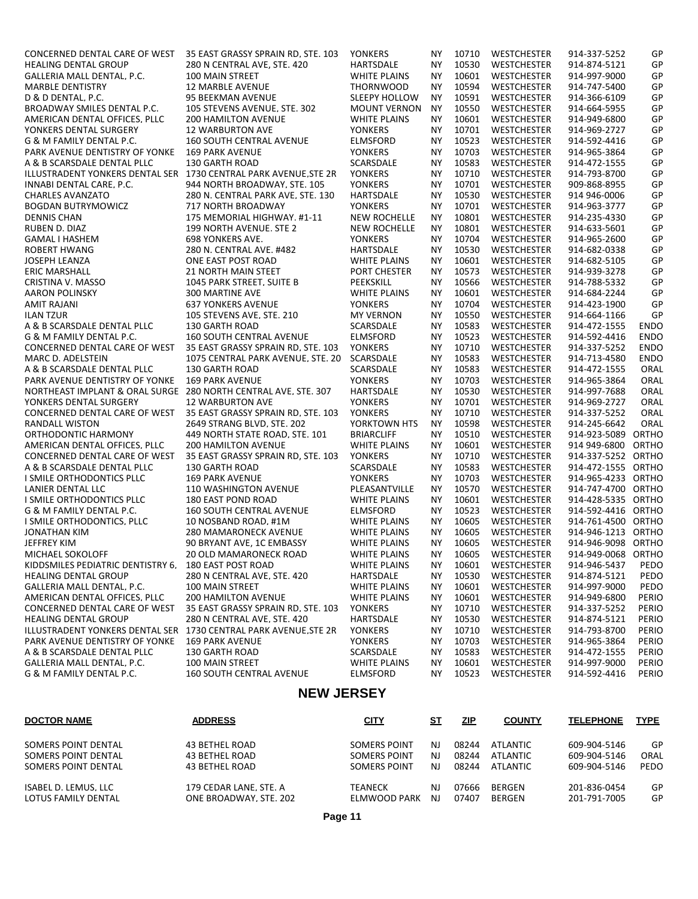| | | | | | | | |
|---|---|---|---|---|---|---|---|
| CONCERNED DENTAL CARE OF WEST | 35 EAST GRASSY SPRAIN RD, STE. 103 | YONKERS | NY | 10710 | WESTCHESTER | 914-337-5252 | GP |
| HEALING DENTAL GROUP | 280 N CENTRAL AVE, STE. 420 | HARTSDALE | NY | 10530 | WESTCHESTER | 914-874-5121 | GP |
| GALLERIA MALL DENTAL, P.C. | 100 MAIN STREET | WHITE PLAINS | NY | 10601 | WESTCHESTER | 914-997-9000 | GP |
| MARBLE DENTISTRY | 12 MARBLE AVENUE | THORNWOOD | NY | 10594 | WESTCHESTER | 914-747-5400 | GP |
| D & D DENTAL, P.C. | 95 BEEKMAN AVENUE | SLEEPY HOLLOW | NY | 10591 | WESTCHESTER | 914-366-6109 | GP |
| BROADWAY SMILES DENTAL P.C. | 105 STEVENS AVENUE, STE. 302 | MOUNT VERNON | NY | 10550 | WESTCHESTER | 914-664-5955 | GP |
| AMERICAN DENTAL OFFICES, PLLC | 200 HAMILTON AVENUE | WHITE PLAINS | NY | 10601 | WESTCHESTER | 914-949-6800 | GP |
| YONKERS DENTAL SURGERY | 12 WARBURTON AVE | YONKERS | NY | 10701 | WESTCHESTER | 914-969-2727 | GP |
| G & M FAMILY DENTAL P.C. | 160 SOUTH CENTRAL AVENUE | ELMSFORD | NY | 10523 | WESTCHESTER | 914-592-4416 | GP |
| PARK AVENUE DENTISTRY OF YONKE | 169 PARK AVENUE | YONKERS | NY | 10703 | WESTCHESTER | 914-965-3864 | GP |
| A & B SCARSDALE DENTAL PLLC | 130 GARTH ROAD | SCARSDALE | NY | 10583 | WESTCHESTER | 914-472-1555 | GP |
| ILLUSTRADENT YONKERS DENTAL SER | 1730 CENTRAL PARK AVENUE,STE 2R | YONKERS | NY | 10710 | WESTCHESTER | 914-793-8700 | GP |
| INNABI DENTAL CARE, P.C. | 944 NORTH BROADWAY, STE. 105 | YONKERS | NY | 10701 | WESTCHESTER | 909-868-8955 | GP |
| CHARLES AVANZATO | 280 N. CENTRAL PARK AVE, STE. 130 | HARTSDALE | NY | 10530 | WESTCHESTER | 914 946-0006 | GP |
| BOGDAN BUTRYMOWICZ | 717 NORTH BROADWAY | YONKERS | NY | 10701 | WESTCHESTER | 914-963-3777 | GP |
| DENNIS CHAN | 175 MEMORIAL HIGHWAY. #1-11 | NEW ROCHELLE | NY | 10801 | WESTCHESTER | 914-235-4330 | GP |
| RUBEN D. DIAZ | 199 NORTH AVENUE. STE 2 | NEW ROCHELLE | NY | 10801 | WESTCHESTER | 914-633-5601 | GP |
| GAMAL I HASHEM | 698 YONKERS AVE. | YONKERS | NY | 10704 | WESTCHESTER | 914-965-2600 | GP |
| ROBERT HWANG | 280 N. CENTRAL AVE. #482 | HARTSDALE | NY | 10530 | WESTCHESTER | 914-682-0338 | GP |
| JOSEPH LEANZA | ONE EAST POST ROAD | WHITE PLAINS | NY | 10601 | WESTCHESTER | 914-682-5105 | GP |
| ERIC MARSHALL | 21 NORTH MAIN STEET | PORT CHESTER | NY | 10573 | WESTCHESTER | 914-939-3278 | GP |
| CRISTINA V. MASSO | 1045 PARK STREET, SUITE B | PEEKSKILL | NY | 10566 | WESTCHESTER | 914-788-5332 | GP |
| AARON POLINSKY | 300 MARTINE AVE | WHITE PLAINS | NY | 10601 | WESTCHESTER | 914-684-2244 | GP |
| AMIT RAJANI | 637 YONKERS AVENUE | YONKERS | NY | 10704 | WESTCHESTER | 914-423-1900 | GP |
| ILAN TZUR | 105 STEVENS AVE, STE. 210 | MY VERNON | NY | 10550 | WESTCHESTER | 914-664-1166 | GP |
| A & B SCARSDALE DENTAL PLLC | 130 GARTH ROAD | SCARSDALE | NY | 10583 | WESTCHESTER | 914-472-1555 | ENDO |
| G & M FAMILY DENTAL P.C. | 160 SOUTH CENTRAL AVENUE | ELMSFORD | NY | 10523 | WESTCHESTER | 914-592-4416 | ENDO |
| CONCERNED DENTAL CARE OF WEST | 35 EAST GRASSY SPRAIN RD, STE. 103 | YONKERS | NY | 10710 | WESTCHESTER | 914-337-5252 | ENDO |
| MARC D. ADELSTEIN | 1075 CENTRAL PARK AVENUE, STE. 20 | SCARSDALE | NY | 10583 | WESTCHESTER | 914-713-4580 | ENDO |
| A & B SCARSDALE DENTAL PLLC | 130 GARTH ROAD | SCARSDALE | NY | 10583 | WESTCHESTER | 914-472-1555 | ORAL |
| PARK AVENUE DENTISTRY OF YONKE | 169 PARK AVENUE | YONKERS | NY | 10703 | WESTCHESTER | 914-965-3864 | ORAL |
| NORTHEAST IMPLANT & ORAL SURGE | 280 NORTH CENTRAL AVE, STE. 307 | HARTSDALE | NY | 10530 | WESTCHESTER | 914-997-7688 | ORAL |
| YONKERS DENTAL SURGERY | 12 WARBURTON AVE | YONKERS | NY | 10701 | WESTCHESTER | 914-969-2727 | ORAL |
| CONCERNED DENTAL CARE OF WEST | 35 EAST GRASSY SPRAIN RD, STE. 103 | YONKERS | NY | 10710 | WESTCHESTER | 914-337-5252 | ORAL |
| RANDALL WISTON | 2649 STRANG BLVD, STE. 202 | YORKTOWN HTS | NY | 10598 | WESTCHESTER | 914-245-6642 | ORAL |
| ORTHODONTIC HARMONY | 449 NORTH STATE ROAD, STE. 101 | BRIARCLIFF | NY | 10510 | WESTCHESTER | 914-923-5089 | ORTHO |
| AMERICAN DENTAL OFFICES, PLLC | 200 HAMILTON AVENUE | WHITE PLAINS | NY | 10601 | WESTCHESTER | 914 949-6800 | ORTHO |
| CONCERNED DENTAL CARE OF WEST | 35 EAST GRASSY SPRAIN RD, STE. 103 | YONKERS | NY | 10710 | WESTCHESTER | 914-337-5252 | ORTHO |
| A & B SCARSDALE DENTAL PLLC | 130 GARTH ROAD | SCARSDALE | NY | 10583 | WESTCHESTER | 914-472-1555 | ORTHO |
| I SMILE ORTHODONTICS PLLC | 169 PARK AVENUE | YONKERS | NY | 10703 | WESTCHESTER | 914-965-4233 | ORTHO |
| LANIER DENTAL LLC | 110 WASHINGTON AVENUE | PLEASANTVILLE | NY | 10570 | WESTCHESTER | 914-747-4700 | ORTHO |
| I SMILE ORTHODONTICS PLLC | 180 EAST POND ROAD | WHITE PLAINS | NY | 10601 | WESTCHESTER | 914-428-5335 | ORTHO |
| G & M FAMILY DENTAL P.C. | 160 SOUTH CENTRAL AVENUE | ELMSFORD | NY | 10523 | WESTCHESTER | 914-592-4416 | ORTHO |
| I SMILE ORTHODONTICS, PLLC | 10 NOSBAND ROAD, #1M | WHITE PLAINS | NY | 10605 | WESTCHESTER | 914-761-4500 | ORTHO |
| JONATHAN KIM | 280 MAMARONECK AVENUE | WHITE PLAINS | NY | 10605 | WESTCHESTER | 914-946-1213 | ORTHO |
| JEFFREY KIM | 90 BRYANT AVE, 1C EMBASSY | WHITE PLAINS | NY | 10605 | WESTCHESTER | 914-946-9098 | ORTHO |
| MICHAEL SOKOLOFF | 20 OLD MAMARONECK ROAD | WHITE PLAINS | NY | 10605 | WESTCHESTER | 914-949-0068 | ORTHO |
| KIDDSMILES PEDIATRIC DENTISTRY 6, | 180 EAST POST ROAD | WHITE PLAINS | NY | 10601 | WESTCHESTER | 914-946-5437 | PEDO |
| HEALING DENTAL GROUP | 280 N CENTRAL AVE, STE. 420 | HARTSDALE | NY | 10530 | WESTCHESTER | 914-874-5121 | PEDO |
| GALLERIA MALL DENTAL, P.C. | 100 MAIN STREET | WHITE PLAINS | NY | 10601 | WESTCHESTER | 914-997-9000 | PEDO |
| AMERICAN DENTAL OFFICES, PLLC | 200 HAMILTON AVENUE | WHITE PLAINS | NY | 10601 | WESTCHESTER | 914-949-6800 | PERIO |
| CONCERNED DENTAL CARE OF WEST | 35 EAST GRASSY SPRAIN RD, STE. 103 | YONKERS | NY | 10710 | WESTCHESTER | 914-337-5252 | PERIO |
| HEALING DENTAL GROUP | 280 N CENTRAL AVE, STE. 420 | HARTSDALE | NY | 10530 | WESTCHESTER | 914-874-5121 | PERIO |
| ILLUSTRADENT YONKERS DENTAL SER | 1730 CENTRAL PARK AVENUE,STE 2R | YONKERS | NY | 10710 | WESTCHESTER | 914-793-8700 | PERIO |
| PARK AVENUE DENTISTRY OF YONKE | 169 PARK AVENUE | YONKERS | NY | 10703 | WESTCHESTER | 914-965-3864 | PERIO |
| A & B SCARSDALE DENTAL PLLC | 130 GARTH ROAD | SCARSDALE | NY | 10583 | WESTCHESTER | 914-472-1555 | PERIO |
| GALLERIA MALL DENTAL, P.C. | 100 MAIN STREET | WHITE PLAINS | NY | 10601 | WESTCHESTER | 914-997-9000 | PERIO |
| G & M FAMILY DENTAL P.C. | 160 SOUTH CENTRAL AVENUE | ELMSFORD | NY | 10523 | WESTCHESTER | 914-592-4416 | PERIO |

## NEW JERSEY

| DOCTOR NAME | ADDRESS | CITY | ST | ZIP | COUNTY | TELEPHONE | TYPE |
|---|---|---|---|---|---|---|---|
| SOMERS POINT DENTAL | 43 BETHEL ROAD | SOMERS POINT | NJ | 08244 | ATLANTIC | 609-904-5146 | GP |
| SOMERS POINT DENTAL | 43 BETHEL ROAD | SOMERS POINT | NJ | 08244 | ATLANTIC | 609-904-5146 | ORAL |
| SOMERS POINT DENTAL | 43 BETHEL ROAD | SOMERS POINT | NJ | 08244 | ATLANTIC | 609-904-5146 | PEDO |
| ISABEL D. LEMUS, LLC | 179 CEDAR LANE, STE. A | TEANECK | NJ | 07666 | BERGEN | 201-836-0454 | GP |
| LOTUS FAMILY DENTAL | ONE BROADWAY, STE. 202 | ELMWOOD PARK | NJ | 07407 | BERGEN | 201-791-7005 | GP |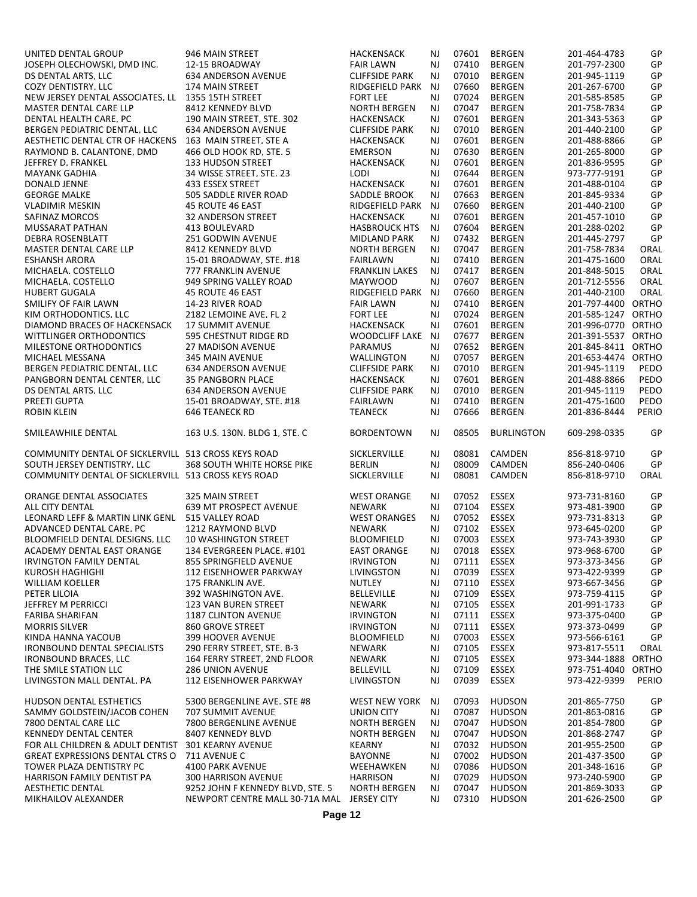| | | | | | | | |
|---|---|---|---|---|---|---|---|
| UNITED DENTAL GROUP | 946 MAIN STREET | HACKENSACK | NJ | 07601 | BERGEN | 201-464-4783 | GP |
| JOSEPH OLECHOWSKI, DMD INC. | 12-15 BROADWAY | FAIR LAWN | NJ | 07410 | BERGEN | 201-797-2300 | GP |
| DS DENTAL ARTS, LLC | 634 ANDERSON AVENUE | CLIFFSIDE PARK | NJ | 07010 | BERGEN | 201-945-1119 | GP |
| COZY DENTISTRY, LLC | 174 MAIN STREET | RIDGEFIELD PARK | NJ | 07660 | BERGEN | 201-267-6700 | GP |
| NEW JERSEY DENTAL ASSOCIATES, LL | 1355 15TH STREET | FORT LEE | NJ | 07024 | BERGEN | 201-585-8585 | GP |
| MASTER DENTAL CARE LLP | 8412 KENNEDY BLVD | NORTH BERGEN | NJ | 07047 | BERGEN | 201-758-7834 | GP |
| DENTAL HEALTH CARE, PC | 190 MAIN STREET, STE. 302 | HACKENSACK | NJ | 07601 | BERGEN | 201-343-5363 | GP |
| BERGEN PEDIATRIC DENTAL, LLC | 634 ANDERSON AVENUE | CLIFFSIDE PARK | NJ | 07010 | BERGEN | 201-440-2100 | GP |
| AESTHETIC DENTAL CTR OF HACKENS | 163 MAIN STREET, STE A | HACKENSACK | NJ | 07601 | BERGEN | 201-488-8866 | GP |
| RAYMOND B. CALANTONE, DMD | 466 OLD HOOK RD, STE. 5 | EMERSON | NJ | 07630 | BERGEN | 201-265-8000 | GP |
| JEFFREY D. FRANKEL | 133 HUDSON STREET | HACKENSACK | NJ | 07601 | BERGEN | 201-836-9595 | GP |
| MAYANK GADHIA | 34 WISSE STREET, STE. 23 | LODI | NJ | 07644 | BERGEN | 973-777-9191 | GP |
| DONALD JENNE | 433 ESSEX STREET | HACKENSACK | NJ | 07601 | BERGEN | 201-488-0104 | GP |
| GEORGE MALKE | 505 SADDLE RIVER ROAD | SADDLE BROOK | NJ | 07663 | BERGEN | 201-845-9334 | GP |
| VLADIMIR MESKIN | 45 ROUTE 46 EAST | RIDGEFIELD PARK | NJ | 07660 | BERGEN | 201-440-2100 | GP |
| SAFINAZ MORCOS | 32 ANDERSON STREET | HACKENSACK | NJ | 07601 | BERGEN | 201-457-1010 | GP |
| MUSSARAT PATHAN | 413 BOULEVARD | HASBROUCK HTS | NJ | 07604 | BERGEN | 201-288-0202 | GP |
| DEBRA ROSENBLATT | 251 GODWIN AVENUE | MIDLAND PARK | NJ | 07432 | BERGEN | 201-445-2797 | GP |
| MASTER DENTAL CARE LLP | 8412 KENNEDY BLVD | NORTH BERGEN | NJ | 07047 | BERGEN | 201-758-7834 | ORAL |
| ESHANSH ARORA | 15-01 BROADWAY, STE. #18 | FAIRLAWN | NJ | 07410 | BERGEN | 201-475-1600 | ORAL |
| MICHAELA. COSTELLO | 777 FRANKLIN AVENUE | FRANKLIN LAKES | NJ | 07417 | BERGEN | 201-848-5015 | ORAL |
| MICHAELA. COSTELLO | 949 SPRING VALLEY ROAD | MAYWOOD | NJ | 07607 | BERGEN | 201-712-5556 | ORAL |
| HUBERT GUGALA | 45 ROUTE 46 EAST | RIDGEFIELD PARK | NJ | 07660 | BERGEN | 201-440-2100 | ORAL |
| SMILIFY OF FAIR LAWN | 14-23 RIVER ROAD | FAIR LAWN | NJ | 07410 | BERGEN | 201-797-4400 | ORTHO |
| KIM ORTHODONTICS, LLC | 2182 LEMOINE AVE, FL 2 | FORT LEE | NJ | 07024 | BERGEN | 201-585-1247 | ORTHO |
| DIAMOND BRACES OF HACKENSACK | 17 SUMMIT AVENUE | HACKENSACK | NJ | 07601 | BERGEN | 201-996-0770 | ORTHO |
| WITTLINGER ORTHODONTICS | 595 CHESTNUT RIDGE RD | WOODCLIFF LAKE | NJ | 07677 | BERGEN | 201-391-5537 | ORTHO |
| MILESTONE ORTHODONTICS | 27 MADISON AVENUE | PARAMUS | NJ | 07652 | BERGEN | 201-845-8411 | ORTHO |
| MICHAEL MESSANA | 345 MAIN AVENUE | WALLINGTON | NJ | 07057 | BERGEN | 201-653-4474 | ORTHO |
| BERGEN PEDIATRIC DENTAL, LLC | 634 ANDERSON AVENUE | CLIFFSIDE PARK | NJ | 07010 | BERGEN | 201-945-1119 | PEDO |
| PANGBORN DENTAL CENTER, LLC | 35 PANGBORN PLACE | HACKENSACK | NJ | 07601 | BERGEN | 201-488-8866 | PEDO |
| DS DENTAL ARTS, LLC | 634 ANDERSON AVENUE | CLIFFSIDE PARK | NJ | 07010 | BERGEN | 201-945-1119 | PEDO |
| PREETI GUPTA | 15-01 BROADWAY, STE. #18 | FAIRLAWN | NJ | 07410 | BERGEN | 201-475-1600 | PEDO |
| ROBIN KLEIN | 646 TEANECK RD | TEANECK | NJ | 07666 | BERGEN | 201-836-8444 | PERIO |
| SMILEAWHILE DENTAL | 163 U.S. 130N. BLDG 1, STE. C | BORDENTOWN | NJ | 08505 | BURLINGTON | 609-298-0335 | GP |
| COMMUNITY DENTAL OF SICKLERVILL | 513 CROSS KEYS ROAD | SICKLERVILLE | NJ | 08081 | CAMDEN | 856-818-9710 | GP |
| SOUTH JERSEY DENTISTRY, LLC | 368 SOUTH WHITE HORSE PIKE | BERLIN | NJ | 08009 | CAMDEN | 856-240-0406 | GP |
| COMMUNITY DENTAL OF SICKLERVILL | 513 CROSS KEYS ROAD | SICKLERVILLE | NJ | 08081 | CAMDEN | 856-818-9710 | ORAL |
| ORANGE DENTAL ASSOCIATES | 325 MAIN STREET | WEST ORANGE | NJ | 07052 | ESSEX | 973-731-8160 | GP |
| ALL CITY DENTAL | 639 MT PROSPECT AVENUE | NEWARK | NJ | 07104 | ESSEX | 973-481-3900 | GP |
| LEONARD LEFF & MARTIN LINK GENL | 515 VALLEY ROAD | WEST ORANGES | NJ | 07052 | ESSEX | 973-731-8313 | GP |
| ADVANCED DENTAL CARE, PC | 1212 RAYMOND BLVD | NEWARK | NJ | 07102 | ESSEX | 973-645-0200 | GP |
| BLOOMFIELD DENTAL DESIGNS, LLC | 10 WASHINGTON STREET | BLOOMFIELD | NJ | 07003 | ESSEX | 973-743-3930 | GP |
| ACADEMY DENTAL EAST ORANGE | 134 EVERGREEN PLACE. #101 | EAST ORANGE | NJ | 07018 | ESSEX | 973-968-6700 | GP |
| IRVINGTON FAMILY DENTAL | 855 SPRINGFIELD AVENUE | IRVINGTON | NJ | 07111 | ESSEX | 973-373-3456 | GP |
| KUROSH HAGHIGHI | 112 EISENHOWER PARKWAY | LIVINGSTON | NJ | 07039 | ESSEX | 973-422-9399 | GP |
| WILLIAM KOELLER | 175 FRANKLIN AVE. | NUTLEY | NJ | 07110 | ESSEX | 973-667-3456 | GP |
| PETER LILOIA | 392 WASHINGTON AVE. | BELLEVILLE | NJ | 07109 | ESSEX | 973-759-4115 | GP |
| JEFFREY M PERRICCI | 123 VAN BUREN STREET | NEWARK | NJ | 07105 | ESSEX | 201-991-1733 | GP |
| FARIBA SHARIFAN | 1187 CLINTON AVENUE | IRVINGTON | NJ | 07111 | ESSEX | 973-375-0400 | GP |
| MORRIS SILVER | 860 GROVE STREET | IRVINGTON | NJ | 07111 | ESSEX | 973-373-0499 | GP |
| KINDA HANNA YACOUB | 399 HOOVER AVENUE | BLOOMFIELD | NJ | 07003 | ESSEX | 973-566-6161 | GP |
| IRONBOUND DENTAL SPECIALISTS | 290 FERRY STREET, STE. B-3 | NEWARK | NJ | 07105 | ESSEX | 973-817-5511 | ORAL |
| IRONBOUND BRACES, LLC | 164 FERRY STREET, 2ND FLOOR | NEWARK | NJ | 07105 | ESSEX | 973-344-1888 | ORTHO |
| THE SMILE STATION LLC | 286 UNION AVENUE | BELLEVILL | NJ | 07109 | ESSEX | 973-751-4040 | ORTHO |
| LIVINGSTON MALL DENTAL, PA | 112 EISENHOWER PARKWAY | LIVINGSTON | NJ | 07039 | ESSEX | 973-422-9399 | PERIO |
| HUDSON DENTAL ESTHETICS | 5300 BERGENLINE AVE. STE #8 | WEST NEW YORK | NJ | 07093 | HUDSON | 201-865-7750 | GP |
| SAMMY GOLDSTEIN/JACOB COHEN | 707 SUMMIT AVENUE | UNION CITY | NJ | 07087 | HUDSON | 201-863-0816 | GP |
| 7800 DENTAL CARE LLC | 7800 BERGENLINE AVENUE | NORTH BERGEN | NJ | 07047 | HUDSON | 201-854-7800 | GP |
| KENNEDY DENTAL CENTER | 8407 KENNEDY BLVD | NORTH BERGEN | NJ | 07047 | HUDSON | 201-868-2747 | GP |
| FOR ALL CHILDREN & ADULT DENTIST | 301 KEARNY AVENUE | KEARNY | NJ | 07032 | HUDSON | 201-955-2500 | GP |
| GREAT EXPRESSIONS DENTAL CTRS O | 711 AVENUE C | BAYONNE | NJ | 07002 | HUDSON | 201-437-3500 | GP |
| TOWER PLAZA DENTISTRY PC | 4100 PARK AVENUE | WEEHAWKEN | NJ | 07086 | HUDSON | 201-348-1616 | GP |
| HARRISON FAMILY DENTIST PA | 300 HARRISON AVENUE | HARRISON | NJ | 07029 | HUDSON | 973-240-5900 | GP |
| AESTHETIC DENTAL | 9252 JOHN F KENNEDY BLVD, STE. 5 | NORTH BERGEN | NJ | 07047 | HUDSON | 201-869-3033 | GP |
| MIKHAILOV ALEXANDER | NEWPORT CENTRE MALL 30-71A MAL | JERSEY CITY | NJ | 07310 | HUDSON | 201-626-2500 | GP |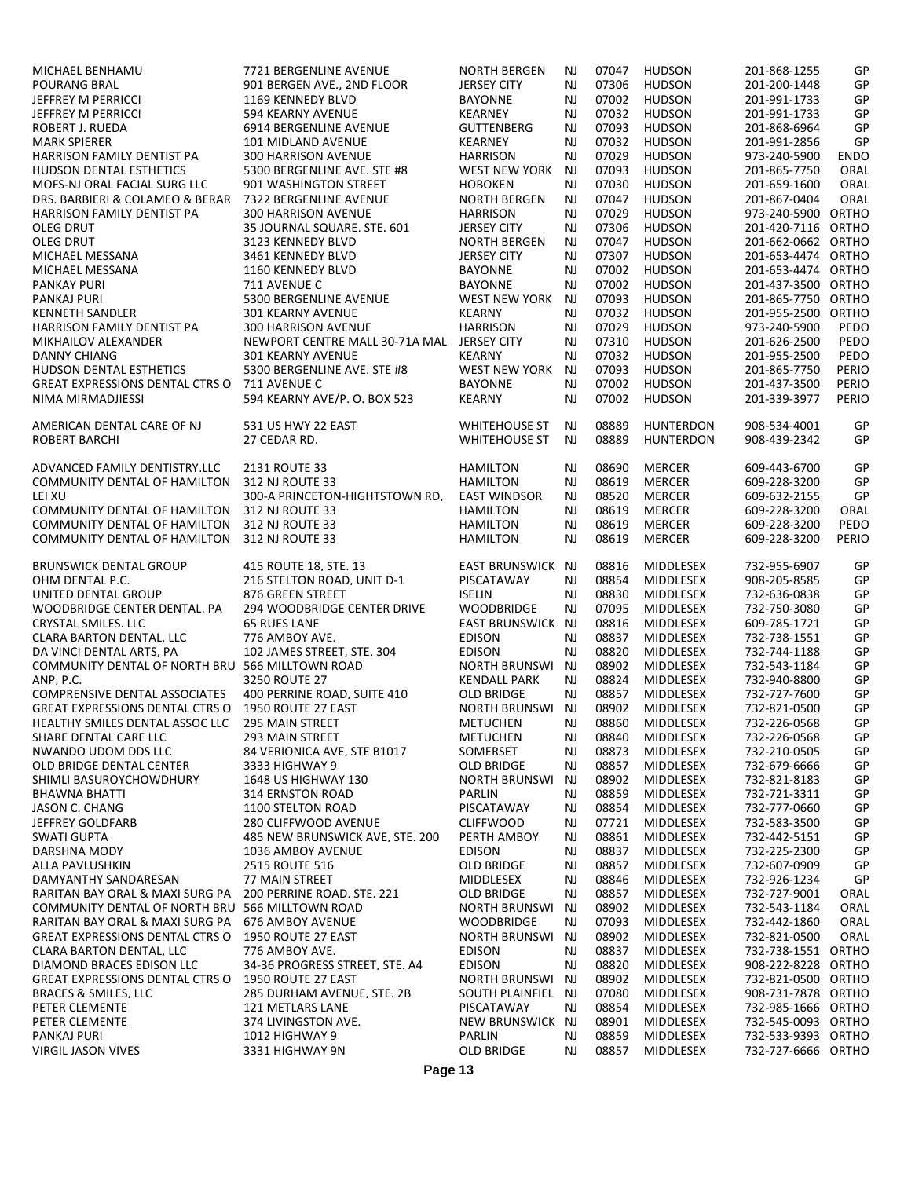| | | | | | | | |
|---|---|---|---|---|---|---|---|
| MICHAEL BENHAMU | 7721 BERGENLINE AVENUE | NORTH BERGEN | NJ | 07047 | HUDSON | 201-868-1255 | GP |
| POURANG BRAL | 901 BERGEN AVE., 2ND FLOOR | JERSEY CITY | NJ | 07306 | HUDSON | 201-200-1448 | GP |
| JEFFREY M PERRICCI | 1169 KENNEDY BLVD | BAYONNE | NJ | 07002 | HUDSON | 201-991-1733 | GP |
| JEFFREY M PERRICCI | 594 KEARNY AVENUE | KEARNEY | NJ | 07032 | HUDSON | 201-991-1733 | GP |
| ROBERT J. RUEDA | 6914 BERGENLINE AVENUE | GUTTENBERG | NJ | 07093 | HUDSON | 201-868-6964 | GP |
| MARK SPIERER | 101 MIDLAND AVENUE | KEARNEY | NJ | 07032 | HUDSON | 201-991-2856 | GP |
| HARRISON FAMILY DENTIST PA | 300 HARRISON AVENUE | HARRISON | NJ | 07029 | HUDSON | 973-240-5900 | ENDO |
| HUDSON DENTAL ESTHETICS | 5300 BERGENLINE AVE. STE #8 | WEST NEW YORK | NJ | 07093 | HUDSON | 201-865-7750 | ORAL |
| MOFS-NJ ORAL FACIAL SURG LLC | 901 WASHINGTON STREET | HOBOKEN | NJ | 07030 | HUDSON | 201-659-1600 | ORAL |
| DRS. BARBIERI & COLAMEO & BERAR | 7322 BERGENLINE AVENUE | NORTH BERGEN | NJ | 07047 | HUDSON | 201-867-0404 | ORAL |
| HARRISON FAMILY DENTIST PA | 300 HARRISON AVENUE | HARRISON | NJ | 07029 | HUDSON | 973-240-5900 | ORTHO |
| OLEG DRUT | 35 JOURNAL SQUARE, STE. 601 | JERSEY CITY | NJ | 07306 | HUDSON | 201-420-7116 | ORTHO |
| OLEG DRUT | 3123 KENNEDY BLVD | NORTH BERGEN | NJ | 07047 | HUDSON | 201-662-0662 | ORTHO |
| MICHAEL MESSANA | 3461 KENNEDY BLVD | JERSEY CITY | NJ | 07307 | HUDSON | 201-653-4474 | ORTHO |
| MICHAEL MESSANA | 1160 KENNEDY BLVD | BAYONNE | NJ | 07002 | HUDSON | 201-653-4474 | ORTHO |
| PANKAY PURI | 711 AVENUE C | BAYONNE | NJ | 07002 | HUDSON | 201-437-3500 | ORTHO |
| PANKAJ PURI | 5300 BERGENLINE AVENUE | WEST NEW YORK | NJ | 07093 | HUDSON | 201-865-7750 | ORTHO |
| KENNETH SANDLER | 301 KEARNY AVENUE | KEARNY | NJ | 07032 | HUDSON | 201-955-2500 | ORTHO |
| HARRISON FAMILY DENTIST PA | 300 HARRISON AVENUE | HARRISON | NJ | 07029 | HUDSON | 973-240-5900 | PEDO |
| MIKHAILOV ALEXANDER | NEWPORT CENTRE MALL 30-71A MAL | JERSEY CITY | NJ | 07310 | HUDSON | 201-626-2500 | PEDO |
| DANNY CHIANG | 301 KEARNY AVENUE | KEARNY | NJ | 07032 | HUDSON | 201-955-2500 | PEDO |
| HUDSON DENTAL ESTHETICS | 5300 BERGENLINE AVE. STE #8 | WEST NEW YORK | NJ | 07093 | HUDSON | 201-865-7750 | PERIO |
| GREAT EXPRESSIONS DENTAL CTRS O | 711 AVENUE C | BAYONNE | NJ | 07002 | HUDSON | 201-437-3500 | PERIO |
| NIMA MIRMADJIESSI | 594 KEARNY AVE/P. O. BOX 523 | KEARNY | NJ | 07002 | HUDSON | 201-339-3977 | PERIO |
| AMERICAN DENTAL CARE OF NJ | 531 US HWY 22 EAST | WHITEHOUSE ST | NJ | 08889 | HUNTERDON | 908-534-4001 | GP |
| ROBERT BARCHI | 27 CEDAR RD. | WHITEHOUSE ST | NJ | 08889 | HUNTERDON | 908-439-2342 | GP |
| ADVANCED FAMILY DENTISTRY.LLC | 2131 ROUTE 33 | HAMILTON | NJ | 08690 | MERCER | 609-443-6700 | GP |
| COMMUNITY DENTAL OF HAMILTON | 312 NJ ROUTE 33 | HAMILTON | NJ | 08619 | MERCER | 609-228-3200 | GP |
| LEI XU | 300-A PRINCETON-HIGHTSTOWN RD, | EAST WINDSOR | NJ | 08520 | MERCER | 609-632-2155 | GP |
| COMMUNITY DENTAL OF HAMILTON | 312 NJ ROUTE 33 | HAMILTON | NJ | 08619 | MERCER | 609-228-3200 | ORAL |
| COMMUNITY DENTAL OF HAMILTON | 312 NJ ROUTE 33 | HAMILTON | NJ | 08619 | MERCER | 609-228-3200 | PEDO |
| COMMUNITY DENTAL OF HAMILTON | 312 NJ ROUTE 33 | HAMILTON | NJ | 08619 | MERCER | 609-228-3200 | PERIO |
| BRUNSWICK DENTAL GROUP | 415 ROUTE 18, STE. 13 | EAST BRUNSWICK | NJ | 08816 | MIDDLESEX | 732-955-6907 | GP |
| OHM DENTAL P.C. | 216 STELTON ROAD, UNIT D-1 | PISCATAWAY | NJ | 08854 | MIDDLESEX | 908-205-8585 | GP |
| UNITED DENTAL GROUP | 876 GREEN STREET | ISELIN | NJ | 08830 | MIDDLESEX | 732-636-0838 | GP |
| WOODBRIDGE CENTER DENTAL, PA | 294 WOODBRIDGE CENTER DRIVE | WOODBRIDGE | NJ | 07095 | MIDDLESEX | 732-750-3080 | GP |
| CRYSTAL SMILES. LLC | 65 RUES LANE | EAST BRUNSWICK | NJ | 08816 | MIDDLESEX | 609-785-1721 | GP |
| CLARA BARTON DENTAL, LLC | 776 AMBOY AVE. | EDISON | NJ | 08837 | MIDDLESEX | 732-738-1551 | GP |
| DA VINCI DENTAL ARTS, PA | 102 JAMES STREET, STE. 304 | EDISON | NJ | 08820 | MIDDLESEX | 732-744-1188 | GP |
| COMMUNITY DENTAL OF NORTH BRU | 566 MILLTOWN ROAD | NORTH BRUNSWI | NJ | 08902 | MIDDLESEX | 732-543-1184 | GP |
| ANP, P.C. | 3250 ROUTE 27 | KENDALL PARK | NJ | 08824 | MIDDLESEX | 732-940-8800 | GP |
| COMPRENSIVE DENTAL ASSOCIATES | 400 PERRINE ROAD, SUITE 410 | OLD BRIDGE | NJ | 08857 | MIDDLESEX | 732-727-7600 | GP |
| GREAT EXPRESSIONS DENTAL CTRS O | 1950 ROUTE 27 EAST | NORTH BRUNSWI | NJ | 08902 | MIDDLESEX | 732-821-0500 | GP |
| HEALTHY SMILES DENTAL ASSOC LLC | 295 MAIN STREET | METUCHEN | NJ | 08860 | MIDDLESEX | 732-226-0568 | GP |
| SHARE DENTAL CARE LLC | 293 MAIN STREET | METUCHEN | NJ | 08840 | MIDDLESEX | 732-226-0568 | GP |
| NWANDO UDOM DDS LLC | 84 VERIONICA AVE, STE B1017 | SOMERSET | NJ | 08873 | MIDDLESEX | 732-210-0505 | GP |
| OLD BRIDGE DENTAL CENTER | 3333 HIGHWAY 9 | OLD BRIDGE | NJ | 08857 | MIDDLESEX | 732-679-6666 | GP |
| SHIMLI BASUROYCHOWDHURY | 1648 US HIGHWAY 130 | NORTH BRUNSWI | NJ | 08902 | MIDDLESEX | 732-821-8183 | GP |
| BHAWNA BHATTI | 314 ERNSTON ROAD | PARLIN | NJ | 08859 | MIDDLESEX | 732-721-3311 | GP |
| JASON C. CHANG | 1100 STELTON ROAD | PISCATAWAY | NJ | 08854 | MIDDLESEX | 732-777-0660 | GP |
| JEFFREY GOLDFARB | 280 CLIFFWOOD AVENUE | CLIFFWOOD | NJ | 07721 | MIDDLESEX | 732-583-3500 | GP |
| SWATI GUPTA | 485 NEW BRUNSWICK AVE, STE. 200 | PERTH AMBOY | NJ | 08861 | MIDDLESEX | 732-442-5151 | GP |
| DARSHNA MODY | 1036 AMBOY AVENUE | EDISON | NJ | 08837 | MIDDLESEX | 732-225-2300 | GP |
| ALLA PAVLUSHKIN | 2515 ROUTE 516 | OLD BRIDGE | NJ | 08857 | MIDDLESEX | 732-607-0909 | GP |
| DAMYANTHY SANDARESAN | 77 MAIN STREET | MIDDLESEX | NJ | 08846 | MIDDLESEX | 732-926-1234 | GP |
| RARITAN BAY ORAL & MAXI SURG PA | 200 PERRINE ROAD, STE. 221 | OLD BRIDGE | NJ | 08857 | MIDDLESEX | 732-727-9001 | ORAL |
| COMMUNITY DENTAL OF NORTH BRU | 566 MILLTOWN ROAD | NORTH BRUNSWI | NJ | 08902 | MIDDLESEX | 732-543-1184 | ORAL |
| RARITAN BAY ORAL & MAXI SURG PA | 676 AMBOY AVENUE | WOODBRIDGE | NJ | 07093 | MIDDLESEX | 732-442-1860 | ORAL |
| GREAT EXPRESSIONS DENTAL CTRS O | 1950 ROUTE 27 EAST | NORTH BRUNSWI | NJ | 08902 | MIDDLESEX | 732-821-0500 | ORAL |
| CLARA BARTON DENTAL, LLC | 776 AMBOY AVE. | EDISON | NJ | 08837 | MIDDLESEX | 732-738-1551 | ORTHO |
| DIAMOND BRACES EDISON LLC | 34-36 PROGRESS STREET, STE. A4 | EDISON | NJ | 08820 | MIDDLESEX | 908-222-8228 | ORTHO |
| GREAT EXPRESSIONS DENTAL CTRS O | 1950 ROUTE 27 EAST | NORTH BRUNSWI | NJ | 08902 | MIDDLESEX | 732-821-0500 | ORTHO |
| BRACES & SMILES, LLC | 285 DURHAM AVENUE, STE. 2B | SOUTH PLAINFIEL | NJ | 07080 | MIDDLESEX | 908-731-7878 | ORTHO |
| PETER CLEMENTE | 121 METLARS LANE | PISCATAWAY | NJ | 08854 | MIDDLESEX | 732-985-1666 | ORTHO |
| PETER CLEMENTE | 374 LIVINGSTON AVE. | NEW BRUNSWICK | NJ | 08901 | MIDDLESEX | 732-545-0093 | ORTHO |
| PANKAJ PURI | 1012 HIGHWAY 9 | PARLIN | NJ | 08859 | MIDDLESEX | 732-533-9393 | ORTHO |
| VIRGIL JASON VIVES | 3331 HIGHWAY 9N | OLD BRIDGE | NJ | 08857 | MIDDLESEX | 732-727-6666 | ORTHO |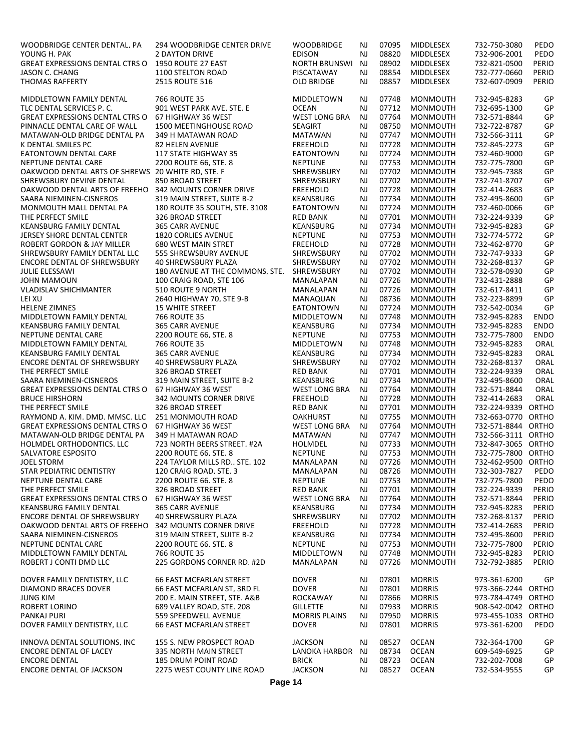| | | | | | | | |
|---|---|---|---|---|---|---|---|
| WOODBRIDGE CENTER DENTAL, PA | 294 WOODBRIDGE CENTER DRIVE | WOODBRIDGE | NJ | 07095 | MIDDLESEX | 732-750-3080 | PEDO |
| YOUNG H. PAK | 2 DAYTON DRIVE | EDISON | NJ | 08820 | MIDDLESEX | 732-906-2001 | PEDO |
| GREAT EXPRESSIONS DENTAL CTRS O | 1950 ROUTE 27 EAST | NORTH BRUNSWI | NJ | 08902 | MIDDLESEX | 732-821-0500 | PERIO |
| JASON C. CHANG | 1100 STELTON ROAD | PISCATAWAY | NJ | 08854 | MIDDLESEX | 732-777-0660 | PERIO |
| THOMAS RAFFERTY | 2515 ROUTE 516 | OLD BRIDGE | NJ | 08857 | MIDDLESEX | 732-607-0909 | PERIO |
| | | | | | | | |
| MIDDLETOWN FAMILY DENTAL | 766 ROUTE 35 | MIDDLETOWN | NJ | 07748 | MONMOUTH | 732-945-8283 | GP |
| TLC DENTAL SERVICES P. C. | 901 WEST PARK AVE, STE. E | OCEAN | NJ | 07712 | MONMOUTH | 732-695-1300 | GP |
| GREAT EXPRESSIONS DENTAL CTRS O | 67 HIGHWAY 36 WEST | WEST LONG BRA | NJ | 07764 | MONMOUTH | 732-571-8844 | GP |
| PINNACLE DENTAL CARE OF WALL | 1500 MEETINGHOUSE ROAD | SEAGIRT | NJ | 08750 | MONMOUTH | 732-722-8787 | GP |
| MATAWAN-OLD BRIDGE DENTAL PA | 349 H MATAWAN ROAD | MATAWAN | NJ | 07747 | MONMOUTH | 732-566-3111 | GP |
| K DENTAL SMILES PC | 82 HELEN AVENUE | FREEHOLD | NJ | 07728 | MONMOUTH | 732-845-2273 | GP |
| EATONTOWN DENTAL CARE | 117 STATE HIGHWAY 35 | EATONTOWN | NJ | 07724 | MONMOUTH | 732-460-9000 | GP |
| NEPTUNE DENTAL CARE | 2200 ROUTE 66, STE. 8 | NEPTUNE | NJ | 07753 | MONMOUTH | 732-775-7800 | GP |
| OAKWOOD DENTAL ARTS OF SHREWS | 20 WHITE RD, STE. F | SHREWSBURY | NJ | 07702 | MONMOUTH | 732-945-7388 | GP |
| SHREWSBURY DEVINE DENTAL | 850 BROAD STREET | SHREWSBURY | NJ | 07702 | MONMOUTH | 732-741-8707 | GP |
| OAKWOOD DENTAL ARTS OF FREEHO | 342 MOUNTS CORNER DRIVE | FREEHOLD | NJ | 07728 | MONMOUTH | 732-414-2683 | GP |
| SAARA NIEMINEN-CISNEROS | 319 MAIN STREET, SUITE B-2 | KEANSBURG | NJ | 07734 | MONMOUTH | 732-495-8600 | GP |
| MONMOUTH MALL DENTAL PA | 180 ROUTE 35 SOUTH, STE. 3108 | EATONTOWN | NJ | 07724 | MONMOUTH | 732-460-0066 | GP |
| THE PERFECT SMILE | 326 BROAD STREET | RED BANK | NJ | 07701 | MONMOUTH | 732-224-9339 | GP |
| KEANSBURG FAMILY DENTAL | 365 CARR AVENUE | KEANSBURG | NJ | 07734 | MONMOUTH | 732-945-8283 | GP |
| JERSEY SHORE DENTAL CENTER | 1820 CORLIES AVENUE | NEPTUNE | NJ | 07753 | MONMOUTH | 732-774-5772 | GP |
| ROBERT GORDON & JAY MILLER | 680 WEST MAIN STRET | FREEHOLD | NJ | 07728 | MONMOUTH | 732-462-8770 | GP |
| SHREWSBURY FAMILY DENTAL LLC | 555 SHREWSBURY AVENUE | SHREWSBURY | NJ | 07702 | MONMOUTH | 732-747-9333 | GP |
| ENCORE DENTAL OF SHREWSBURY | 40 SHREWSBURY PLAZA | SHREWSBURY | NJ | 07702 | MONMOUTH | 732-268-8137 | GP |
| JULIE ELESSAWI | 180 AVENUE AT THE COMMONS, STE. | SHREWSBURY | NJ | 07702 | MONMOUTH | 732-578-0930 | GP |
| JOHN MAMOUN | 100 CRAIG ROAD, STE 106 | MANALAPAN | NJ | 07726 | MONMOUTH | 732-431-2888 | GP |
| VLADISLAV SHICHMANTER | 510 ROUTE 9 NORTH | MANALAPAN | NJ | 07726 | MONMOUTH | 732-617-8411 | GP |
| LEI XU | 2640 HIGHWAY 70, STE 9-B | MANAQUAN | NJ | 08736 | MONMOUTH | 732-223-8899 | GP |
| HELENE ZIMNES | 15 WHITE STREET | EATONTOWN | NJ | 07724 | MONMOUTH | 732-542-0034 | GP |
| MIDDLETOWN FAMILY DENTAL | 766 ROUTE 35 | MIDDLETOWN | NJ | 07748 | MONMOUTH | 732-945-8283 | ENDO |
| KEANSBURG FAMILY DENTAL | 365 CARR AVENUE | KEANSBURG | NJ | 07734 | MONMOUTH | 732-945-8283 | ENDO |
| NEPTUNE DENTAL CARE | 2200 ROUTE 66, STE. 8 | NEPTUNE | NJ | 07753 | MONMOUTH | 732-775-7800 | ENDO |
| MIDDLETOWN FAMILY DENTAL | 766 ROUTE 35 | MIDDLETOWN | NJ | 07748 | MONMOUTH | 732-945-8283 | ORAL |
| KEANSBURG FAMILY DENTAL | 365 CARR AVENUE | KEANSBURG | NJ | 07734 | MONMOUTH | 732-945-8283 | ORAL |
| ENCORE DENTAL OF SHREWSBURY | 40 SHREWSBURY PLAZA | SHREWSBURY | NJ | 07702 | MONMOUTH | 732-268-8137 | ORAL |
| THE PERFECT SMILE | 326 BROAD STREET | RED BANK | NJ | 07701 | MONMOUTH | 732-224-9339 | ORAL |
| SAARA NIEMINEN-CISNEROS | 319 MAIN STREET, SUITE B-2 | KEANSBURG | NJ | 07734 | MONMOUTH | 732-495-8600 | ORAL |
| GREAT EXPRESSIONS DENTAL CTRS O | 67 HIGHWAY 36 WEST | WEST LONG BRA | NJ | 07764 | MONMOUTH | 732-571-8844 | ORAL |
| BRUCE HIRSHORN | 342 MOUNTS CORNER DRIVE | FREEHOLD | NJ | 07728 | MONMOUTH | 732-414-2683 | ORAL |
| THE PERFECT SMILE | 326 BROAD STREET | RED BANK | NJ | 07701 | MONMOUTH | 732-224-9339 | ORTHO |
| RAYMOND A. KIM. DMD. MMSC. LLC | 251 MONMOUTH ROAD | OAKHURST | NJ | 07755 | MONMOUTH | 732-663-0770 | ORTHO |
| GREAT EXPRESSIONS DENTAL CTRS O | 67 HIGHWAY 36 WEST | WEST LONG BRA | NJ | 07764 | MONMOUTH | 732-571-8844 | ORTHO |
| MATAWAN-OLD BRIDGE DENTAL PA | 349 H MATAWAN ROAD | MATAWAN | NJ | 07747 | MONMOUTH | 732-566-3111 | ORTHO |
| HOLMDEL ORTHODONTICS, LLC | 723 NORTH BEERS STREET, #2A | HOLMDEL | NJ | 07733 | MONMOUTH | 732-847-3065 | ORTHO |
| SALVATORE ESPOSITO | 2200 ROUTE 66, STE. 8 | NEPTUNE | NJ | 07753 | MONMOUTH | 732-775-7800 | ORTHO |
| JOEL STORM | 224 TAYLOR MILLS RD., STE. 102 | MANALAPAN | NJ | 07726 | MONMOUTH | 732-462-9500 | ORTHO |
| STAR PEDIATRIC DENTISTRY | 120 CRAIG ROAD, STE. 3 | MANALAPAN | NJ | 08726 | MONMOUTH | 732-303-7827 | PEDO |
| NEPTUNE DENTAL CARE | 2200 ROUTE 66. STE. 8 | NEPTUNE | NJ | 07753 | MONMOUTH | 732-775-7800 | PEDO |
| THE PERFECT SMILE | 326 BROAD STREET | RED BANK | NJ | 07701 | MONMOUTH | 732-224-9339 | PERIO |
| GREAT EXPRESSIONS DENTAL CTRS O | 67 HIGHWAY 36 WEST | WEST LONG BRA | NJ | 07764 | MONMOUTH | 732-571-8844 | PERIO |
| KEANSBURG FAMILY DENTAL | 365 CARR AVENUE | KEANSBURG | NJ | 07734 | MONMOUTH | 732-945-8283 | PERIO |
| ENCORE DENTAL OF SHREWSBURY | 40 SHREWSBURY PLAZA | SHREWSBURY | NJ | 07702 | MONMOUTH | 732-268-8137 | PERIO |
| OAKWOOD DENTAL ARTS OF FREEHO | 342 MOUNTS CORNER DRIVE | FREEHOLD | NJ | 07728 | MONMOUTH | 732-414-2683 | PERIO |
| SAARA NIEMINEN-CISNEROS | 319 MAIN STREET, SUITE B-2 | KEANSBURG | NJ | 07734 | MONMOUTH | 732-495-8600 | PERIO |
| NEPTUNE DENTAL CARE | 2200 ROUTE 66. STE. 8 | NEPTUNE | NJ | 07753 | MONMOUTH | 732-775-7800 | PERIO |
| MIDDLETOWN FAMILY DENTAL | 766 ROUTE 35 | MIDDLETOWN | NJ | 07748 | MONMOUTH | 732-945-8283 | PERIO |
| ROBERT J CONTI DMD LLC | 225 GORDONS CORNER RD, #2D | MANALAPAN | NJ | 07726 | MONMOUTH | 732-792-3885 | PERIO |
| | | | | | | | |
| DOVER FAMILY DENTISTRY, LLC | 66 EAST MCFARLAN STREET | DOVER | NJ | 07801 | MORRIS | 973-361-6200 | GP |
| DIAMOND BRACES DOVER | 66 EAST MCFARLAN ST, 3RD FL | DOVER | NJ | 07801 | MORRIS | 973-366-2244 | ORTHO |
| JUNG KIM | 200 E. MAIN STREET, STE. A&B | ROCKAWAY | NJ | 07866 | MORRIS | 973-784-4749 | ORTHO |
| ROBERT LORINO | 689 VALLEY ROAD, STE. 208 | GILLETTE | NJ | 07933 | MORRIS | 908-542-0042 | ORTHO |
| PANKAJ PURI | 559 SPEEDWELL AVENUE | MORRIS PLAINS | NJ | 07950 | MORRIS | 973-455-1033 | ORTHO |
| DOVER FAMILY DENTISTRY, LLC | 66 EAST MCFARLAN STREET | DOVER | NJ | 07801 | MORRIS | 973-361-6200 | PEDO |
| | | | | | | | |
| INNOVA DENTAL SOLUTIONS, INC | 155 S. NEW PROSPECT ROAD | JACKSON | NJ | 08527 | OCEAN | 732-364-1700 | GP |
| ENCORE DENTAL OF LACEY | 335 NORTH MAIN STREET | LANOKA HARBOR | NJ | 08734 | OCEAN | 609-549-6925 | GP |
| ENCORE DENTAL | 185 DRUM POINT ROAD | BRICK | NJ | 08723 | OCEAN | 732-202-7008 | GP |
| ENCORE DENTAL OF JACKSON | 2275 WEST COUNTY LINE ROAD | JACKSON | NJ | 08527 | OCEAN | 732-534-9555 | GP |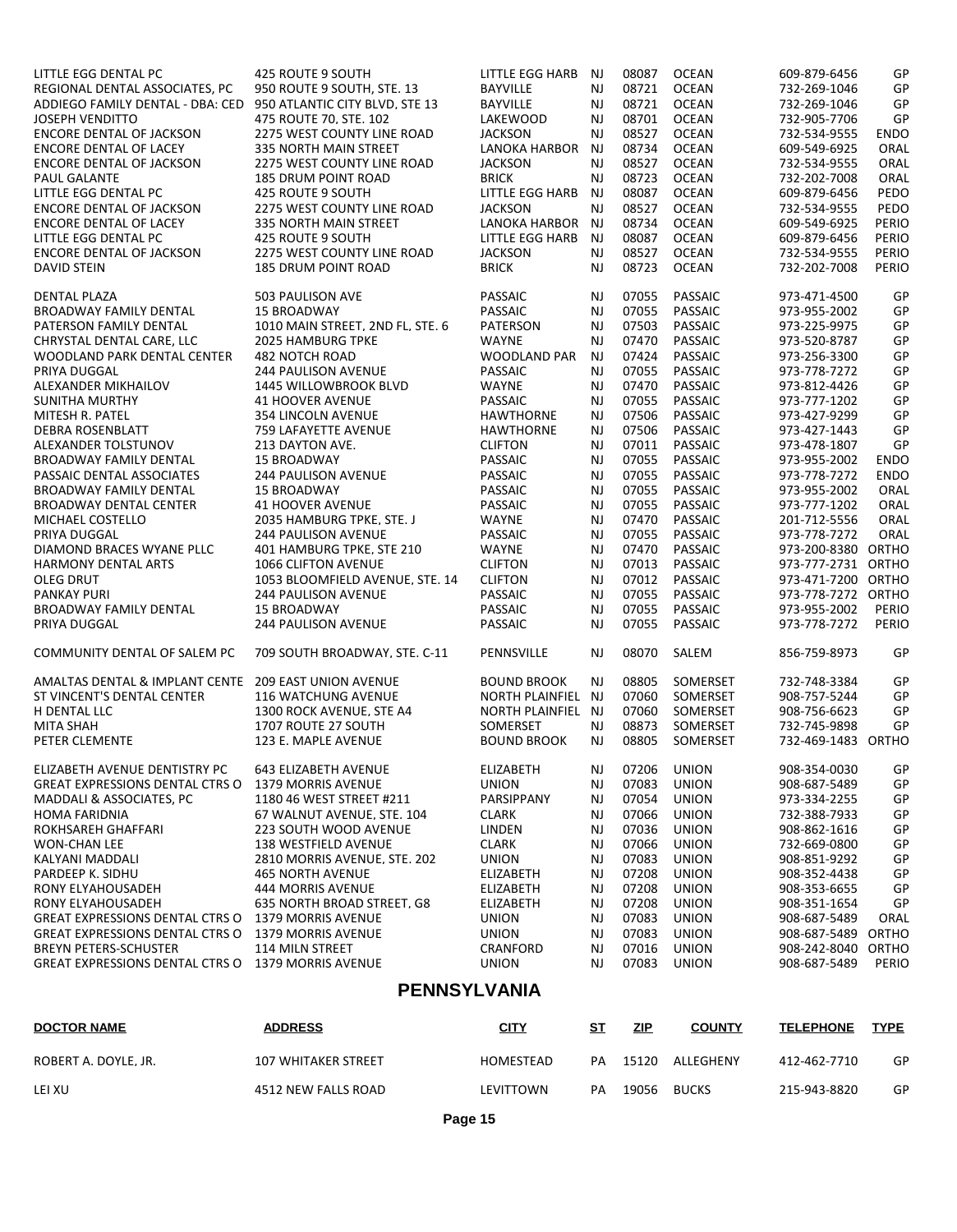| | | | | | | | |
|---|---|---|---|---|---|---|---|
| LITTLE EGG DENTAL PC | 425 ROUTE 9 SOUTH | LITTLE EGG HARB | NJ | 08087 | OCEAN | 609-879-6456 | GP |
| REGIONAL DENTAL ASSOCIATES, PC | 950 ROUTE 9 SOUTH, STE. 13 | BAYVILLE | NJ | 08721 | OCEAN | 732-269-1046 | GP |
| ADDIEGO FAMILY DENTAL - DBA: CED | 950 ATLANTIC CITY BLVD, STE 13 | BAYVILLE | NJ | 08721 | OCEAN | 732-269-1046 | GP |
| JOSEPH VENDITTO | 475 ROUTE 70, STE. 102 | LAKEWOOD | NJ | 08701 | OCEAN | 732-905-7706 | GP |
| ENCORE DENTAL OF JACKSON | 2275 WEST COUNTY LINE ROAD | JACKSON | NJ | 08527 | OCEAN | 732-534-9555 | ENDO |
| ENCORE DENTAL OF LACEY | 335 NORTH MAIN STREET | LANOKA HARBOR | NJ | 08734 | OCEAN | 609-549-6925 | ORAL |
| ENCORE DENTAL OF JACKSON | 2275 WEST COUNTY LINE ROAD | JACKSON | NJ | 08527 | OCEAN | 732-534-9555 | ORAL |
| PAUL GALANTE | 185 DRUM POINT ROAD | BRICK | NJ | 08723 | OCEAN | 732-202-7008 | ORAL |
| LITTLE EGG DENTAL PC | 425 ROUTE 9 SOUTH | LITTLE EGG HARB | NJ | 08087 | OCEAN | 609-879-6456 | PEDO |
| ENCORE DENTAL OF JACKSON | 2275 WEST COUNTY LINE ROAD | JACKSON | NJ | 08527 | OCEAN | 732-534-9555 | PEDO |
| ENCORE DENTAL OF LACEY | 335 NORTH MAIN STREET | LANOKA HARBOR | NJ | 08734 | OCEAN | 609-549-6925 | PERIO |
| LITTLE EGG DENTAL PC | 425 ROUTE 9 SOUTH | LITTLE EGG HARB | NJ | 08087 | OCEAN | 609-879-6456 | PERIO |
| ENCORE DENTAL OF JACKSON | 2275 WEST COUNTY LINE ROAD | JACKSON | NJ | 08527 | OCEAN | 732-534-9555 | PERIO |
| DAVID STEIN | 185 DRUM POINT ROAD | BRICK | NJ | 08723 | OCEAN | 732-202-7008 | PERIO |
| DENTAL PLAZA | 503 PAULISON AVE | PASSAIC | NJ | 07055 | PASSAIC | 973-471-4500 | GP |
| BROADWAY FAMILY DENTAL | 15 BROADWAY | PASSAIC | NJ | 07055 | PASSAIC | 973-955-2002 | GP |
| PATERSON FAMILY DENTAL | 1010 MAIN STREET, 2ND FL, STE. 6 | PATERSON | NJ | 07503 | PASSAIC | 973-225-9975 | GP |
| CHRYSTAL DENTAL CARE, LLC | 2025 HAMBURG TPKE | WAYNE | NJ | 07470 | PASSAIC | 973-520-8787 | GP |
| WOODLAND PARK DENTAL CENTER | 482 NOTCH ROAD | WOODLAND PAR | NJ | 07424 | PASSAIC | 973-256-3300 | GP |
| PRIYA DUGGAL | 244 PAULISON AVENUE | PASSAIC | NJ | 07055 | PASSAIC | 973-778-7272 | GP |
| ALEXANDER MIKHAILOV | 1445 WILLOWBROOK BLVD | WAYNE | NJ | 07470 | PASSAIC | 973-812-4426 | GP |
| SUNITHA MURTHY | 41 HOOVER AVENUE | PASSAIC | NJ | 07055 | PASSAIC | 973-777-1202 | GP |
| MITESH R. PATEL | 354 LINCOLN AVENUE | HAWTHORNE | NJ | 07506 | PASSAIC | 973-427-9299 | GP |
| DEBRA ROSENBLATT | 759 LAFAYETTE AVENUE | HAWTHORNE | NJ | 07506 | PASSAIC | 973-427-1443 | GP |
| ALEXANDER TOLSTUNOV | 213 DAYTON AVE. | CLIFTON | NJ | 07011 | PASSAIC | 973-478-1807 | GP |
| BROADWAY FAMILY DENTAL | 15 BROADWAY | PASSAIC | NJ | 07055 | PASSAIC | 973-955-2002 | ENDO |
| PASSAIC DENTAL ASSOCIATES | 244 PAULISON AVENUE | PASSAIC | NJ | 07055 | PASSAIC | 973-778-7272 | ENDO |
| BROADWAY FAMILY DENTAL | 15 BROADWAY | PASSAIC | NJ | 07055 | PASSAIC | 973-955-2002 | ORAL |
| BROADWAY DENTAL CENTER | 41 HOOVER AVENUE | PASSAIC | NJ | 07055 | PASSAIC | 973-777-1202 | ORAL |
| MICHAEL COSTELLO | 2035 HAMBURG TPKE, STE. J | WAYNE | NJ | 07470 | PASSAIC | 201-712-5556 | ORAL |
| PRIYA DUGGAL | 244 PAULISON AVENUE | PASSAIC | NJ | 07055 | PASSAIC | 973-778-7272 | ORAL |
| DIAMOND BRACES WYANE PLLC | 401 HAMBURG TPKE, STE 210 | WAYNE | NJ | 07470 | PASSAIC | 973-200-8380 | ORTHO |
| HARMONY DENTAL ARTS | 1066 CLIFTON AVENUE | CLIFTON | NJ | 07013 | PASSAIC | 973-777-2731 | ORTHO |
| OLEG DRUT | 1053 BLOOMFIELD AVENUE, STE. 14 | CLIFTON | NJ | 07012 | PASSAIC | 973-471-7200 | ORTHO |
| PANKAY PURI | 244 PAULISON AVENUE | PASSAIC | NJ | 07055 | PASSAIC | 973-778-7272 | ORTHO |
| BROADWAY FAMILY DENTAL | 15 BROADWAY | PASSAIC | NJ | 07055 | PASSAIC | 973-955-2002 | PERIO |
| PRIYA DUGGAL | 244 PAULISON AVENUE | PASSAIC | NJ | 07055 | PASSAIC | 973-778-7272 | PERIO |
| COMMUNITY DENTAL OF SALEM PC | 709 SOUTH BROADWAY, STE. C-11 | PENNSVILLE | NJ | 08070 | SALEM | 856-759-8973 | GP |
| AMALTAS DENTAL & IMPLANT CENTE | 209 EAST UNION AVENUE | BOUND BROOK | NJ | 08805 | SOMERSET | 732-748-3384 | GP |
| ST VINCENT'S DENTAL CENTER | 116 WATCHUNG AVENUE | NORTH PLAINFIEL | NJ | 07060 | SOMERSET | 908-757-5244 | GP |
| H DENTAL LLC | 1300 ROCK AVENUE, STE A4 | NORTH PLAINFIEL | NJ | 07060 | SOMERSET | 908-756-6623 | GP |
| MITA SHAH | 1707 ROUTE 27 SOUTH | SOMERSET | NJ | 08873 | SOMERSET | 732-745-9898 | GP |
| PETER CLEMENTE | 123 E. MAPLE AVENUE | BOUND BROOK | NJ | 08805 | SOMERSET | 732-469-1483 | ORTHO |
| ELIZABETH AVENUE DENTISTRY PC | 643 ELIZABETH AVENUE | ELIZABETH | NJ | 07206 | UNION | 908-354-0030 | GP |
| GREAT EXPRESSIONS DENTAL CTRS O | 1379 MORRIS AVENUE | UNION | NJ | 07083 | UNION | 908-687-5489 | GP |
| MADDALI & ASSOCIATES, PC | 1180 46 WEST STREET #211 | PARSIPPANY | NJ | 07054 | UNION | 973-334-2255 | GP |
| HOMA FARIDNIA | 67 WALNUT AVENUE, STE. 104 | CLARK | NJ | 07066 | UNION | 732-388-7933 | GP |
| ROKHSAREH GHAFFARI | 223 SOUTH WOOD AVENUE | LINDEN | NJ | 07036 | UNION | 908-862-1616 | GP |
| WON-CHAN LEE | 138 WESTFIELD AVENUE | CLARK | NJ | 07066 | UNION | 732-669-0800 | GP |
| KALYANI MADDALI | 2810 MORRIS AVENUE, STE. 202 | UNION | NJ | 07083 | UNION | 908-851-9292 | GP |
| PARDEEP K. SIDHU | 465 NORTH AVENUE | ELIZABETH | NJ | 07208 | UNION | 908-352-4438 | GP |
| RONY ELYAHOUSADEH | 444 MORRIS AVENUE | ELIZABETH | NJ | 07208 | UNION | 908-353-6655 | GP |
| RONY ELYAHOUSADEH | 635 NORTH BROAD STREET, G8 | ELIZABETH | NJ | 07208 | UNION | 908-351-1654 | GP |
| GREAT EXPRESSIONS DENTAL CTRS O | 1379 MORRIS AVENUE | UNION | NJ | 07083 | UNION | 908-687-5489 | ORAL |
| GREAT EXPRESSIONS DENTAL CTRS O | 1379 MORRIS AVENUE | UNION | NJ | 07083 | UNION | 908-687-5489 | ORTHO |
| BREYN PETERS-SCHUSTER | 114 MILN STREET | CRANFORD | NJ | 07016 | UNION | 908-242-8040 | ORTHO |
| GREAT EXPRESSIONS DENTAL CTRS O | 1379 MORRIS AVENUE | UNION | NJ | 07083 | UNION | 908-687-5489 | PERIO |

## PENNSYLVANIA

| DOCTOR NAME | ADDRESS | CITY | ST | ZIP | COUNTY | TELEPHONE | TYPE |
|---|---|---|---|---|---|---|---|
| ROBERT A. DOYLE, JR. | 107 WHITAKER STREET | HOMESTEAD | PA | 15120 | ALLEGHENY | 412-462-7710 | GP |
| LEI XU | 4512 NEW FALLS ROAD | LEVITTOWN | PA | 19056 | BUCKS | 215-943-8820 | GP |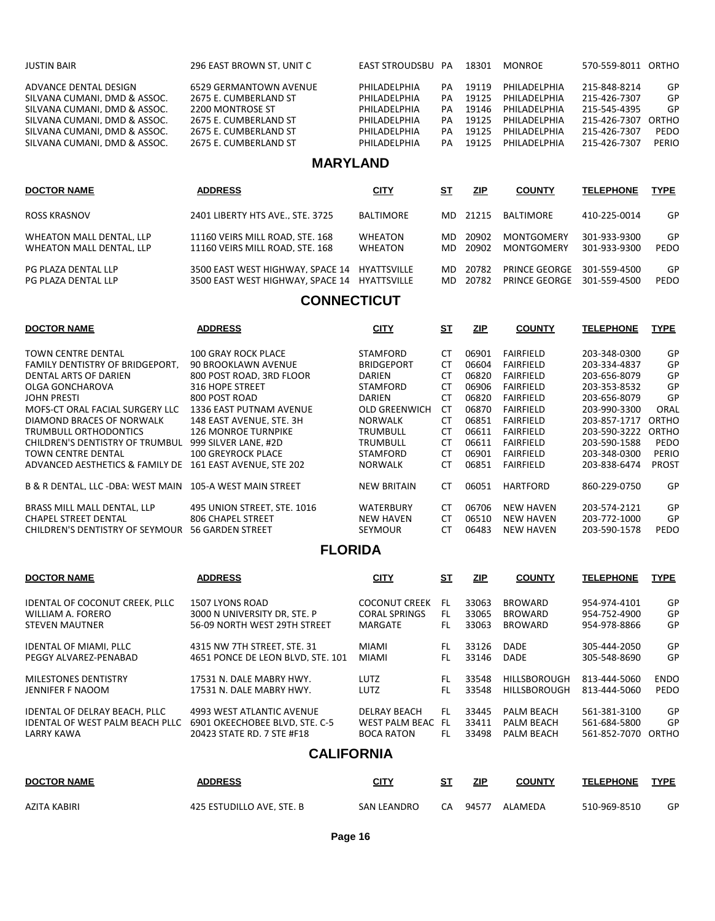| DOCTOR NAME | ADDRESS | CITY | ST | ZIP | COUNTY | TELEPHONE | TYPE |
|---|---|---|---|---|---|---|---|
| JUSTIN BAIR | 296 EAST BROWN ST, UNIT C | EAST STROUDSBU | PA | 18301 | MONROE | 570-559-8011 | ORTHO |
| ADVANCE DENTAL DESIGN | 6529 GERMANTOWN AVENUE | PHILADELPHIA | PA | 19119 | PHILADELPHIA | 215-848-8214 | GP |
| SILVANA CUMANI, DMD & ASSOC. | 2675 E. CUMBERLAND ST | PHILADELPHIA | PA | 19125 | PHILADELPHIA | 215-426-7307 | GP |
| SILVANA CUMANI, DMD & ASSOC. | 2200 MONTROSE ST | PHILADELPHIA | PA | 19146 | PHILADELPHIA | 215-545-4395 | GP |
| SILVANA CUMANI, DMD & ASSOC. | 2675 E. CUMBERLAND ST | PHILADELPHIA | PA | 19125 | PHILADELPHIA | 215-426-7307 | ORTHO |
| SILVANA CUMANI, DMD & ASSOC. | 2675 E. CUMBERLAND ST | PHILADELPHIA | PA | 19125 | PHILADELPHIA | 215-426-7307 | PEDO |
| SILVANA CUMANI, DMD & ASSOC. | 2675 E. CUMBERLAND ST | PHILADELPHIA | PA | 19125 | PHILADELPHIA | 215-426-7307 | PERIO |

## MARYLAND

| DOCTOR NAME | ADDRESS | CITY | ST | ZIP | COUNTY | TELEPHONE | TYPE |
|---|---|---|---|---|---|---|---|
| ROSS KRASNOV | 2401 LIBERTY HTS AVE., STE. 3725 | BALTIMORE | MD | 21215 | BALTIMORE | 410-225-0014 | GP |
| WHEATON MALL DENTAL, LLP | 11160 VEIRS MILL ROAD, STE. 168 | WHEATON | MD | 20902 | MONTGOMERY | 301-933-9300 | GP |
| WHEATON MALL DENTAL, LLP | 11160 VEIRS MILL ROAD, STE. 168 | WHEATON | MD | 20902 | MONTGOMERY | 301-933-9300 | PEDO |
| PG PLAZA DENTAL LLP | 3500 EAST WEST HIGHWAY, SPACE 14 | HYATTSVILLE | MD | 20782 | PRINCE GEORGE | 301-559-4500 | GP |
| PG PLAZA DENTAL LLP | 3500 EAST WEST HIGHWAY, SPACE 14 | HYATTSVILLE | MD | 20782 | PRINCE GEORGE | 301-559-4500 | PEDO |

## CONNECTICUT

| DOCTOR NAME | ADDRESS | CITY | ST | ZIP | COUNTY | TELEPHONE | TYPE |
|---|---|---|---|---|---|---|---|
| TOWN CENTRE DENTAL | 100 GRAY ROCK PLACE | STAMFORD | CT | 06901 | FAIRFIELD | 203-348-0300 | GP |
| FAMILY DENTISTRY OF BRIDGEPORT, | 90 BROOKLAWN AVENUE | BRIDGEPORT | CT | 06604 | FAIRFIELD | 203-334-4837 | GP |
| DENTAL ARTS OF DARIEN | 800 POST ROAD, 3RD FLOOR | DARIEN | CT | 06820 | FAIRFIELD | 203-656-8079 | GP |
| OLGA GONCHAROVA | 316 HOPE STREET | STAMFORD | CT | 06906 | FAIRFIELD | 203-353-8532 | GP |
| JOHN PRESTI | 800 POST ROAD | DARIEN | CT | 06820 | FAIRFIELD | 203-656-8079 | GP |
| MOFS-CT ORAL FACIAL SURGERY LLC | 1336 EAST PUTNAM AVENUE | OLD GREENWICH | CT | 06870 | FAIRFIELD | 203-990-3300 | ORAL |
| DIAMOND BRACES OF NORWALK | 148 EAST AVENUE, STE. 3H | NORWALK | CT | 06851 | FAIRFIELD | 203-857-1717 | ORTHO |
| TRUMBULL ORTHODONTICS | 126 MONROE TURNPIKE | TRUMBULL | CT | 06611 | FAIRFIELD | 203-590-3222 | ORTHO |
| CHILDREN'S DENTISTRY OF TRUMBUL | 999 SILVER LANE, #2D | TRUMBULL | CT | 06611 | FAIRFIELD | 203-590-1588 | PEDO |
| TOWN CENTRE DENTAL | 100 GREYROCK PLACE | STAMFORD | CT | 06901 | FAIRFIELD | 203-348-0300 | PERIO |
| ADVANCED AESTHETICS & FAMILY DE | 161 EAST AVENUE, STE 202 | NORWALK | CT | 06851 | FAIRFIELD | 203-838-6474 | PROST |
| B & R DENTAL, LLC -DBA: WEST MAIN | 105-A WEST MAIN STREET | NEW BRITAIN | CT | 06051 | HARTFORD | 860-229-0750 | GP |
| BRASS MILL MALL DENTAL, LLP | 495 UNION STREET, STE. 1016 | WATERBURY | CT | 06706 | NEW HAVEN | 203-574-2121 | GP |
| CHAPEL STREET DENTAL | 806 CHAPEL STREET | NEW HAVEN | CT | 06510 | NEW HAVEN | 203-772-1000 | GP |
| CHILDREN'S DENTISTRY OF SEYMOUR | 56 GARDEN STREET | SEYMOUR | CT | 06483 | NEW HAVEN | 203-590-1578 | PEDO |

## FLORIDA

| DOCTOR NAME | ADDRESS | CITY | ST | ZIP | COUNTY | TELEPHONE | TYPE |
|---|---|---|---|---|---|---|---|
| IDENTAL OF COCONUT CREEK, PLLC | 1507 LYONS ROAD | COCONUT CREEK | FL | 33063 | BROWARD | 954-974-4101 | GP |
| WILLIAM A. FORERO | 3000 N UNIVERSITY DR, STE. P | CORAL SPRINGS | FL | 33065 | BROWARD | 954-752-4900 | GP |
| STEVEN MAUTNER | 56-09 NORTH WEST 29TH STREET | MARGATE | FL | 33063 | BROWARD | 954-978-8866 | GP |
| IDENTAL OF MIAMI, PLLC | 4315 NW 7TH STREET, STE. 31 | MIAMI | FL | 33126 | DADE | 305-444-2050 | GP |
| PEGGY ALVAREZ-PENABAD | 4651 PONCE DE LEON BLVD, STE. 101 | MIAMI | FL | 33146 | DADE | 305-548-8690 | GP |
| MILESTONES DENTISTRY | 17531 N. DALE MABRY HWY. | LUTZ | FL | 33548 | HILLSBOROUGH | 813-444-5060 | ENDO |
| JENNIFER F NAOOM | 17531 N. DALE MABRY HWY. | LUTZ | FL | 33548 | HILLSBOROUGH | 813-444-5060 | PEDO |
| IDENTAL OF DELRAY BEACH, PLLC | 4993 WEST ATLANTIC AVENUE | DELRAY BEACH | FL | 33445 | PALM BEACH | 561-381-3100 | GP |
| IDENTAL OF WEST PALM BEACH PLLC | 6901 OKEECHOBEE BLVD, STE. C-5 | WEST PALM BEAC | FL | 33411 | PALM BEACH | 561-684-5800 | GP |
| LARRY KAWA | 20423 STATE RD. 7 STE #F18 | BOCA RATON | FL | 33498 | PALM BEACH | 561-852-7070 | ORTHO |

## CALIFORNIA

| DOCTOR NAME | ADDRESS | CITY | ST | ZIP | COUNTY | TELEPHONE | TYPE |
|---|---|---|---|---|---|---|---|
| AZITA KABIRI | 425 ESTUDILLO AVE, STE. B | SAN LEANDRO | CA | 94577 | ALAMEDA | 510-969-8510 | GP |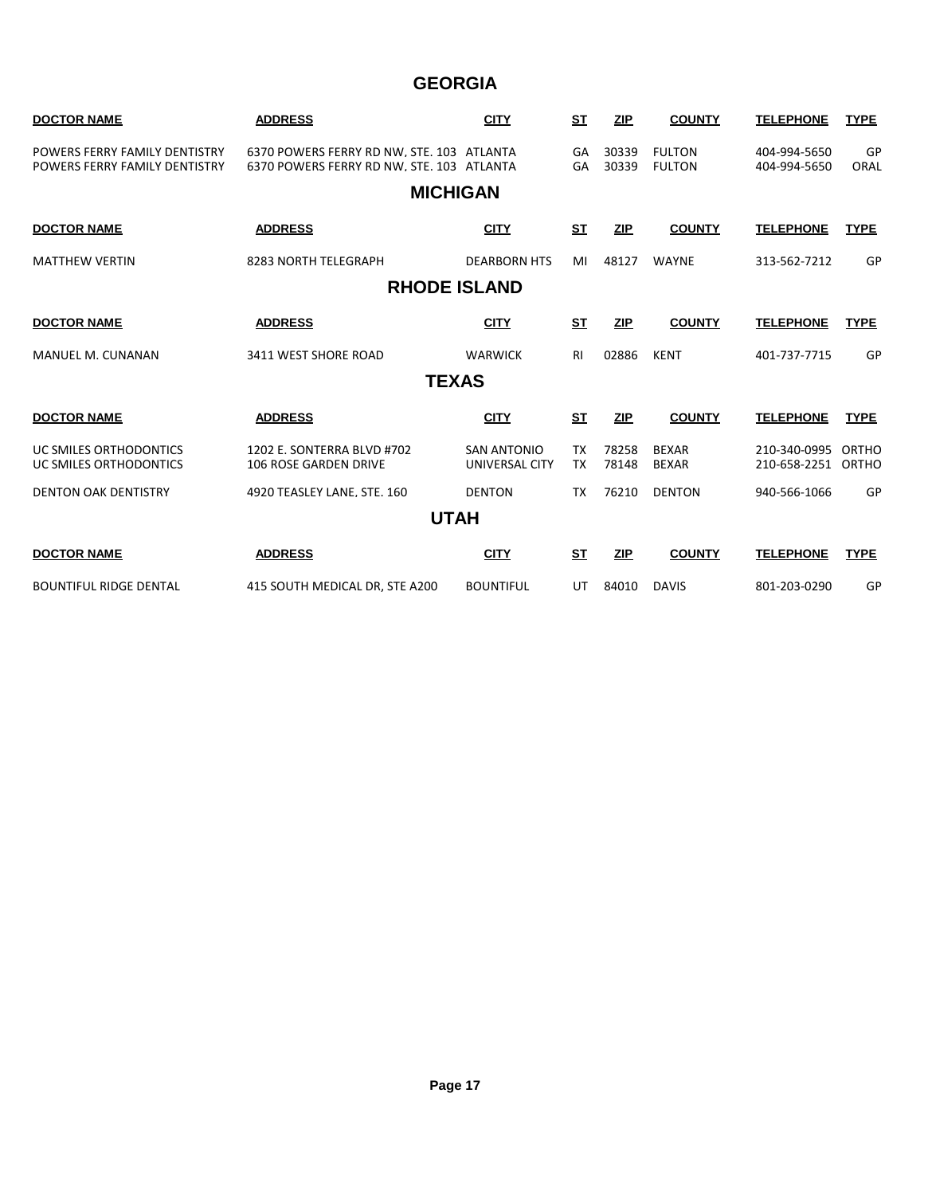## GEORGIA

| DOCTOR NAME | ADDRESS | CITY | ST | ZIP | COUNTY | TELEPHONE | TYPE |
|---|---|---|---|---|---|---|---|
| POWERS FERRY FAMILY DENTISTRY | 6370 POWERS FERRY RD NW, STE. 103 | ATLANTA | GA | 30339 | FULTON | 404-994-5650 | GP |
| POWERS FERRY FAMILY DENTISTRY | 6370 POWERS FERRY RD NW, STE. 103 | ATLANTA | GA | 30339 | FULTON | 404-994-5650 | ORAL |

## MICHIGAN

| DOCTOR NAME | ADDRESS | CITY | ST | ZIP | COUNTY | TELEPHONE | TYPE |
|---|---|---|---|---|---|---|---|
| MATTHEW VERTIN | 8283 NORTH TELEGRAPH | DEARBORN HTS | MI | 48127 | WAYNE | 313-562-7212 | GP |

## RHODE ISLAND

| DOCTOR NAME | ADDRESS | CITY | ST | ZIP | COUNTY | TELEPHONE | TYPE |
|---|---|---|---|---|---|---|---|
| MANUEL M. CUNANAN | 3411 WEST SHORE ROAD | WARWICK | RI | 02886 | KENT | 401-737-7715 | GP |

## TEXAS

| DOCTOR NAME | ADDRESS | CITY | ST | ZIP | COUNTY | TELEPHONE | TYPE |
|---|---|---|---|---|---|---|---|
| UC SMILES ORTHODONTICS | 1202 E. SONTERRA BLVD #702 | SAN ANTONIO | TX | 78258 | BEXAR | 210-340-0995 | ORTHO |
| UC SMILES ORTHODONTICS | 106 ROSE GARDEN DRIVE | UNIVERSAL CITY | TX | 78148 | BEXAR | 210-658-2251 | ORTHO |
| DENTON OAK DENTISTRY | 4920 TEASLEY LANE, STE. 160 | DENTON | TX | 76210 | DENTON | 940-566-1066 | GP |

## UTAH

| DOCTOR NAME | ADDRESS | CITY | ST | ZIP | COUNTY | TELEPHONE | TYPE |
|---|---|---|---|---|---|---|---|
| BOUNTIFUL RIDGE DENTAL | 415 SOUTH MEDICAL DR, STE A200 | BOUNTIFUL | UT | 84010 | DAVIS | 801-203-0290 | GP |